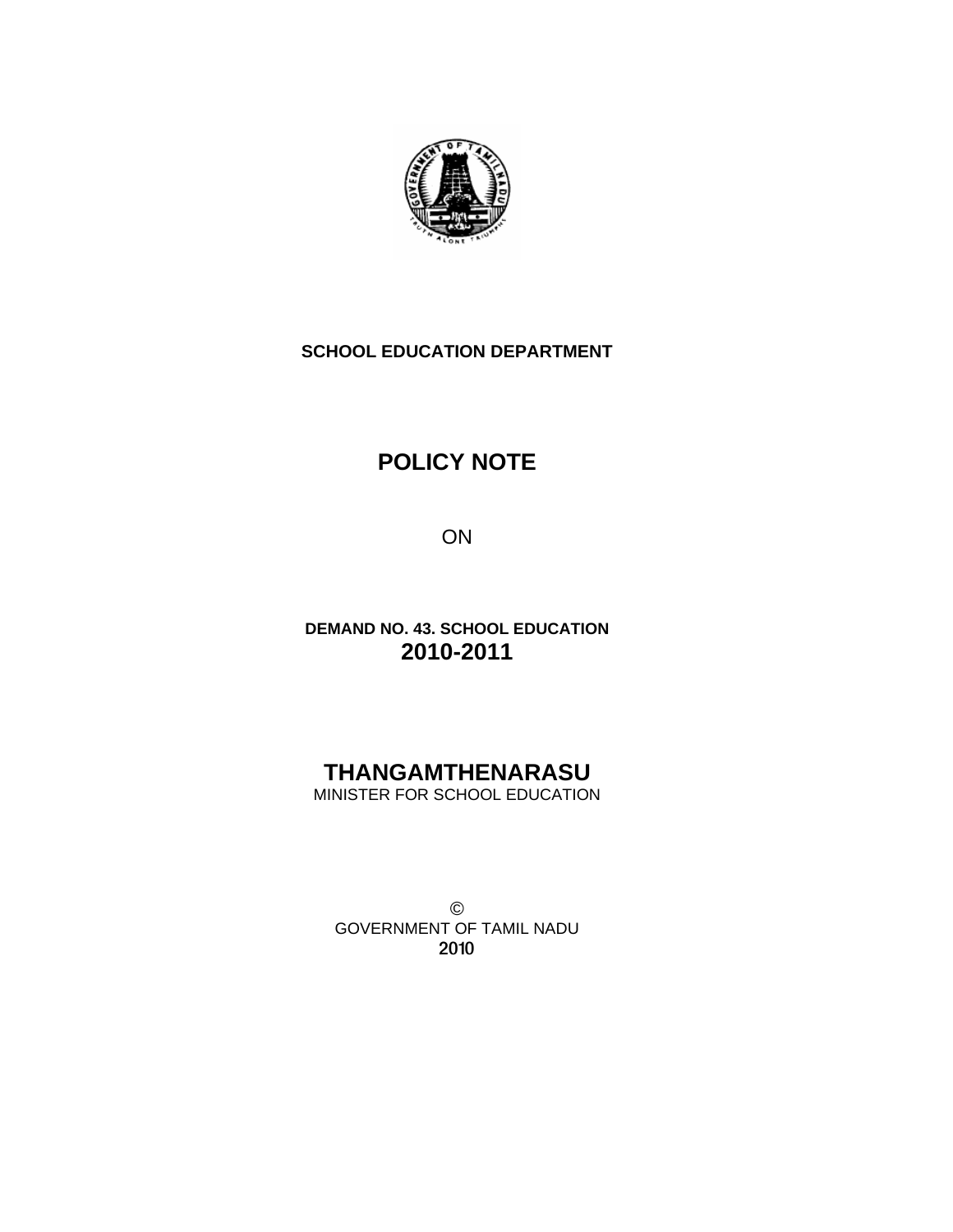**SCHOOL EDUCATION DEPARTMENT**

# POLICY NOTE

ON

**DEMAND NO. 43. SCHOOL EDUCATION**

**2010-2011**

## THANGAMTHENARASU

MINISTER FOR SCHOOL EDUCATION

©
GOVERNMENT OF TAMIL NADU
2010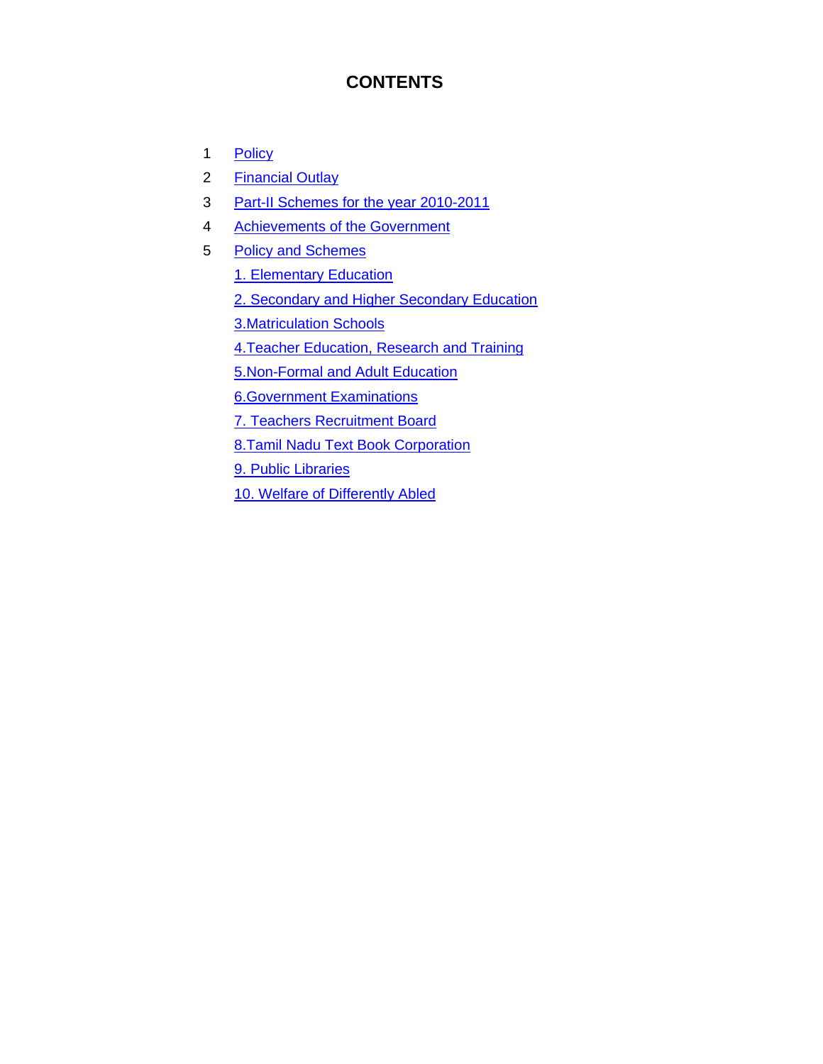# CONTENTS

1 Policy

2 Financial Outlay

3 Part-II Schemes for the year 2010-2011

4 Achievements of the Government

5 Policy and Schemes

- 1. Elementary Education
- 2. Secondary and Higher Secondary Education
- 3.Matriculation Schools
- 4.Teacher Education, Research and Training
- 5.Non-Formal and Adult Education
- 6.Government Examinations
- 7. Teachers Recruitment Board
- 8.Tamil Nadu Text Book Corporation
- 9. Public Libraries
- 10. Welfare of Differently Abled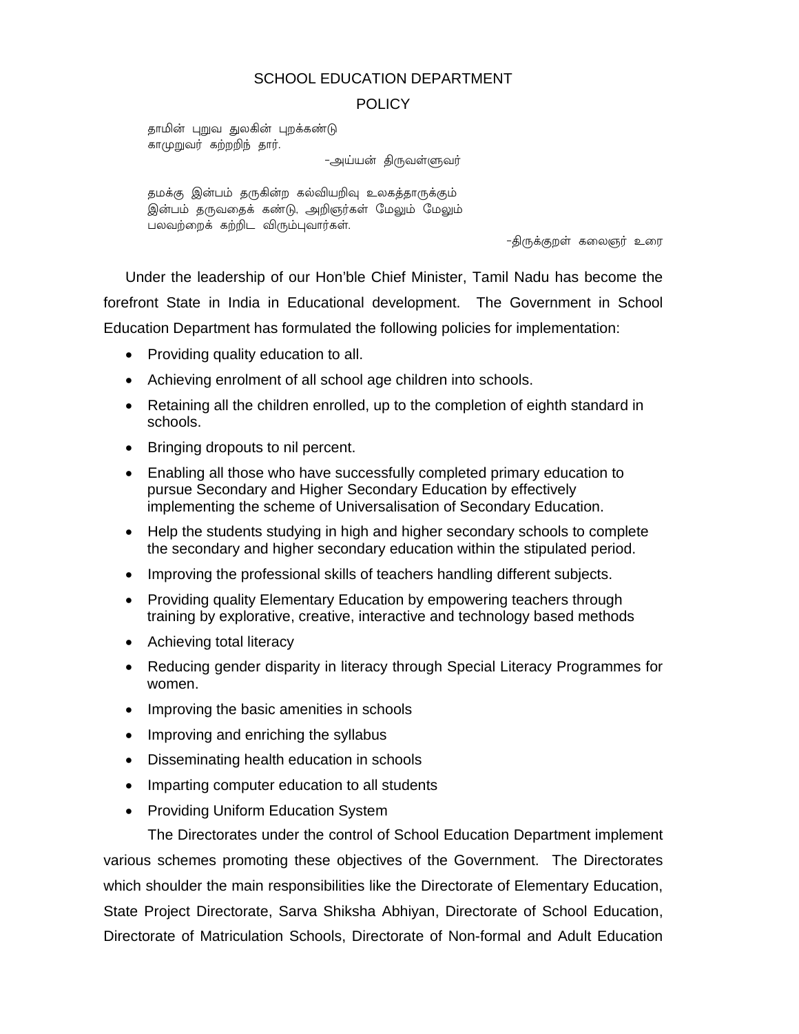# SCHOOL EDUCATION DEPARTMENT

## POLICY

தாமின் புறுவ துலகின் புறக்கண்டு
காமுறுவர் கற்றறிந் தார்.

-அய்யன் திருவள்ளுவர்

தமக்கு இன்பம் தருகின்ற கல்வியறிவு உலகத்தாருக்கும்
இன்பம் தருவதைக் கண்டு, அறிஞர்கள் மேலும் மேலும்
பலவற்றைக் கற்றிட விரும்புவார்கள்.

-திருக்குறள் கலைஞர் உரை

Under the leadership of our Hon'ble Chief Minister, Tamil Nadu has become the forefront State in India in Educational development. The Government in School Education Department has formulated the following policies for implementation:

- Providing quality education to all.
- Achieving enrolment of all school age children into schools.
- Retaining all the children enrolled, up to the completion of eighth standard in schools.
- Bringing dropouts to nil percent.
- Enabling all those who have successfully completed primary education to pursue Secondary and Higher Secondary Education by effectively implementing the scheme of Universalisation of Secondary Education.
- Help the students studying in high and higher secondary schools to complete the secondary and higher secondary education within the stipulated period.
- Improving the professional skills of teachers handling different subjects.
- Providing quality Elementary Education by empowering teachers through training by explorative, creative, interactive and technology based methods
- Achieving total literacy
- Reducing gender disparity in literacy through Special Literacy Programmes for women.
- Improving the basic amenities in schools
- Improving and enriching the syllabus
- Disseminating health education in schools
- Imparting computer education to all students
- Providing Uniform Education System

The Directorates under the control of School Education Department implement various schemes promoting these objectives of the Government. The Directorates which shoulder the main responsibilities like the Directorate of Elementary Education, State Project Directorate, Sarva Shiksha Abhiyan, Directorate of School Education, Directorate of Matriculation Schools, Directorate of Non-formal and Adult Education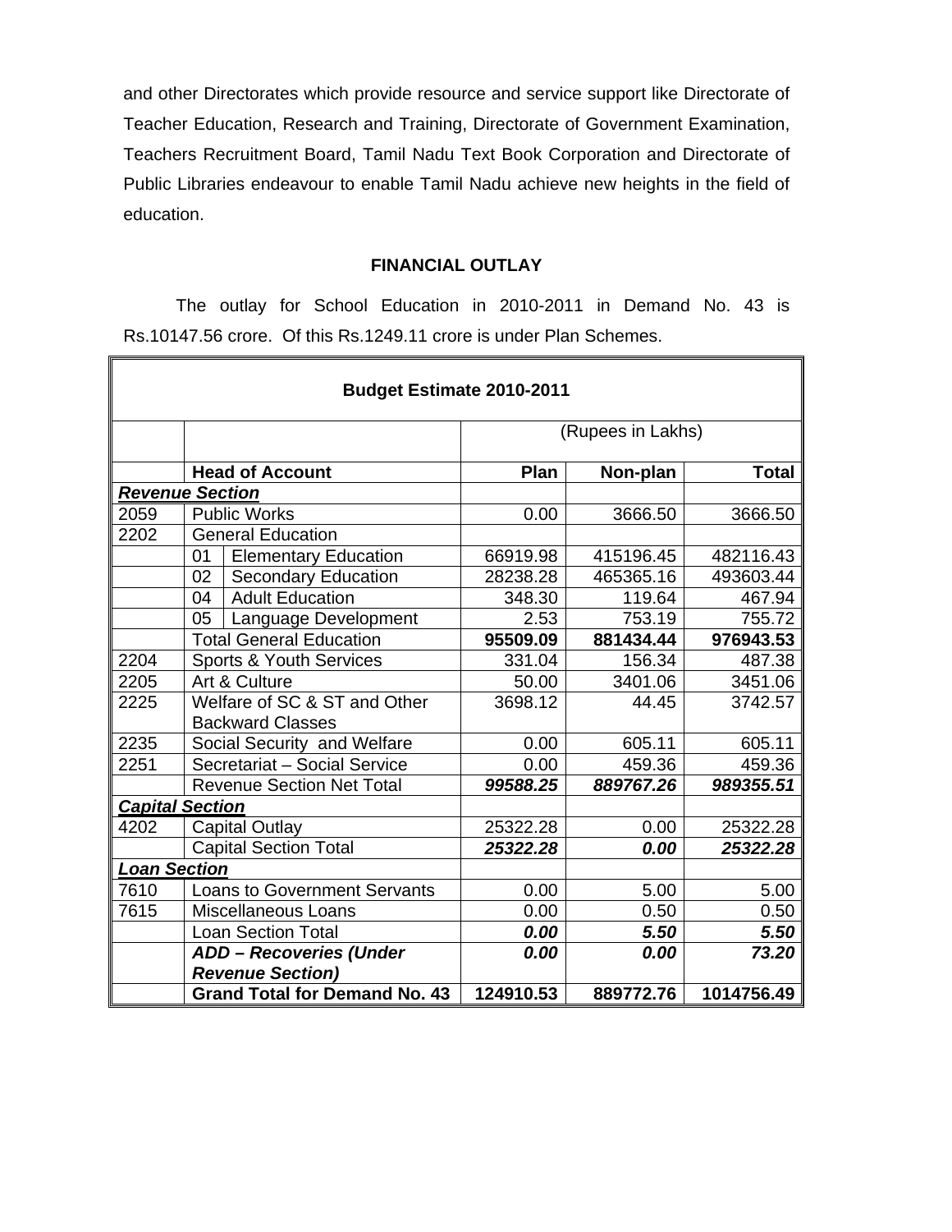and other Directorates which provide resource and service support like Directorate of Teacher Education, Research and Training, Directorate of Government Examination, Teachers Recruitment Board, Tamil Nadu Text Book Corporation and Directorate of Public Libraries endeavour to enable Tamil Nadu achieve new heights in the field of education.

## FINANCIAL OUTLAY

The outlay for School Education in 2010-2011 in Demand No. 43 is Rs.10147.56 crore. Of this Rs.1249.11 crore is under Plan Schemes.

| Budget Estimate 2010-2011 | | | | | |
|---|---|---|---|---|---|
| | | | (Rupees in Lakhs) | | |
| | **Head of Account** | | **Plan** | **Non-plan** | **Total** |
| ***Revenue Section*** | | | | | |
| 2059 | Public Works | | 0.00 | 3666.50 | 3666.50 |
| 2202 | General Education | | | | |
| | 01 | Elementary Education | 66919.98 | 415196.45 | 482116.43 |
| | 02 | Secondary Education | 28238.28 | 465365.16 | 493603.44 |
| | 04 | Adult Education | 348.30 | 119.64 | 467.94 |
| | 05 | Language Development | 2.53 | 753.19 | 755.72 |
| | Total General Education | | **95509.09** | **881434.44** | **976943.53** |
| 2204 | Sports & Youth Services | | 331.04 | 156.34 | 487.38 |
| 2205 | Art & Culture | | 50.00 | 3401.06 | 3451.06 |
| 2225 | Welfare of SC & ST and Other Backward Classes | | 3698.12 | 44.45 | 3742.57 |
| 2235 | Social Security and Welfare | | 0.00 | 605.11 | 605.11 |
| 2251 | Secretariat – Social Service | | 0.00 | 459.36 | 459.36 |
| | Revenue Section Net Total | | ***99588.25*** | ***889767.26*** | ***989355.51*** |
| ***Capital Section*** | | | | | |
| 4202 | Capital Outlay | | 25322.28 | 0.00 | 25322.28 |
| | Capital Section Total | | ***25322.28*** | ***0.00*** | ***25322.28*** |
| ***Loan Section*** | | | | | |
| 7610 | Loans to Government Servants | | 0.00 | 5.00 | 5.00 |
| 7615 | Miscellaneous Loans | | 0.00 | 0.50 | 0.50 |
| | Loan Section Total | | ***0.00*** | ***5.50*** | ***5.50*** |
| | ***ADD – Recoveries (Under Revenue Section)*** | | ***0.00*** | ***0.00*** | ***73.20*** |
| | **Grand Total for Demand No. 43** | | **124910.53** | **889772.76** | **1014756.49** |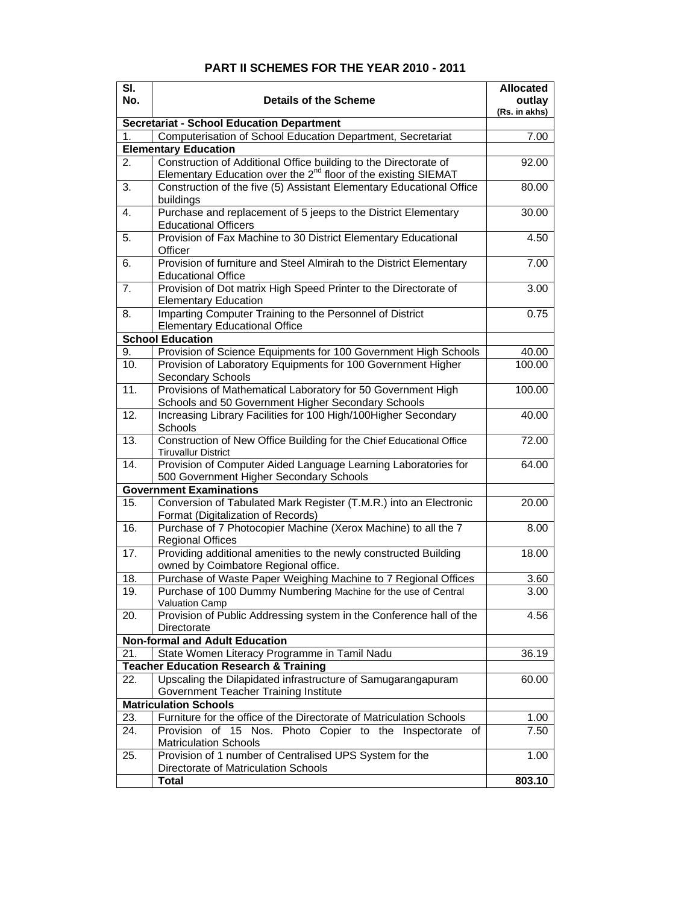# PART II SCHEMES FOR THE YEAR 2010 - 2011

| Sl. No. | Details of the Scheme | Allocated outlay (Rs. in akhs) |
|---|---|---|
| **Secretariat - School Education Department** | | |
| 1. | Computerisation of School Education Department, Secretariat | 7.00 |
| **Elementary Education** | | |
| 2. | Construction of Additional Office building to the Directorate of Elementary Education over the 2[nd] floor of the existing SIEMAT | 92.00 |
| 3. | Construction of the five (5) Assistant Elementary Educational Office buildings | 80.00 |
| 4. | Purchase and replacement of 5 jeeps to the District Elementary Educational Officers | 30.00 |
| 5. | Provision of Fax Machine to 30 District Elementary Educational Officer | 4.50 |
| 6. | Provision of furniture and Steel Almirah to the District Elementary Educational Office | 7.00 |
| 7. | Provision of Dot matrix High Speed Printer to the Directorate of Elementary Education | 3.00 |
| 8. | Imparting Computer Training to the Personnel of District Elementary Educational Office | 0.75 |
| **School Education** | | |
| 9. | Provision of Science Equipments for 100 Government High Schools | 40.00 |
| 10. | Provision of Laboratory Equipments for 100 Government Higher Secondary Schools | 100.00 |
| 11. | Provisions of Mathematical Laboratory for 50 Government High Schools and 50 Government Higher Secondary Schools | 100.00 |
| 12. | Increasing Library Facilities for 100 High/100Higher Secondary Schools | 40.00 |
| 13. | Construction of New Office Building for the Chief Educational Office Tiruvallur District | 72.00 |
| 14. | Provision of Computer Aided Language Learning Laboratories for 500 Government Higher Secondary Schools | 64.00 |
| **Government Examinations** | | |
| 15. | Conversion of Tabulated Mark Register (T.M.R.) into an Electronic Format (Digitalization of Records) | 20.00 |
| 16. | Purchase of 7 Photocopier Machine (Xerox Machine) to all the 7 Regional Offices | 8.00 |
| 17. | Providing additional amenities to the newly constructed Building owned by Coimbatore Regional office. | 18.00 |
| 18. | Purchase of Waste Paper Weighing Machine to 7 Regional Offices | 3.60 |
| 19. | Purchase of 100 Dummy Numbering Machine for the use of Central Valuation Camp | 3.00 |
| 20. | Provision of Public Addressing system in the Conference hall of the Directorate | 4.56 |
| **Non-formal and Adult Education** | | |
| 21. | State Women Literacy Programme in Tamil Nadu | 36.19 |
| **Teacher Education Research & Training** | | |
| 22. | Upscaling the Dilapidated infrastructure of Samugarangapuram Government Teacher Training Institute | 60.00 |
| **Matriculation Schools** | | |
| 23. | Furniture for the office of the Directorate of Matriculation Schools | 1.00 |
| 24. | Provision of 15 Nos. Photo Copier to the Inspectorate of Matriculation Schools | 7.50 |
| 25. | Provision of 1 number of Centralised UPS System for the Directorate of Matriculation Schools | 1.00 |
| | **Total** | **803.10** |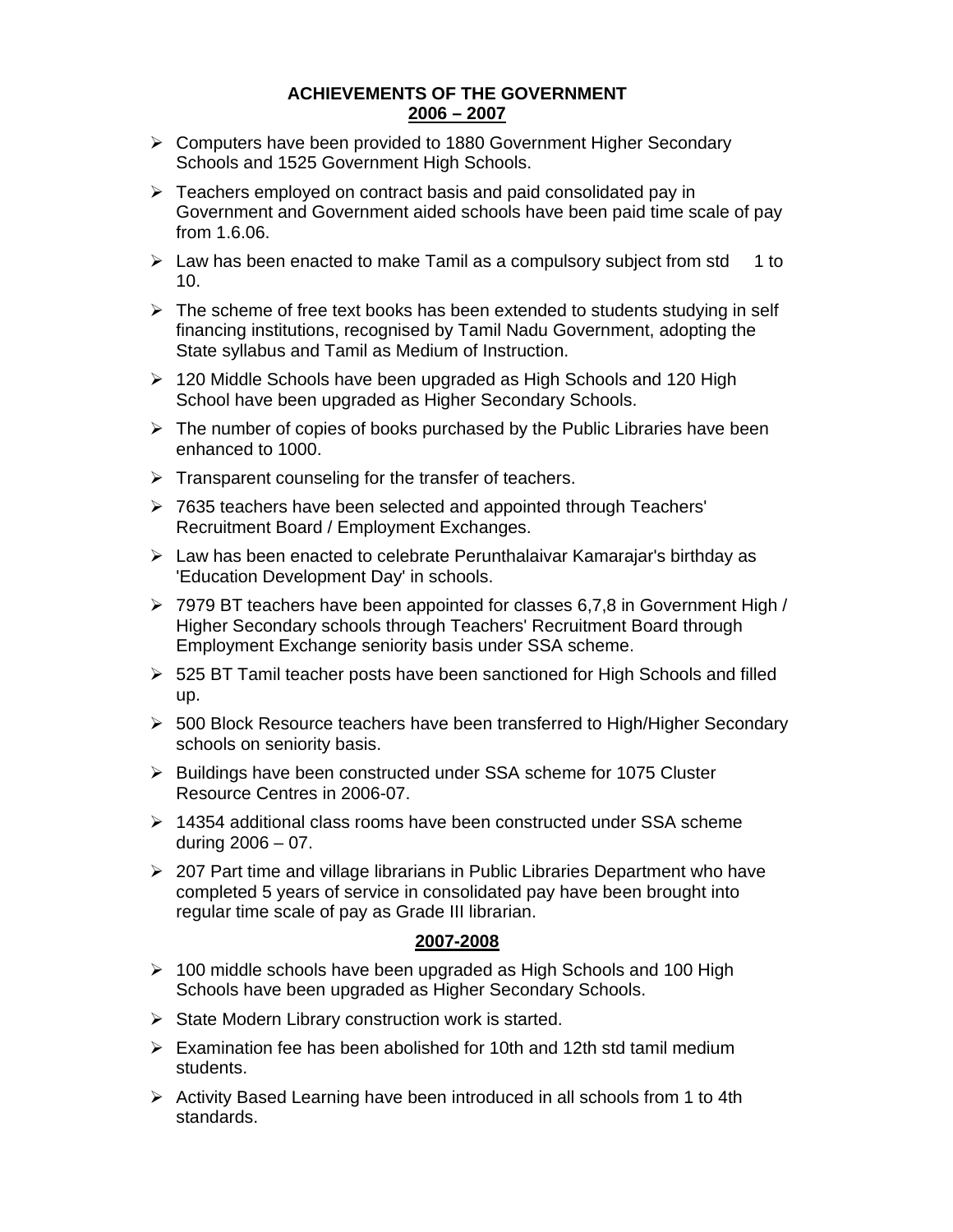# ACHIEVEMENTS OF THE GOVERNMENT

## 2006 – 2007

- Computers have been provided to 1880 Government Higher Secondary Schools and 1525 Government High Schools.
- Teachers employed on contract basis and paid consolidated pay in Government and Government aided schools have been paid time scale of pay from 1.6.06.
- Law has been enacted to make Tamil as a compulsory subject from std 1 to 10.
- The scheme of free text books has been extended to students studying in self financing institutions, recognised by Tamil Nadu Government, adopting the State syllabus and Tamil as Medium of Instruction.
- 120 Middle Schools have been upgraded as High Schools and 120 High School have been upgraded as Higher Secondary Schools.
- The number of copies of books purchased by the Public Libraries have been enhanced to 1000.
- Transparent counseling for the transfer of teachers.
- 7635 teachers have been selected and appointed through Teachers' Recruitment Board / Employment Exchanges.
- Law has been enacted to celebrate Perunthalaivar Kamarajar's birthday as 'Education Development Day' in schools.
- 7979 BT teachers have been appointed for classes 6,7,8 in Government High / Higher Secondary schools through Teachers' Recruitment Board through Employment Exchange seniority basis under SSA scheme.
- 525 BT Tamil teacher posts have been sanctioned for High Schools and filled up.
- 500 Block Resource teachers have been transferred to High/Higher Secondary schools on seniority basis.
- Buildings have been constructed under SSA scheme for 1075 Cluster Resource Centres in 2006-07.
- 14354 additional class rooms have been constructed under SSA scheme during 2006 – 07.
- 207 Part time and village librarians in Public Libraries Department who have completed 5 years of service in consolidated pay have been brought into regular time scale of pay as Grade III librarian.

## 2007-2008

- 100 middle schools have been upgraded as High Schools and 100 High Schools have been upgraded as Higher Secondary Schools.
- State Modern Library construction work is started.
- Examination fee has been abolished for 10th and 12th std tamil medium students.
- Activity Based Learning have been introduced in all schools from 1 to 4th standards.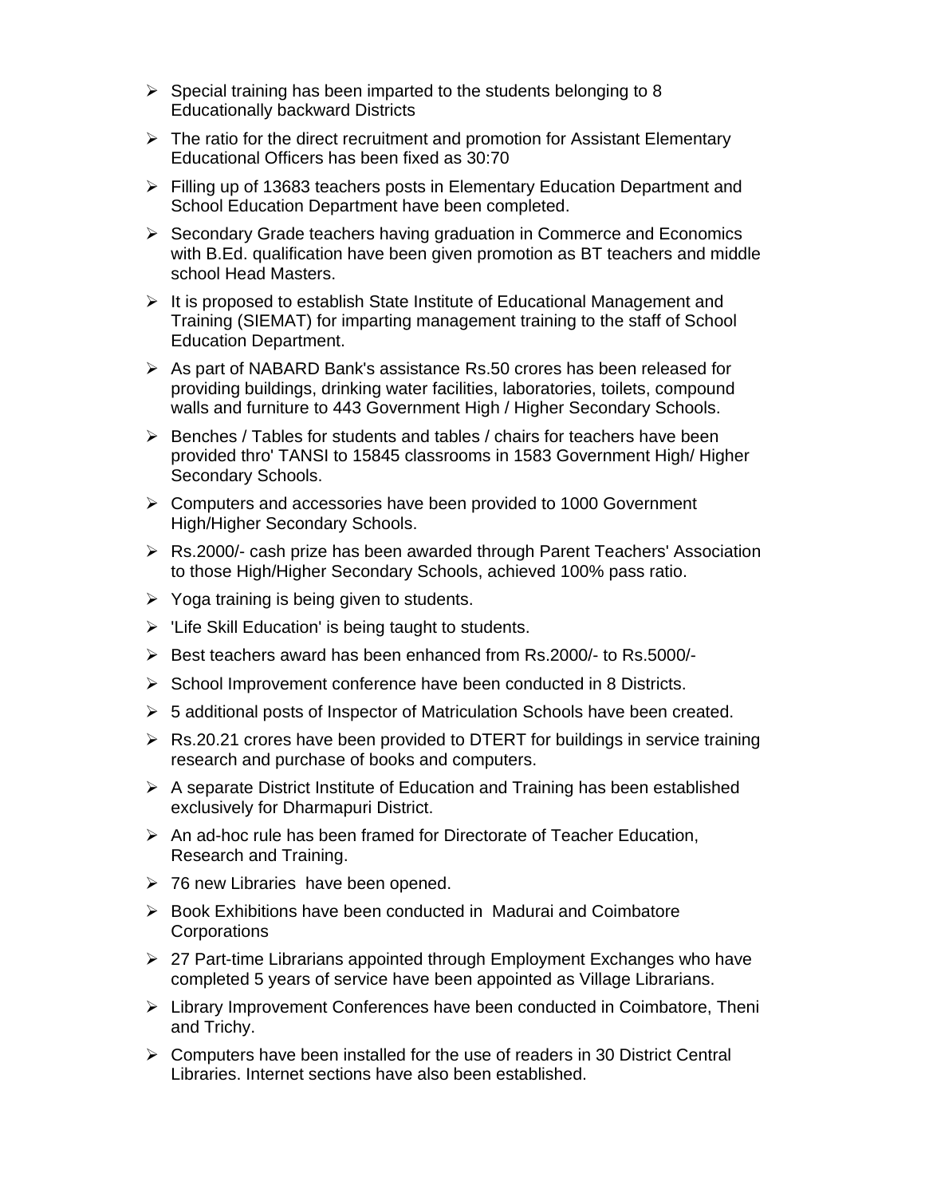- Special training has been imparted to the students belonging to 8 Educationally backward Districts
- The ratio for the direct recruitment and promotion for Assistant Elementary Educational Officers has been fixed as 30:70
- Filling up of 13683 teachers posts in Elementary Education Department and School Education Department have been completed.
- Secondary Grade teachers having graduation in Commerce and Economics with B.Ed. qualification have been given promotion as BT teachers and middle school Head Masters.
- It is proposed to establish State Institute of Educational Management and Training (SIEMAT) for imparting management training to the staff of School Education Department.
- As part of NABARD Bank's assistance Rs.50 crores has been released for providing buildings, drinking water facilities, laboratories, toilets, compound walls and furniture to 443 Government High / Higher Secondary Schools.
- Benches / Tables for students and tables / chairs for teachers have been provided thro' TANSI to 15845 classrooms in 1583 Government High/ Higher Secondary Schools.
- Computers and accessories have been provided to 1000 Government High/Higher Secondary Schools.
- Rs.2000/- cash prize has been awarded through Parent Teachers' Association to those High/Higher Secondary Schools, achieved 100% pass ratio.
- Yoga training is being given to students.
- 'Life Skill Education' is being taught to students.
- Best teachers award has been enhanced from Rs.2000/- to Rs.5000/-
- School Improvement conference have been conducted in 8 Districts.
- 5 additional posts of Inspector of Matriculation Schools have been created.
- Rs.20.21 crores have been provided to DTERT for buildings in service training research and purchase of books and computers.
- A separate District Institute of Education and Training has been established exclusively for Dharmapuri District.
- An ad-hoc rule has been framed for Directorate of Teacher Education, Research and Training.
- 76 new Libraries have been opened.
- Book Exhibitions have been conducted in Madurai and Coimbatore Corporations
- 27 Part-time Librarians appointed through Employment Exchanges who have completed 5 years of service have been appointed as Village Librarians.
- Library Improvement Conferences have been conducted in Coimbatore, Theni and Trichy.
- Computers have been installed for the use of readers in 30 District Central Libraries. Internet sections have also been established.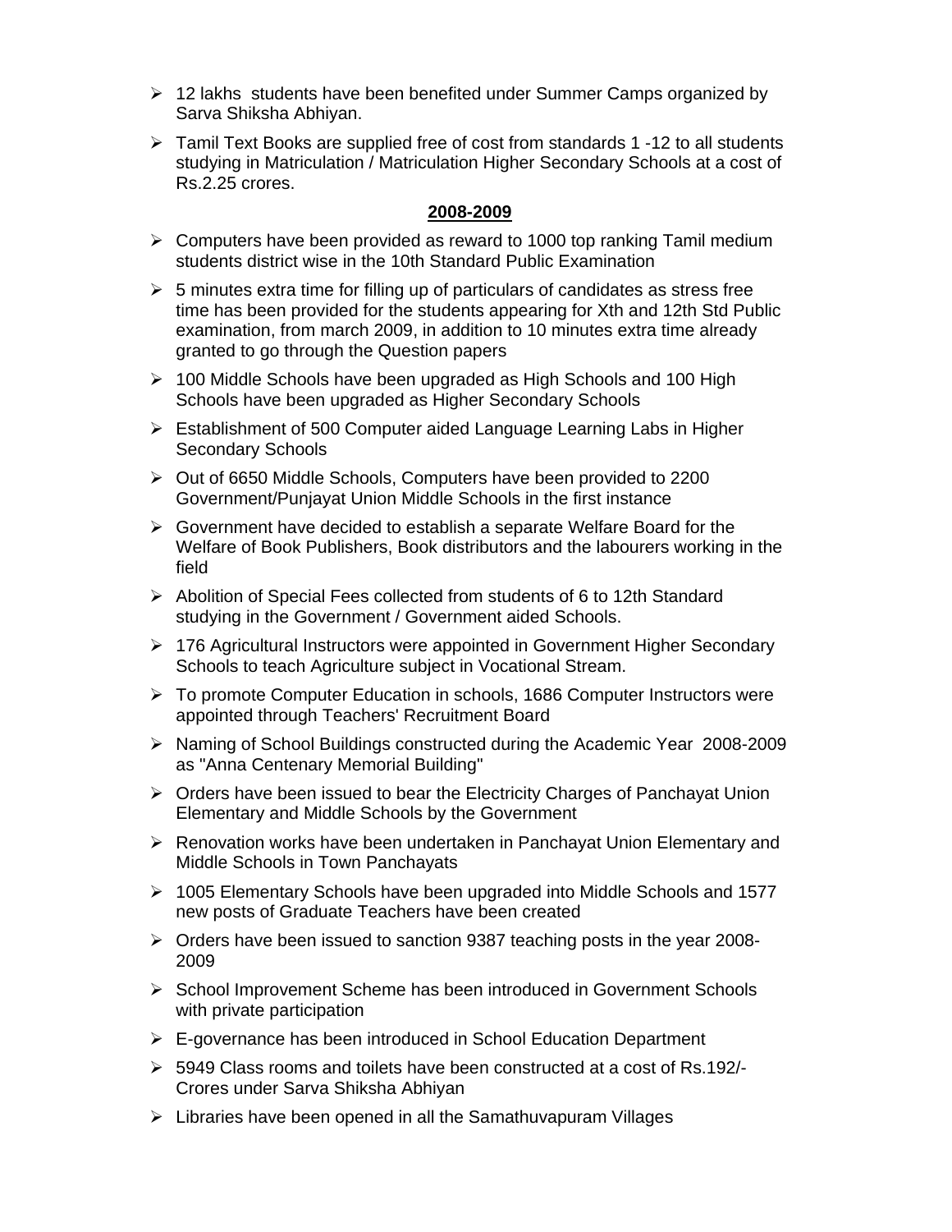- 12 lakhs  students have been benefited under Summer Camps organized by Sarva Shiksha Abhiyan.
- Tamil Text Books are supplied free of cost from standards 1 -12 to all students studying in Matriculation / Matriculation Higher Secondary Schools at a cost of Rs.2.25 crores.

**<u>2008-2009</u>**

- Computers have been provided as reward to 1000 top ranking Tamil medium students district wise in the 10th Standard Public Examination
- 5 minutes extra time for filling up of particulars of candidates as stress free time has been provided for the students appearing for Xth and 12th Std Public examination, from march 2009, in addition to 10 minutes extra time already granted to go through the Question papers
- 100 Middle Schools have been upgraded as High Schools and 100 High Schools have been upgraded as Higher Secondary Schools
- Establishment of 500 Computer aided Language Learning Labs in Higher Secondary Schools
- Out of 6650 Middle Schools, Computers have been provided to 2200 Government/Punjayat Union Middle Schools in the first instance
- Government have decided to establish a separate Welfare Board for the Welfare of Book Publishers, Book distributors and the labourers working in the field
- Abolition of Special Fees collected from students of 6 to 12th Standard studying in the Government / Government aided Schools.
- 176 Agricultural Instructors were appointed in Government Higher Secondary Schools to teach Agriculture subject in Vocational Stream.
- To promote Computer Education in schools, 1686 Computer Instructors were appointed through Teachers' Recruitment Board
- Naming of School Buildings constructed during the Academic Year  2008-2009 as "Anna Centenary Memorial Building"
- Orders have been issued to bear the Electricity Charges of Panchayat Union Elementary and Middle Schools by the Government
- Renovation works have been undertaken in Panchayat Union Elementary and Middle Schools in Town Panchayats
- 1005 Elementary Schools have been upgraded into Middle Schools and 1577 new posts of Graduate Teachers have been created
- Orders have been issued to sanction 9387 teaching posts in the year 2008-2009
- School Improvement Scheme has been introduced in Government Schools with private participation
- E-governance has been introduced in School Education Department
- 5949 Class rooms and toilets have been constructed at a cost of Rs.192/- Crores under Sarva Shiksha Abhiyan
- Libraries have been opened in all the Samathuvapuram Villages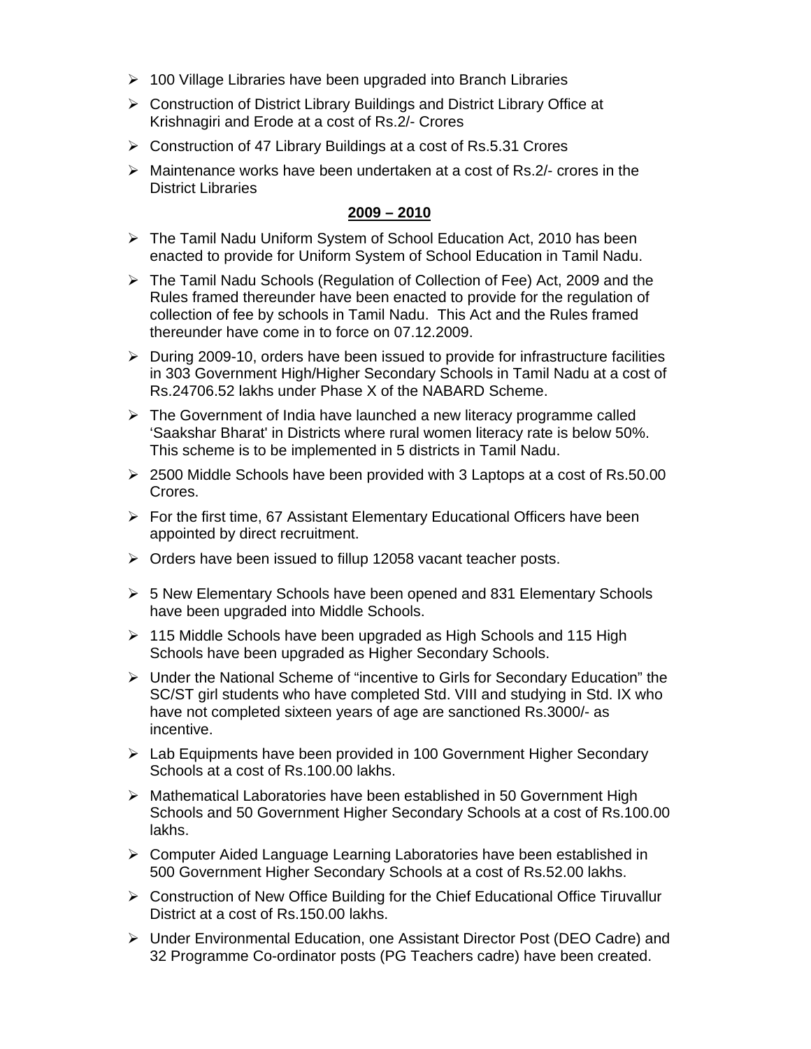- 100 Village Libraries have been upgraded into Branch Libraries
- Construction of District Library Buildings and District Library Office at Krishnagiri and Erode at a cost of Rs.2/- Crores
- Construction of 47 Library Buildings at a cost of Rs.5.31 Crores
- Maintenance works have been undertaken at a cost of Rs.2/- crores in the District Libraries

**2009 – 2010**

- The Tamil Nadu Uniform System of School Education Act, 2010 has been enacted to provide for Uniform System of School Education in Tamil Nadu.
- The Tamil Nadu Schools (Regulation of Collection of Fee) Act, 2009 and the Rules framed thereunder have been enacted to provide for the regulation of collection of fee by schools in Tamil Nadu. This Act and the Rules framed thereunder have come in to force on 07.12.2009.
- During 2009-10, orders have been issued to provide for infrastructure facilities in 303 Government High/Higher Secondary Schools in Tamil Nadu at a cost of Rs.24706.52 lakhs under Phase X of the NABARD Scheme.
- The Government of India have launched a new literacy programme called 'Saakshar Bharat' in Districts where rural women literacy rate is below 50%. This scheme is to be implemented in 5 districts in Tamil Nadu.
- 2500 Middle Schools have been provided with 3 Laptops at a cost of Rs.50.00 Crores.
- For the first time, 67 Assistant Elementary Educational Officers have been appointed by direct recruitment.
- Orders have been issued to fillup 12058 vacant teacher posts.
- 5 New Elementary Schools have been opened and 831 Elementary Schools have been upgraded into Middle Schools.
- 115 Middle Schools have been upgraded as High Schools and 115 High Schools have been upgraded as Higher Secondary Schools.
- Under the National Scheme of "incentive to Girls for Secondary Education" the SC/ST girl students who have completed Std. VIII and studying in Std. IX who have not completed sixteen years of age are sanctioned Rs.3000/- as incentive.
- Lab Equipments have been provided in 100 Government Higher Secondary Schools at a cost of Rs.100.00 lakhs.
- Mathematical Laboratories have been established in 50 Government High Schools and 50 Government Higher Secondary Schools at a cost of Rs.100.00 lakhs.
- Computer Aided Language Learning Laboratories have been established in 500 Government Higher Secondary Schools at a cost of Rs.52.00 lakhs.
- Construction of New Office Building for the Chief Educational Office Tiruvallur District at a cost of Rs.150.00 lakhs.
- Under Environmental Education, one Assistant Director Post (DEO Cadre) and 32 Programme Co-ordinator posts (PG Teachers cadre) have been created.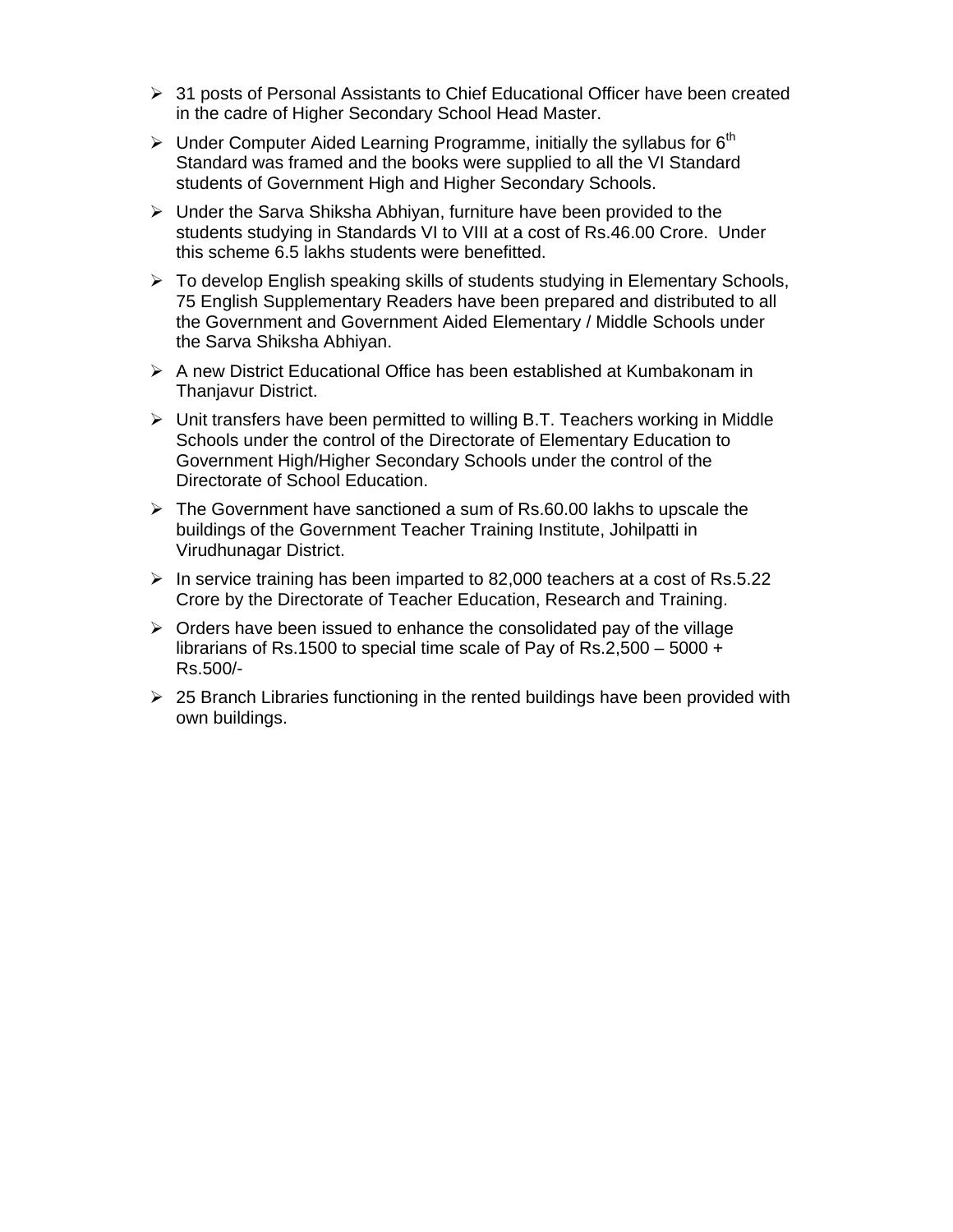- 31 posts of Personal Assistants to Chief Educational Officer have been created in the cadre of Higher Secondary School Head Master.
- Under Computer Aided Learning Programme, initially the syllabus for 6$^{th}$ Standard was framed and the books were supplied to all the VI Standard students of Government High and Higher Secondary Schools.
- Under the Sarva Shiksha Abhiyan, furniture have been provided to the students studying in Standards VI to VIII at a cost of Rs.46.00 Crore. Under this scheme 6.5 lakhs students were benefitted.
- To develop English speaking skills of students studying in Elementary Schools, 75 English Supplementary Readers have been prepared and distributed to all the Government and Government Aided Elementary / Middle Schools under the Sarva Shiksha Abhiyan.
- A new District Educational Office has been established at Kumbakonam in Thanjavur District.
- Unit transfers have been permitted to willing B.T. Teachers working in Middle Schools under the control of the Directorate of Elementary Education to Government High/Higher Secondary Schools under the control of the Directorate of School Education.
- The Government have sanctioned a sum of Rs.60.00 lakhs to upscale the buildings of the Government Teacher Training Institute, Johilpatti in Virudhunagar District.
- In service training has been imparted to 82,000 teachers at a cost of Rs.5.22 Crore by the Directorate of Teacher Education, Research and Training.
- Orders have been issued to enhance the consolidated pay of the village librarians of Rs.1500 to special time scale of Pay of Rs.2,500 – 5000 + Rs.500/-
- 25 Branch Libraries functioning in the rented buildings have been provided with own buildings.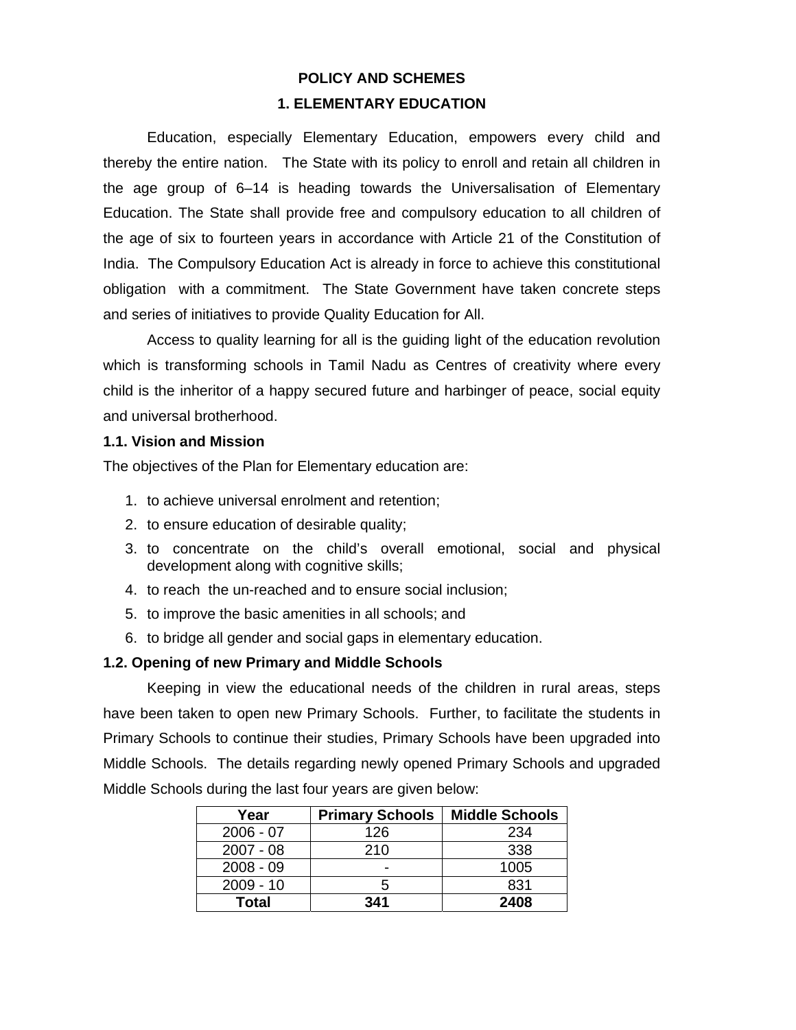# POLICY AND SCHEMES

## 1. ELEMENTARY EDUCATION

Education, especially Elementary Education, empowers every child and thereby the entire nation. The State with its policy to enroll and retain all children in the age group of 6–14 is heading towards the Universalisation of Elementary Education. The State shall provide free and compulsory education to all children of the age of six to fourteen years in accordance with Article 21 of the Constitution of India. The Compulsory Education Act is already in force to achieve this constitutional obligation with a commitment. The State Government have taken concrete steps and series of initiatives to provide Quality Education for All.

Access to quality learning for all is the guiding light of the education revolution which is transforming schools in Tamil Nadu as Centres of creativity where every child is the inheritor of a happy secured future and harbinger of peace, social equity and universal brotherhood.

### 1.1. Vision and Mission

The objectives of the Plan for Elementary education are:

1. to achieve universal enrolment and retention;
2. to ensure education of desirable quality;
3. to concentrate on the child's overall emotional, social and physical development along with cognitive skills;
4. to reach the un-reached and to ensure social inclusion;
5. to improve the basic amenities in all schools; and
6. to bridge all gender and social gaps in elementary education.

### 1.2. Opening of new Primary and Middle Schools

Keeping in view the educational needs of the children in rural areas, steps have been taken to open new Primary Schools. Further, to facilitate the students in Primary Schools to continue their studies, Primary Schools have been upgraded into Middle Schools. The details regarding newly opened Primary Schools and upgraded Middle Schools during the last four years are given below:

| Year | Primary Schools | Middle Schools |
|---|---|---|
| 2006 - 07 | 126 | 234 |
| 2007 - 08 | 210 | 338 |
| 2008 - 09 | - | 1005 |
| 2009 - 10 | 5 | 831 |
| **Total** | **341** | **2408** |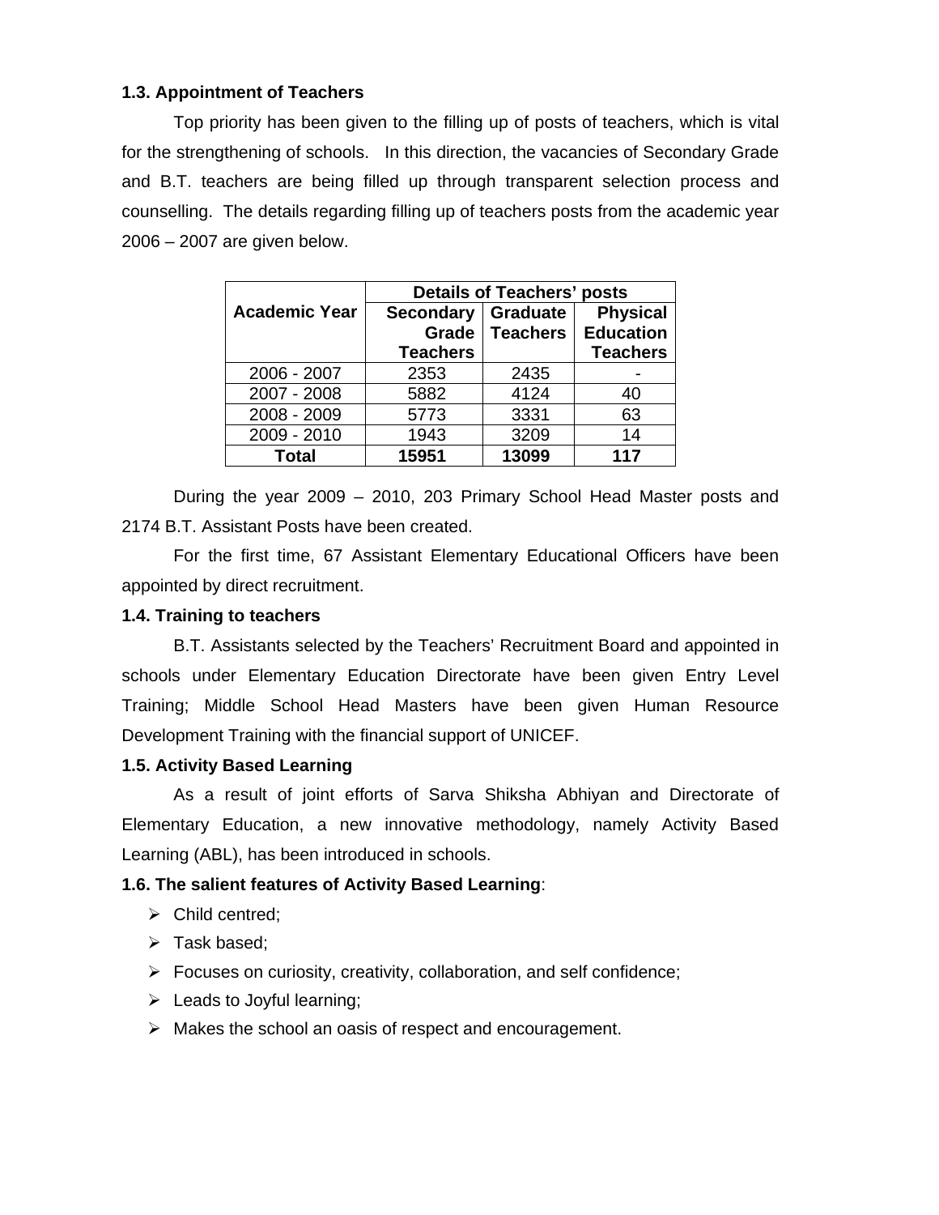### 1.3. Appointment of Teachers

Top priority has been given to the filling up of posts of teachers, which is vital for the strengthening of schools. In this direction, the vacancies of Secondary Grade and B.T. teachers are being filled up through transparent selection process and counselling. The details regarding filling up of teachers posts from the academic year 2006 – 2007 are given below.

| Academic Year | Details of Teachers' posts | | |
|---|---|---|---|
| | Secondary Grade Teachers | Graduate Teachers | Physical Education Teachers |
| 2006 - 2007 | 2353 | 2435 | - |
| 2007 - 2008 | 5882 | 4124 | 40 |
| 2008 - 2009 | 5773 | 3331 | 63 |
| 2009 - 2010 | 1943 | 3209 | 14 |
| **Total** | **15951** | **13099** | **117** |

During the year 2009 – 2010, 203 Primary School Head Master posts and 2174 B.T. Assistant Posts have been created.

For the first time, 67 Assistant Elementary Educational Officers have been appointed by direct recruitment.

### 1.4. Training to teachers

B.T. Assistants selected by the Teachers' Recruitment Board and appointed in schools under Elementary Education Directorate have been given Entry Level Training; Middle School Head Masters have been given Human Resource Development Training with the financial support of UNICEF.

### 1.5. Activity Based Learning

As a result of joint efforts of Sarva Shiksha Abhiyan and Directorate of Elementary Education, a new innovative methodology, namely Activity Based Learning (ABL), has been introduced in schools.

### 1.6. The salient features of Activity Based Learning:

- Child centred;
- Task based;
- Focuses on curiosity, creativity, collaboration, and self confidence;
- Leads to Joyful learning;
- Makes the school an oasis of respect and encouragement.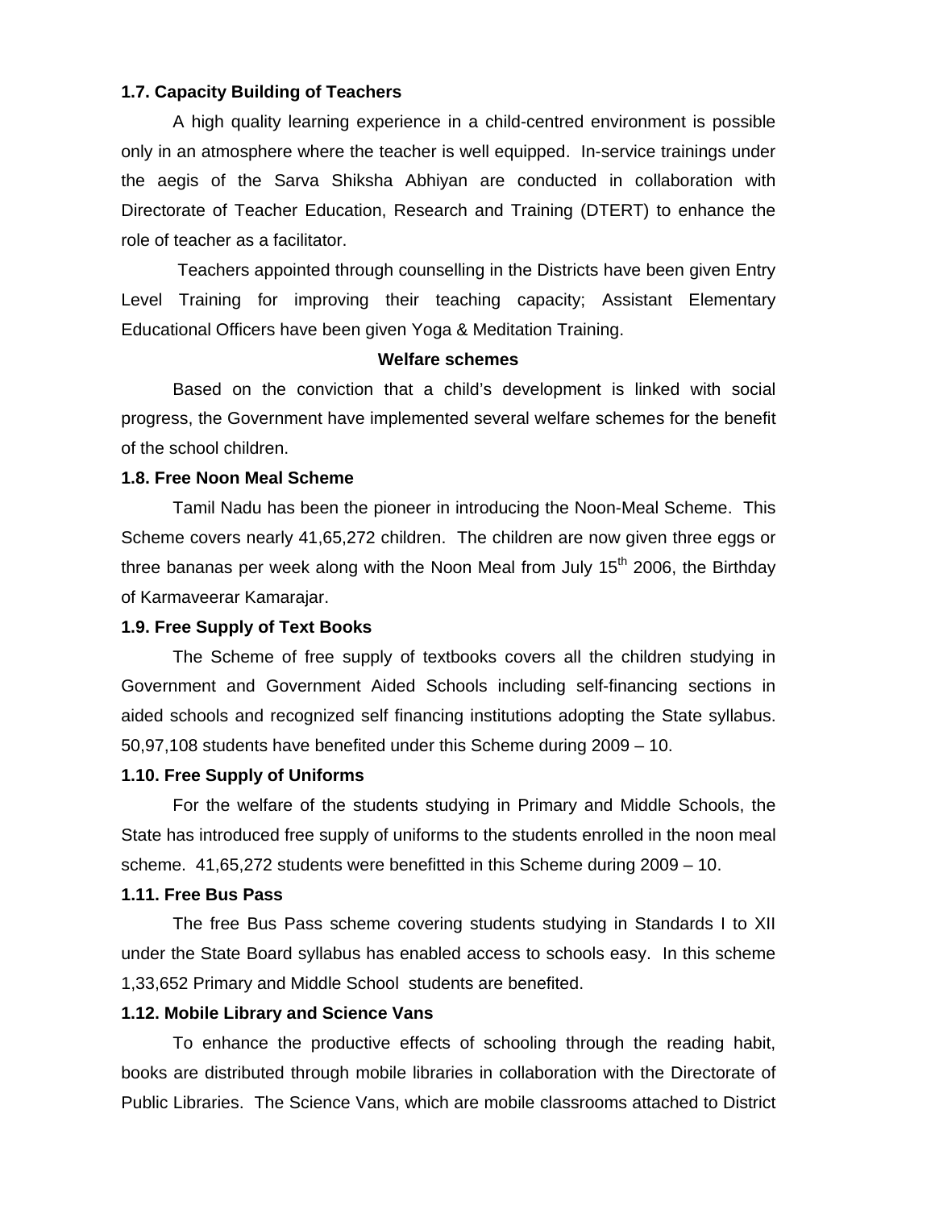### 1.7. Capacity Building of Teachers

A high quality learning experience in a child-centred environment is possible only in an atmosphere where the teacher is well equipped. In-service trainings under the aegis of the Sarva Shiksha Abhiyan are conducted in collaboration with Directorate of Teacher Education, Research and Training (DTERT) to enhance the role of teacher as a facilitator.

Teachers appointed through counselling in the Districts have been given Entry Level Training for improving their teaching capacity; Assistant Elementary Educational Officers have been given Yoga & Meditation Training.

## Welfare schemes

Based on the conviction that a child's development is linked with social progress, the Government have implemented several welfare schemes for the benefit of the school children.

### 1.8. Free Noon Meal Scheme

Tamil Nadu has been the pioneer in introducing the Noon-Meal Scheme. This Scheme covers nearly 41,65,272 children. The children are now given three eggs or three bananas per week along with the Noon Meal from July 15th 2006, the Birthday of Karmaveerar Kamarajar.

### 1.9. Free Supply of Text Books

The Scheme of free supply of textbooks covers all the children studying in Government and Government Aided Schools including self-financing sections in aided schools and recognized self financing institutions adopting the State syllabus. 50,97,108 students have benefited under this Scheme during 2009 – 10.

### 1.10. Free Supply of Uniforms

For the welfare of the students studying in Primary and Middle Schools, the State has introduced free supply of uniforms to the students enrolled in the noon meal scheme. 41,65,272 students were benefitted in this Scheme during 2009 – 10.

### 1.11. Free Bus Pass

The free Bus Pass scheme covering students studying in Standards I to XII under the State Board syllabus has enabled access to schools easy. In this scheme 1,33,652 Primary and Middle School students are benefited.

### 1.12. Mobile Library and Science Vans

To enhance the productive effects of schooling through the reading habit, books are distributed through mobile libraries in collaboration with the Directorate of Public Libraries. The Science Vans, which are mobile classrooms attached to District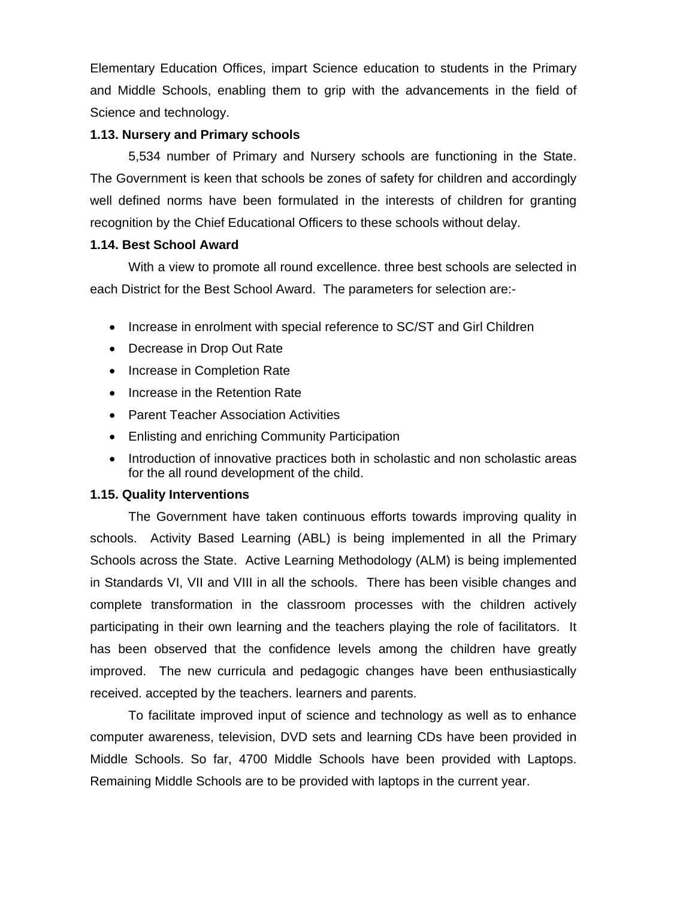Elementary Education Offices, impart Science education to students in the Primary and Middle Schools, enabling them to grip with the advancements in the field of Science and technology.

**1.13. Nursery and Primary schools**

5,534 number of Primary and Nursery schools are functioning in the State. The Government is keen that schools be zones of safety for children and accordingly well defined norms have been formulated in the interests of children for granting recognition by the Chief Educational Officers to these schools without delay.

**1.14. Best School Award**

With a view to promote all round excellence. three best schools are selected in each District for the Best School Award. The parameters for selection are:-

- Increase in enrolment with special reference to SC/ST and Girl Children
- Decrease in Drop Out Rate
- Increase in Completion Rate
- Increase in the Retention Rate
- Parent Teacher Association Activities
- Enlisting and enriching Community Participation
- Introduction of innovative practices both in scholastic and non scholastic areas for the all round development of the child.

**1.15. Quality Interventions**

The Government have taken continuous efforts towards improving quality in schools. Activity Based Learning (ABL) is being implemented in all the Primary Schools across the State. Active Learning Methodology (ALM) is being implemented in Standards VI, VII and VIII in all the schools. There has been visible changes and complete transformation in the classroom processes with the children actively participating in their own learning and the teachers playing the role of facilitators. It has been observed that the confidence levels among the children have greatly improved. The new curricula and pedagogic changes have been enthusiastically received. accepted by the teachers. learners and parents.

To facilitate improved input of science and technology as well as to enhance computer awareness, television, DVD sets and learning CDs have been provided in Middle Schools. So far, 4700 Middle Schools have been provided with Laptops. Remaining Middle Schools are to be provided with laptops in the current year.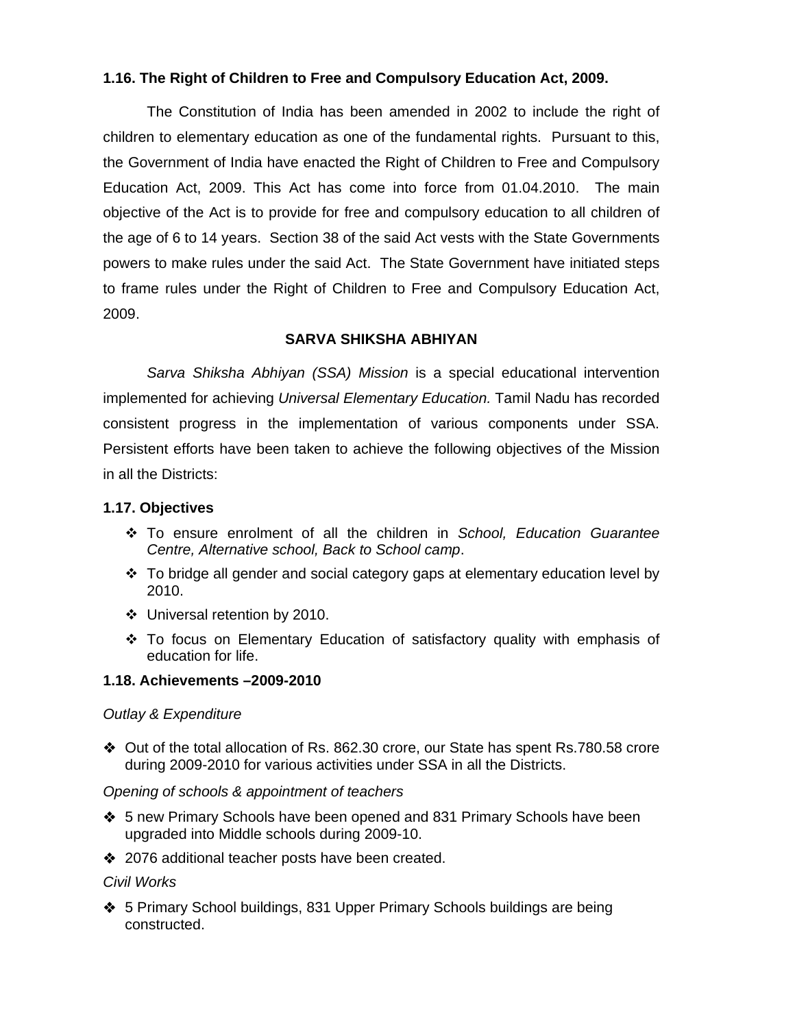### 1.16. The Right of Children to Free and Compulsory Education Act, 2009.

The Constitution of India has been amended in 2002 to include the right of children to elementary education as one of the fundamental rights. Pursuant to this, the Government of India have enacted the Right of Children to Free and Compulsory Education Act, 2009. This Act has come into force from 01.04.2010. The main objective of the Act is to provide for free and compulsory education to all children of the age of 6 to 14 years. Section 38 of the said Act vests with the State Governments powers to make rules under the said Act. The State Government have initiated steps to frame rules under the Right of Children to Free and Compulsory Education Act, 2009.

## SARVA SHIKSHA ABHIYAN

*Sarva Shiksha Abhiyan (SSA) Mission* is a special educational intervention implemented for achieving *Universal Elementary Education.* Tamil Nadu has recorded consistent progress in the implementation of various components under SSA. Persistent efforts have been taken to achieve the following objectives of the Mission in all the Districts:

### 1.17. Objectives

- To ensure enrolment of all the children in *School, Education Guarantee Centre, Alternative school, Back to School camp*.
- To bridge all gender and social category gaps at elementary education level by 2010.
- Universal retention by 2010.
- To focus on Elementary Education of satisfactory quality with emphasis of education for life.

### 1.18. Achievements –2009-2010

*Outlay & Expenditure*

- Out of the total allocation of Rs. 862.30 crore, our State has spent Rs.780.58 crore during 2009-2010 for various activities under SSA in all the Districts.

*Opening of schools & appointment of teachers*

- 5 new Primary Schools have been opened and 831 Primary Schools have been upgraded into Middle schools during 2009-10.
- 2076 additional teacher posts have been created.

*Civil Works*

- 5 Primary School buildings, 831 Upper Primary Schools buildings are being constructed.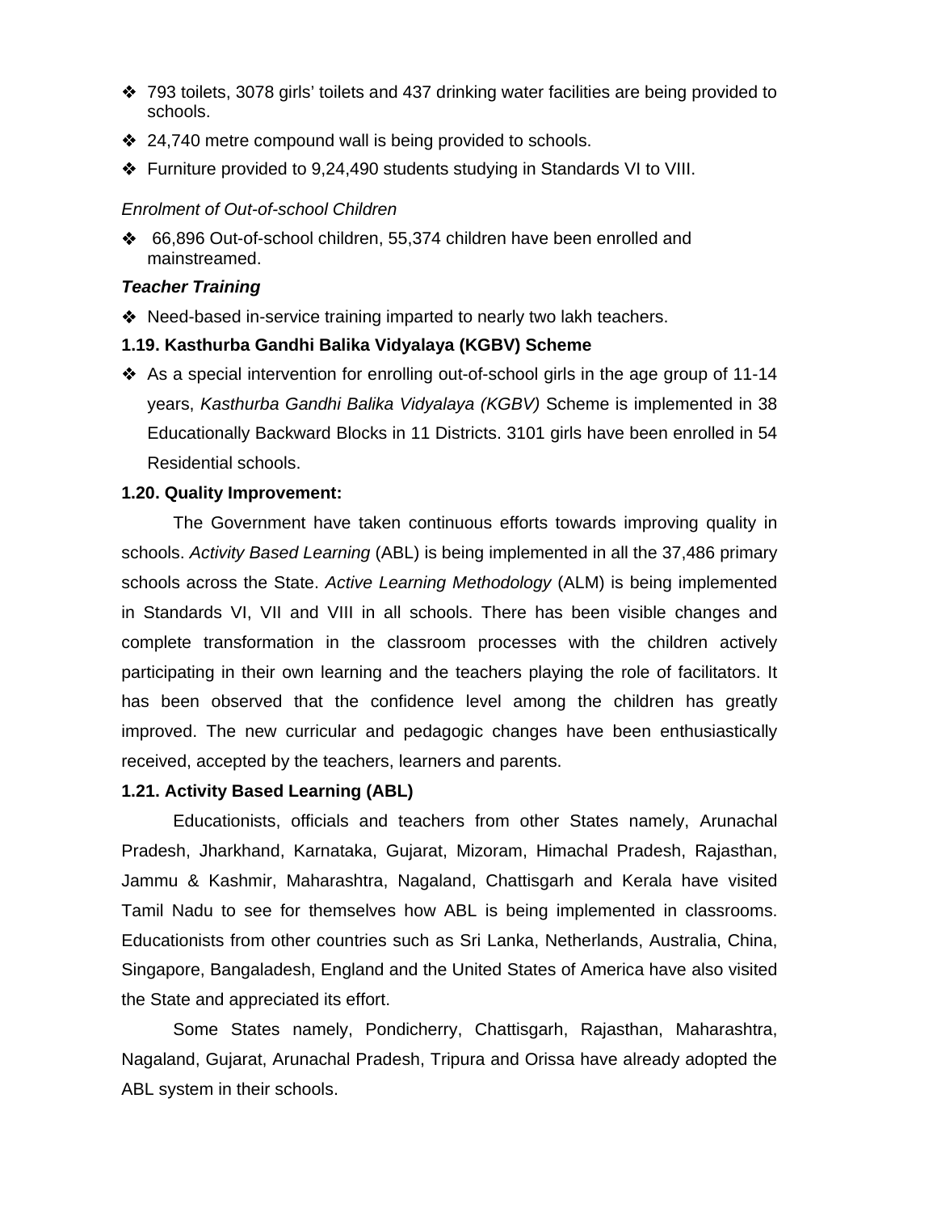- 793 toilets, 3078 girls' toilets and 437 drinking water facilities are being provided to schools.
- 24,740 metre compound wall is being provided to schools.
- Furniture provided to 9,24,490 students studying in Standards VI to VIII.

*Enrolment of Out-of-school Children*

- 66,896 Out-of-school children, 55,374 children have been enrolled and mainstreamed.

***Teacher Training***

- Need-based in-service training imparted to nearly two lakh teachers.

**1.19. Kasthurba Gandhi Balika Vidyalaya (KGBV) Scheme**

- As a special intervention for enrolling out-of-school girls in the age group of 11-14 years, *Kasthurba Gandhi Balika Vidyalaya (KGBV)* Scheme is implemented in 38 Educationally Backward Blocks in 11 Districts. 3101 girls have been enrolled in 54 Residential schools.

**1.20. Quality Improvement:**

The Government have taken continuous efforts towards improving quality in schools. *Activity Based Learning* (ABL) is being implemented in all the 37,486 primary schools across the State. *Active Learning Methodology* (ALM) is being implemented in Standards VI, VII and VIII in all schools. There has been visible changes and complete transformation in the classroom processes with the children actively participating in their own learning and the teachers playing the role of facilitators. It has been observed that the confidence level among the children has greatly improved. The new curricular and pedagogic changes have been enthusiastically received, accepted by the teachers, learners and parents.

**1.21. Activity Based Learning (ABL)**

Educationists, officials and teachers from other States namely, Arunachal Pradesh, Jharkhand, Karnataka, Gujarat, Mizoram, Himachal Pradesh, Rajasthan, Jammu & Kashmir, Maharashtra, Nagaland, Chattisgarh and Kerala have visited Tamil Nadu to see for themselves how ABL is being implemented in classrooms. Educationists from other countries such as Sri Lanka, Netherlands, Australia, China, Singapore, Bangaladesh, England and the United States of America have also visited the State and appreciated its effort.

Some States namely, Pondicherry, Chattisgarh, Rajasthan, Maharashtra, Nagaland, Gujarat, Arunachal Pradesh, Tripura and Orissa have already adopted the ABL system in their schools.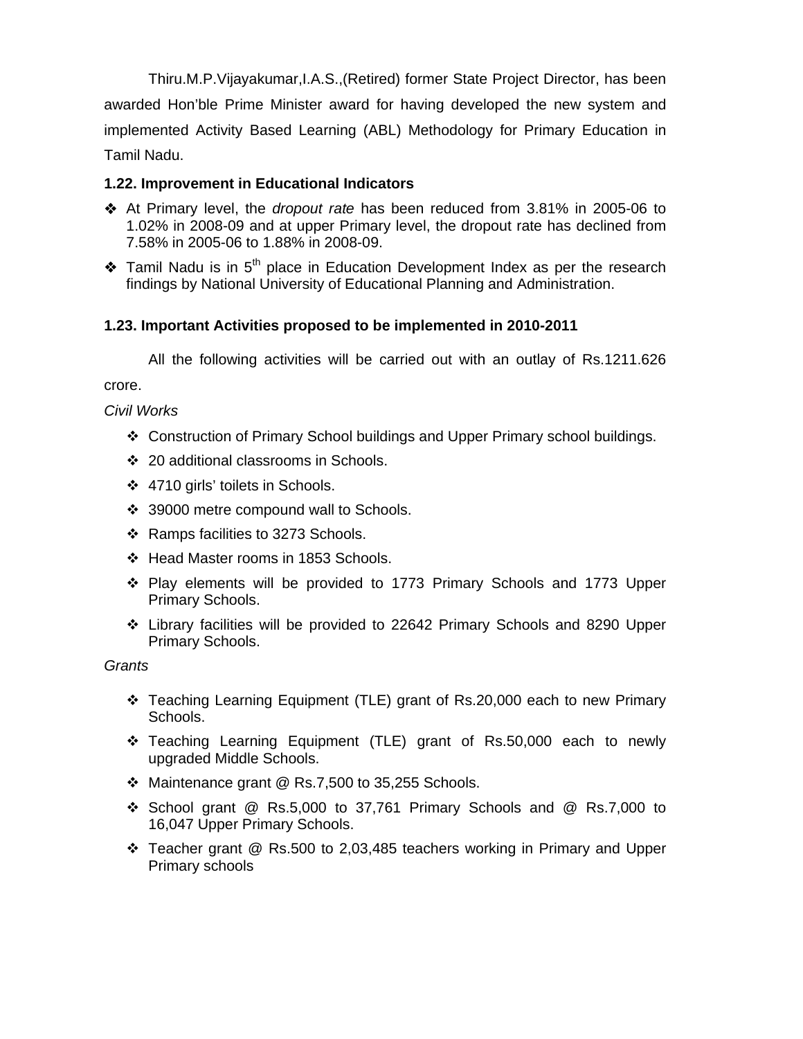Thiru.M.P.Vijayakumar,I.A.S.,(Retired) former State Project Director, has been awarded Hon'ble Prime Minister award for having developed the new system and implemented Activity Based Learning (ABL) Methodology for Primary Education in Tamil Nadu.

**1.22. Improvement in Educational Indicators**

- At Primary level, the *dropout rate* has been reduced from 3.81% in 2005-06 to 1.02% in 2008-09 and at upper Primary level, the dropout rate has declined from 7.58% in 2005-06 to 1.88% in 2008-09.
- Tamil Nadu is in 5th place in Education Development Index as per the research findings by National University of Educational Planning and Administration.

**1.23. Important Activities proposed to be implemented in 2010-2011**

All the following activities will be carried out with an outlay of Rs.1211.626 crore.

*Civil Works*

- Construction of Primary School buildings and Upper Primary school buildings.
- 20 additional classrooms in Schools.
- 4710 girls' toilets in Schools.
- 39000 metre compound wall to Schools.
- Ramps facilities to 3273 Schools.
- Head Master rooms in 1853 Schools.
- Play elements will be provided to 1773 Primary Schools and 1773 Upper Primary Schools.
- Library facilities will be provided to 22642 Primary Schools and 8290 Upper Primary Schools.

*Grants*

- Teaching Learning Equipment (TLE) grant of Rs.20,000 each to new Primary Schools.
- Teaching Learning Equipment (TLE) grant of Rs.50,000 each to newly upgraded Middle Schools.
- Maintenance grant @ Rs.7,500 to 35,255 Schools.
- School grant @ Rs.5,000 to 37,761 Primary Schools and @ Rs.7,000 to 16,047 Upper Primary Schools.
- Teacher grant @ Rs.500 to 2,03,485 teachers working in Primary and Upper Primary schools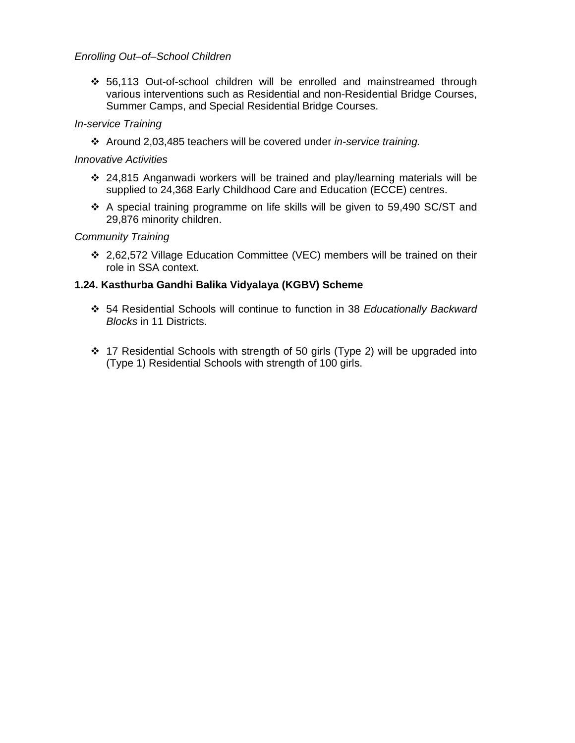*Enrolling Out–of–School Children*

- 56,113 Out-of-school children will be enrolled and mainstreamed through various interventions such as Residential and non-Residential Bridge Courses, Summer Camps, and Special Residential Bridge Courses.

*In-service Training*

- Around 2,03,485 teachers will be covered under *in-service training.*

*Innovative Activities*

- 24,815 Anganwadi workers will be trained and play/learning materials will be supplied to 24,368 Early Childhood Care and Education (ECCE) centres.
- A special training programme on life skills will be given to 59,490 SC/ST and 29,876 minority children.

*Community Training*

- 2,62,572 Village Education Committee (VEC) members will be trained on their role in SSA context.

**1.24. Kasthurba Gandhi Balika Vidyalaya (KGBV) Scheme**

- 54 Residential Schools will continue to function in 38 *Educationally Backward Blocks* in 11 Districts.
- 17 Residential Schools with strength of 50 girls (Type 2) will be upgraded into (Type 1) Residential Schools with strength of 100 girls.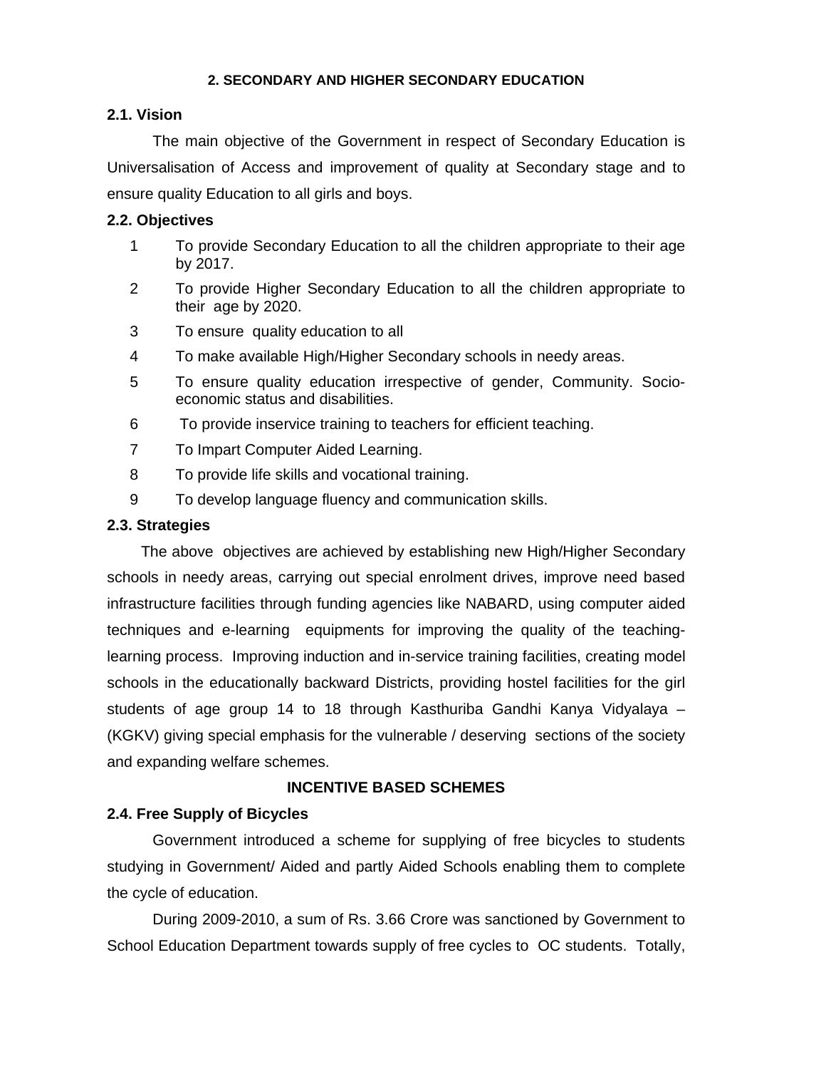# 2. SECONDARY AND HIGHER SECONDARY EDUCATION

## 2.1. Vision

The main objective of the Government in respect of Secondary Education is Universalisation of Access and improvement of quality at Secondary stage and to ensure quality Education to all girls and boys.

## 2.2. Objectives

1. To provide Secondary Education to all the children appropriate to their age by 2017.
2. To provide Higher Secondary Education to all the children appropriate to their age by 2020.
3. To ensure quality education to all
4. To make available High/Higher Secondary schools in needy areas.
5. To ensure quality education irrespective of gender, Community. Socio-economic status and disabilities.
6. To provide inservice training to teachers for efficient teaching.
7. To Impart Computer Aided Learning.
8. To provide life skills and vocational training.
9. To develop language fluency and communication skills.

## 2.3. Strategies

The above objectives are achieved by establishing new High/Higher Secondary schools in needy areas, carrying out special enrolment drives, improve need based infrastructure facilities through funding agencies like NABARD, using computer aided techniques and e-learning equipments for improving the quality of the teaching-learning process. Improving induction and in-service training facilities, creating model schools in the educationally backward Districts, providing hostel facilities for the girl students of age group 14 to 18 through Kasthuriba Gandhi Kanya Vidyalaya – (KGKV) giving special emphasis for the vulnerable / deserving sections of the society and expanding welfare schemes.

### INCENTIVE BASED SCHEMES

## 2.4. Free Supply of Bicycles

Government introduced a scheme for supplying of free bicycles to students studying in Government/ Aided and partly Aided Schools enabling them to complete the cycle of education.

During 2009-2010, a sum of Rs. 3.66 Crore was sanctioned by Government to School Education Department towards supply of free cycles to OC students. Totally,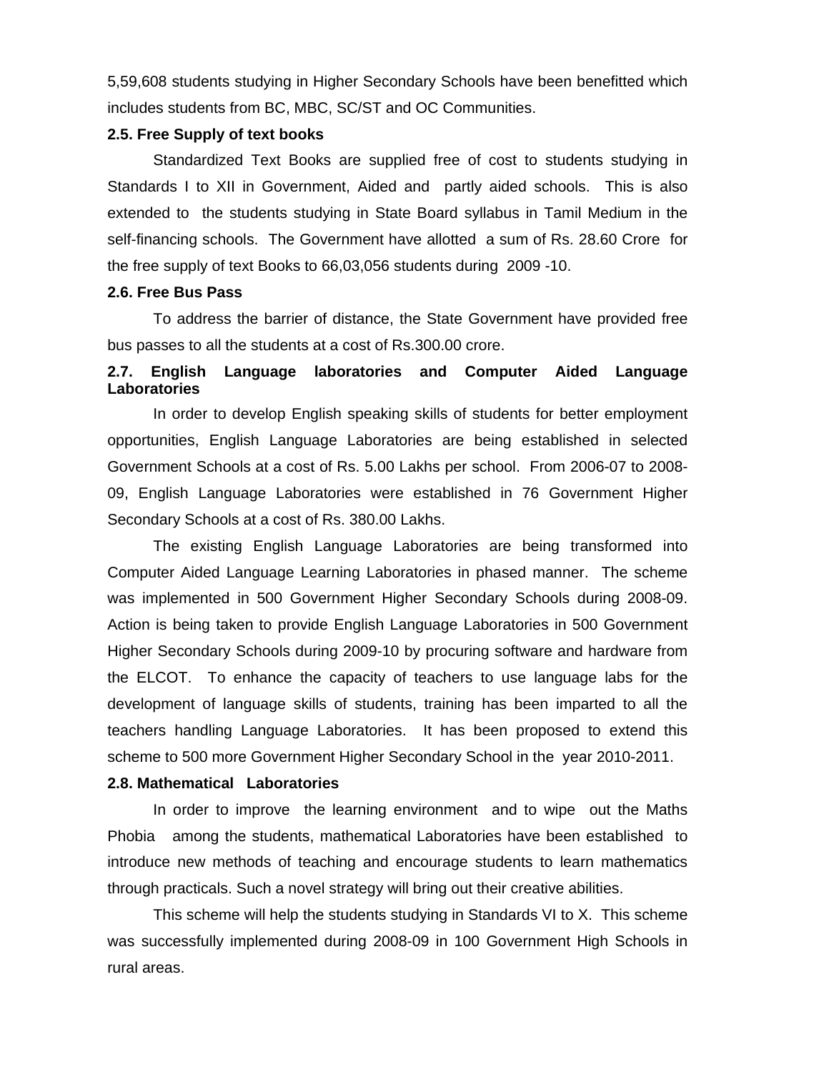5,59,608 students studying in Higher Secondary Schools have been benefitted which includes students from BC, MBC, SC/ST and OC Communities.

**2.5. Free Supply of text books**

Standardized Text Books are supplied free of cost to students studying in Standards I to XII in Government, Aided and partly aided schools. This is also extended to the students studying in State Board syllabus in Tamil Medium in the self-financing schools. The Government have allotted a sum of Rs. 28.60 Crore for the free supply of text Books to 66,03,056 students during 2009 -10.

**2.6. Free Bus Pass**

To address the barrier of distance, the State Government have provided free bus passes to all the students at a cost of Rs.300.00 crore.

**2.7. English Language laboratories and Computer Aided Language Laboratories**

In order to develop English speaking skills of students for better employment opportunities, English Language Laboratories are being established in selected Government Schools at a cost of Rs. 5.00 Lakhs per school. From 2006-07 to 2008-09, English Language Laboratories were established in 76 Government Higher Secondary Schools at a cost of Rs. 380.00 Lakhs.

The existing English Language Laboratories are being transformed into Computer Aided Language Learning Laboratories in phased manner. The scheme was implemented in 500 Government Higher Secondary Schools during 2008-09. Action is being taken to provide English Language Laboratories in 500 Government Higher Secondary Schools during 2009-10 by procuring software and hardware from the ELCOT. To enhance the capacity of teachers to use language labs for the development of language skills of students, training has been imparted to all the teachers handling Language Laboratories. It has been proposed to extend this scheme to 500 more Government Higher Secondary School in the year 2010-2011.

**2.8. Mathematical Laboratories**

In order to improve the learning environment and to wipe out the Maths Phobia among the students, mathematical Laboratories have been established to introduce new methods of teaching and encourage students to learn mathematics through practicals. Such a novel strategy will bring out their creative abilities.

This scheme will help the students studying in Standards VI to X. This scheme was successfully implemented during 2008-09 in 100 Government High Schools in rural areas.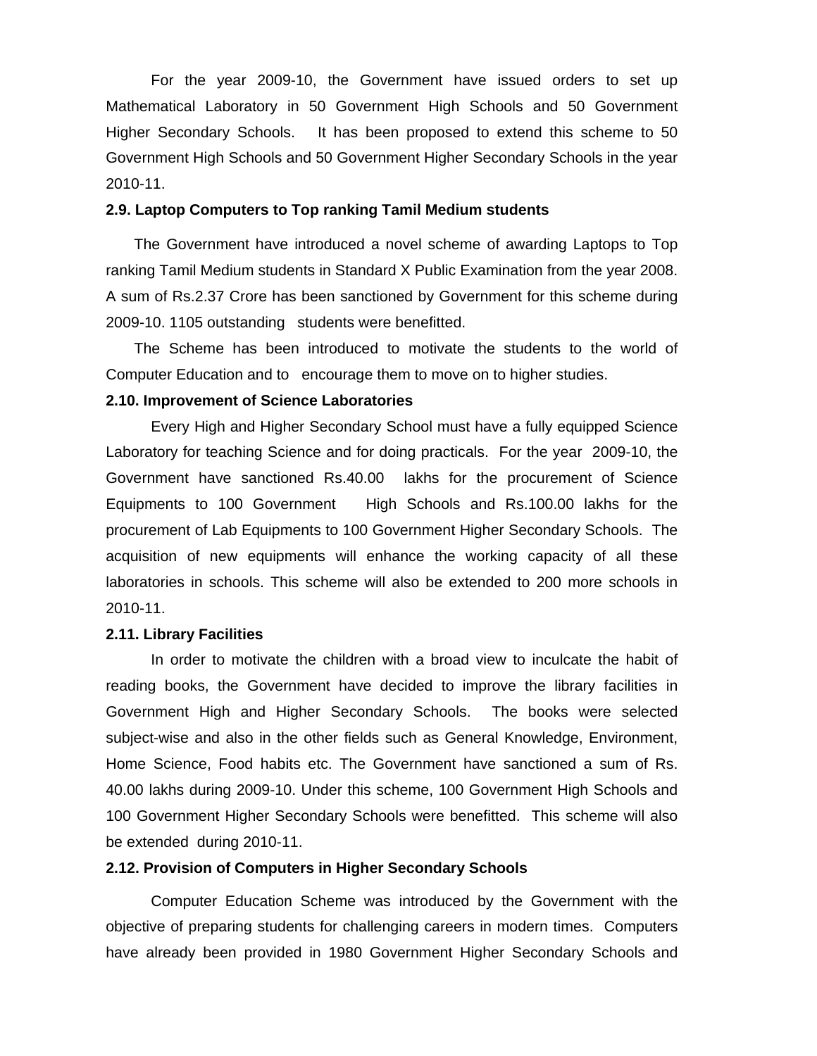For the year 2009-10, the Government have issued orders to set up Mathematical Laboratory in 50 Government High Schools and 50 Government Higher Secondary Schools. It has been proposed to extend this scheme to 50 Government High Schools and 50 Government Higher Secondary Schools in the year 2010-11.

**2.9. Laptop Computers to Top ranking Tamil Medium students**

The Government have introduced a novel scheme of awarding Laptops to Top ranking Tamil Medium students in Standard X Public Examination from the year 2008. A sum of Rs.2.37 Crore has been sanctioned by Government for this scheme during 2009-10. 1105 outstanding students were benefitted.

The Scheme has been introduced to motivate the students to the world of Computer Education and to encourage them to move on to higher studies.

**2.10. Improvement of Science Laboratories**

Every High and Higher Secondary School must have a fully equipped Science Laboratory for teaching Science and for doing practicals. For the year 2009-10, the Government have sanctioned Rs.40.00 lakhs for the procurement of Science Equipments to 100 Government High Schools and Rs.100.00 lakhs for the procurement of Lab Equipments to 100 Government Higher Secondary Schools. The acquisition of new equipments will enhance the working capacity of all these laboratories in schools. This scheme will also be extended to 200 more schools in 2010-11.

**2.11. Library Facilities**

In order to motivate the children with a broad view to inculcate the habit of reading books, the Government have decided to improve the library facilities in Government High and Higher Secondary Schools. The books were selected subject-wise and also in the other fields such as General Knowledge, Environment, Home Science, Food habits etc. The Government have sanctioned a sum of Rs. 40.00 lakhs during 2009-10. Under this scheme, 100 Government High Schools and 100 Government Higher Secondary Schools were benefitted. This scheme will also be extended during 2010-11.

**2.12. Provision of Computers in Higher Secondary Schools**

Computer Education Scheme was introduced by the Government with the objective of preparing students for challenging careers in modern times. Computers have already been provided in 1980 Government Higher Secondary Schools and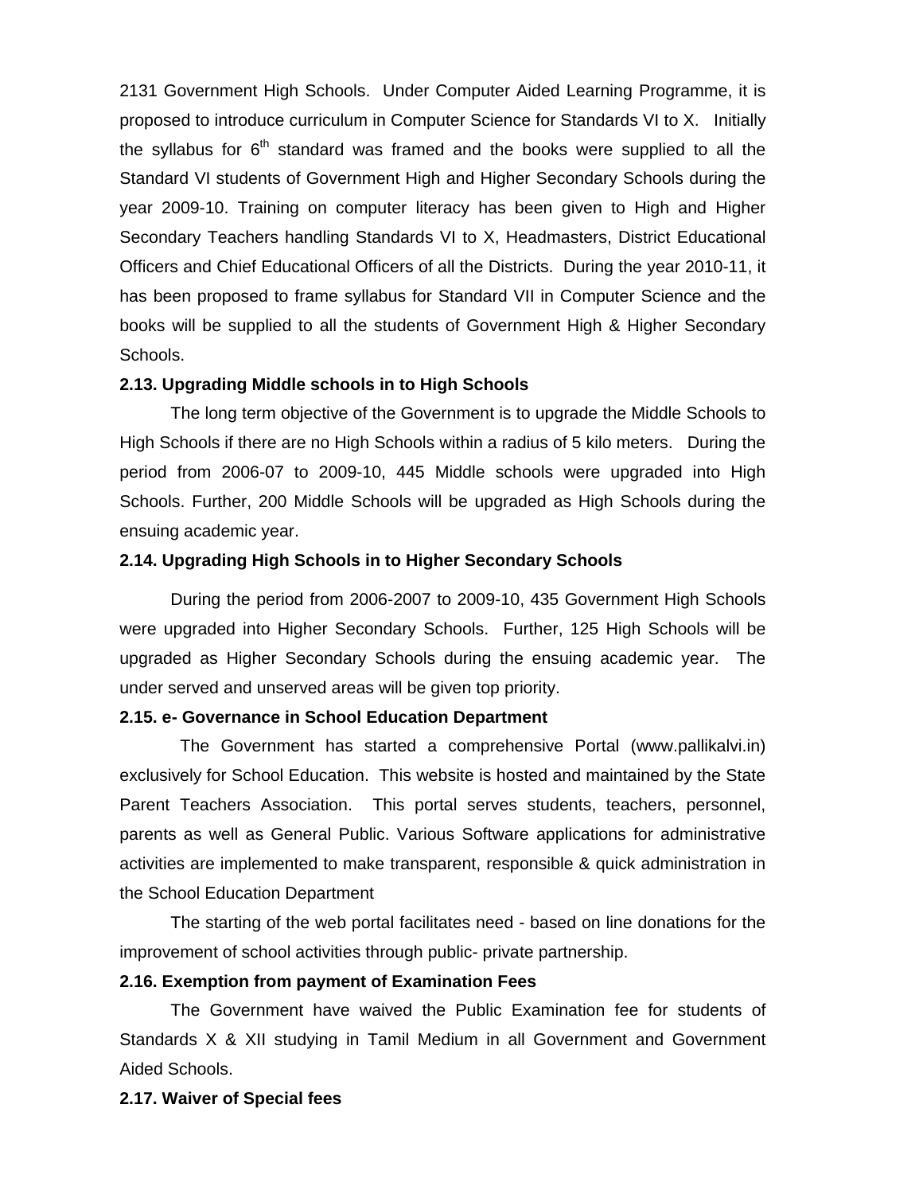2131 Government High Schools. Under Computer Aided Learning Programme, it is proposed to introduce curriculum in Computer Science for Standards VI to X. Initially the syllabus for 6th standard was framed and the books were supplied to all the Standard VI students of Government High and Higher Secondary Schools during the year 2009-10. Training on computer literacy has been given to High and Higher Secondary Teachers handling Standards VI to X, Headmasters, District Educational Officers and Chief Educational Officers of all the Districts. During the year 2010-11, it has been proposed to frame syllabus for Standard VII in Computer Science and the books will be supplied to all the students of Government High & Higher Secondary Schools.

**2.13. Upgrading Middle schools in to High Schools**

The long term objective of the Government is to upgrade the Middle Schools to High Schools if there are no High Schools within a radius of 5 kilo meters. During the period from 2006-07 to 2009-10, 445 Middle schools were upgraded into High Schools. Further, 200 Middle Schools will be upgraded as High Schools during the ensuing academic year.

**2.14. Upgrading High Schools in to Higher Secondary Schools**

During the period from 2006-2007 to 2009-10, 435 Government High Schools were upgraded into Higher Secondary Schools. Further, 125 High Schools will be upgraded as Higher Secondary Schools during the ensuing academic year. The under served and unserved areas will be given top priority.

**2.15. e- Governance in School Education Department**

The Government has started a comprehensive Portal (www.pallikalvi.in) exclusively for School Education. This website is hosted and maintained by the State Parent Teachers Association. This portal serves students, teachers, personnel, parents as well as General Public. Various Software applications for administrative activities are implemented to make transparent, responsible & quick administration in the School Education Department

The starting of the web portal facilitates need - based on line donations for the improvement of school activities through public- private partnership.

**2.16. Exemption from payment of Examination Fees**

The Government have waived the Public Examination fee for students of Standards X & XII studying in Tamil Medium in all Government and Government Aided Schools.

**2.17. Waiver of Special fees**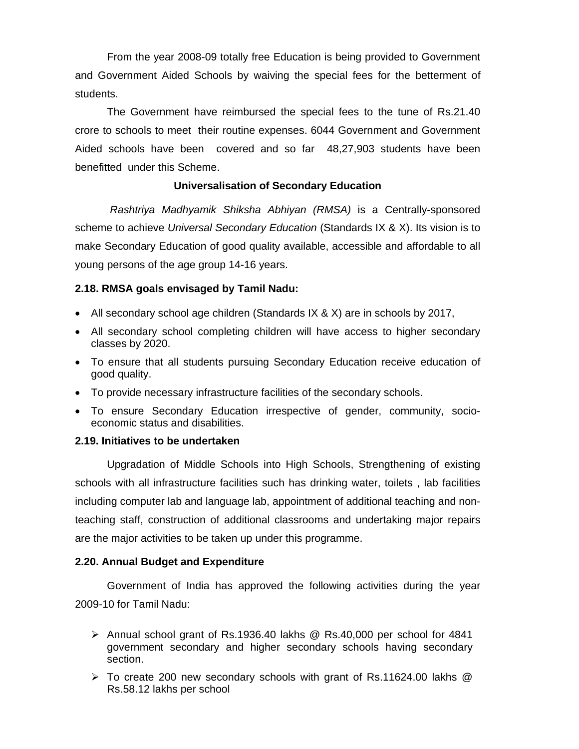From the year 2008-09 totally free Education is being provided to Government and Government Aided Schools by waiving the special fees for the betterment of students.

The Government have reimbursed the special fees to the tune of Rs.21.40 crore to schools to meet their routine expenses. 6044 Government and Government Aided schools have been covered and so far 48,27,903 students have been benefitted under this Scheme.

### Universalisation of Secondary Education

*Rashtriya Madhyamik Shiksha Abhiyan (RMSA)* is a Centrally-sponsored scheme to achieve *Universal Secondary Education* (Standards IX & X). Its vision is to make Secondary Education of good quality available, accessible and affordable to all young persons of the age group 14-16 years.

**2.18. RMSA goals envisaged by Tamil Nadu:**

- All secondary school age children (Standards IX & X) are in schools by 2017,
- All secondary school completing children will have access to higher secondary classes by 2020.
- To ensure that all students pursuing Secondary Education receive education of good quality.
- To provide necessary infrastructure facilities of the secondary schools.
- To ensure Secondary Education irrespective of gender, community, socio-economic status and disabilities.

**2.19. Initiatives to be undertaken**

Upgradation of Middle Schools into High Schools, Strengthening of existing schools with all infrastructure facilities such has drinking water, toilets , lab facilities including computer lab and language lab, appointment of additional teaching and non-teaching staff, construction of additional classrooms and undertaking major repairs are the major activities to be taken up under this programme.

**2.20. Annual Budget and Expenditure**

Government of India has approved the following activities during the year 2009-10 for Tamil Nadu:

- Annual school grant of Rs.1936.40 lakhs @ Rs.40,000 per school for 4841 government secondary and higher secondary schools having secondary section.
- To create 200 new secondary schools with grant of Rs.11624.00 lakhs @ Rs.58.12 lakhs per school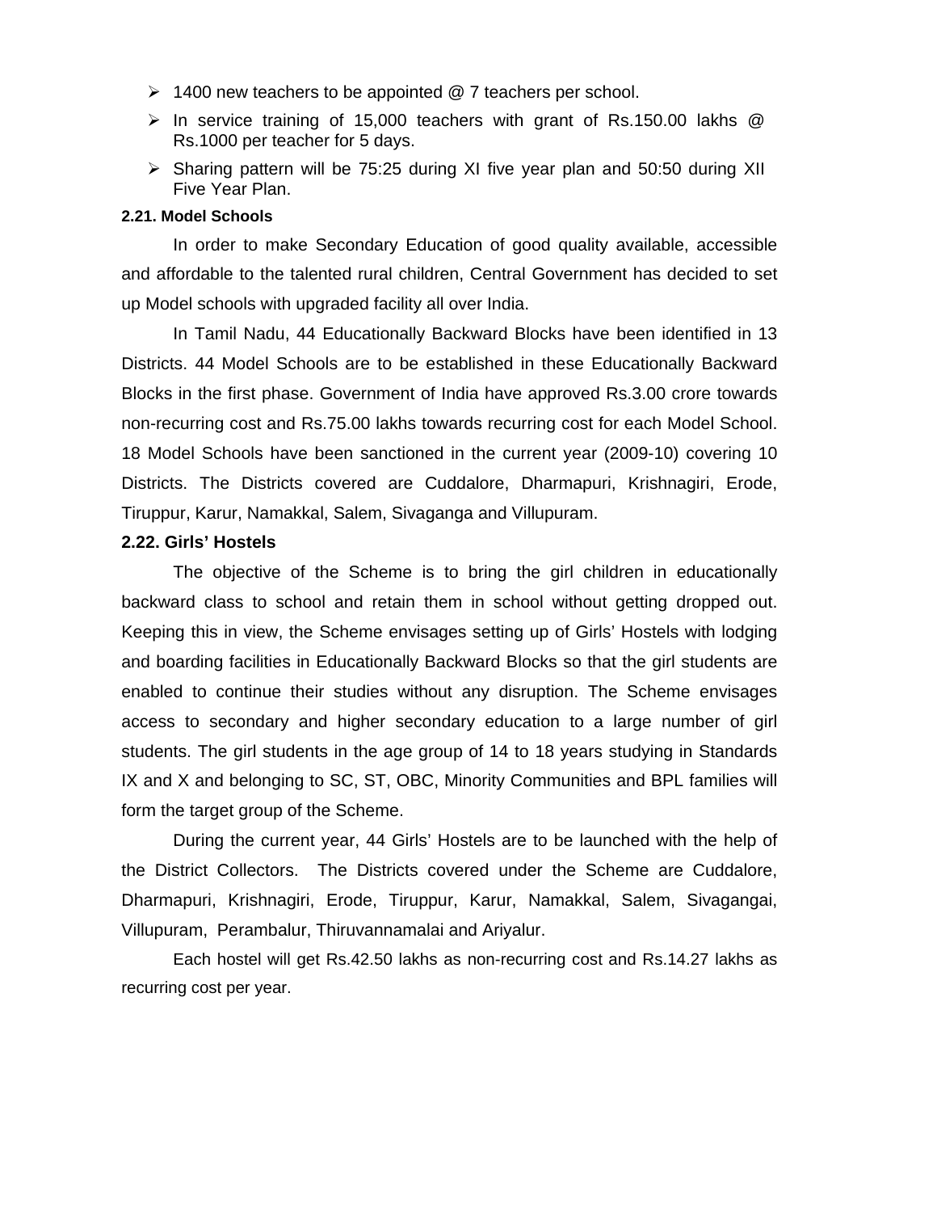- 1400 new teachers to be appointed @ 7 teachers per school.
- In service training of 15,000 teachers with grant of Rs.150.00 lakhs @ Rs.1000 per teacher for 5 days.
- Sharing pattern will be 75:25 during XI five year plan and 50:50 during XII Five Year Plan.

### 2.21. Model Schools

In order to make Secondary Education of good quality available, accessible and affordable to the talented rural children, Central Government has decided to set up Model schools with upgraded facility all over India.

In Tamil Nadu, 44 Educationally Backward Blocks have been identified in 13 Districts. 44 Model Schools are to be established in these Educationally Backward Blocks in the first phase. Government of India have approved Rs.3.00 crore towards non-recurring cost and Rs.75.00 lakhs towards recurring cost for each Model School. 18 Model Schools have been sanctioned in the current year (2009-10) covering 10 Districts. The Districts covered are Cuddalore, Dharmapuri, Krishnagiri, Erode, Tiruppur, Karur, Namakkal, Salem, Sivaganga and Villupuram.

### 2.22. Girls' Hostels

The objective of the Scheme is to bring the girl children in educationally backward class to school and retain them in school without getting dropped out. Keeping this in view, the Scheme envisages setting up of Girls' Hostels with lodging and boarding facilities in Educationally Backward Blocks so that the girl students are enabled to continue their studies without any disruption. The Scheme envisages access to secondary and higher secondary education to a large number of girl students. The girl students in the age group of 14 to 18 years studying in Standards IX and X and belonging to SC, ST, OBC, Minority Communities and BPL families will form the target group of the Scheme.

During the current year, 44 Girls' Hostels are to be launched with the help of the District Collectors. The Districts covered under the Scheme are Cuddalore, Dharmapuri, Krishnagiri, Erode, Tiruppur, Karur, Namakkal, Salem, Sivagangai, Villupuram, Perambalur, Thiruvannamalai and Ariyalur.

Each hostel will get Rs.42.50 lakhs as non-recurring cost and Rs.14.27 lakhs as recurring cost per year.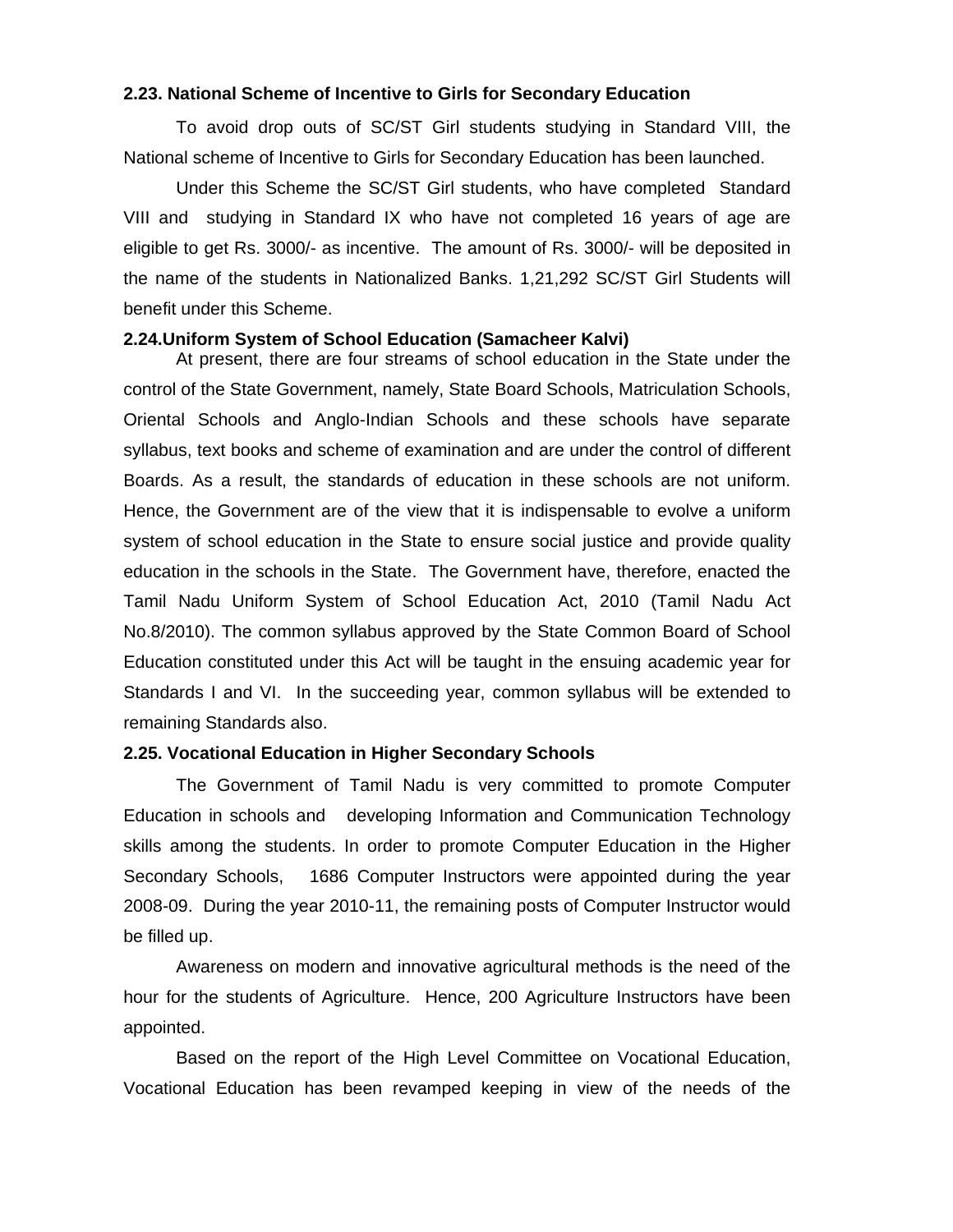**2.23. National Scheme of Incentive to Girls for Secondary Education**

To avoid drop outs of SC/ST Girl students studying in Standard VIII, the National scheme of Incentive to Girls for Secondary Education has been launched.

Under this Scheme the SC/ST Girl students, who have completed Standard VIII and studying in Standard IX who have not completed 16 years of age are eligible to get Rs. 3000/- as incentive. The amount of Rs. 3000/- will be deposited in the name of the students in Nationalized Banks. 1,21,292 SC/ST Girl Students will benefit under this Scheme.

**2.24.Uniform System of School Education (Samacheer Kalvi)**

At present, there are four streams of school education in the State under the control of the State Government, namely, State Board Schools, Matriculation Schools, Oriental Schools and Anglo-Indian Schools and these schools have separate syllabus, text books and scheme of examination and are under the control of different Boards. As a result, the standards of education in these schools are not uniform. Hence, the Government are of the view that it is indispensable to evolve a uniform system of school education in the State to ensure social justice and provide quality education in the schools in the State. The Government have, therefore, enacted the Tamil Nadu Uniform System of School Education Act, 2010 (Tamil Nadu Act No.8/2010). The common syllabus approved by the State Common Board of School Education constituted under this Act will be taught in the ensuing academic year for Standards I and VI. In the succeeding year, common syllabus will be extended to remaining Standards also.

**2.25. Vocational Education in Higher Secondary Schools**

The Government of Tamil Nadu is very committed to promote Computer Education in schools and developing Information and Communication Technology skills among the students. In order to promote Computer Education in the Higher Secondary Schools, 1686 Computer Instructors were appointed during the year 2008-09. During the year 2010-11, the remaining posts of Computer Instructor would be filled up.

Awareness on modern and innovative agricultural methods is the need of the hour for the students of Agriculture. Hence, 200 Agriculture Instructors have been appointed.

Based on the report of the High Level Committee on Vocational Education, Vocational Education has been revamped keeping in view of the needs of the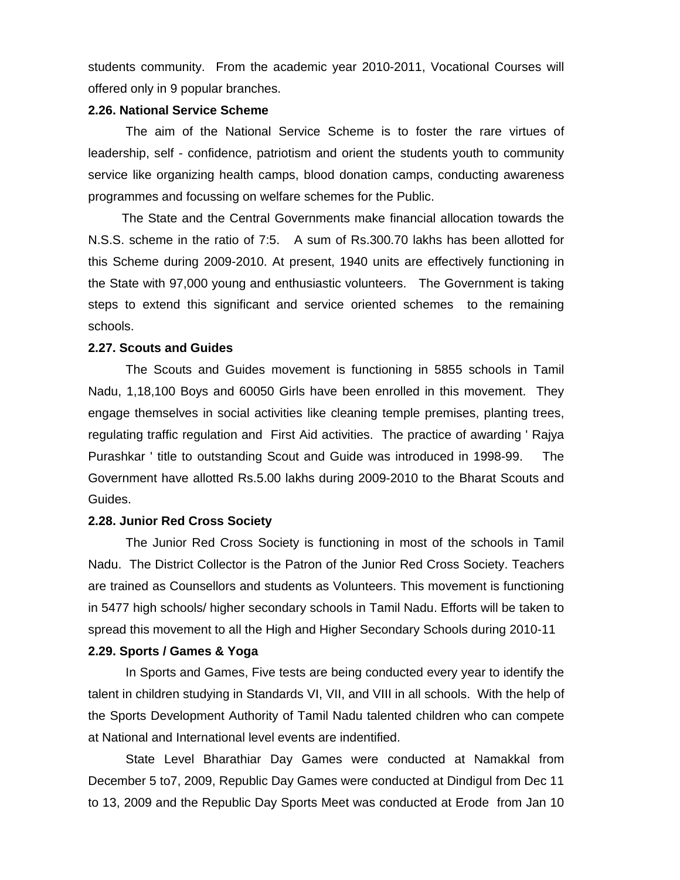students community. From the academic year 2010-2011, Vocational Courses will offered only in 9 popular branches.

**2.26. National Service Scheme**

The aim of the National Service Scheme is to foster the rare virtues of leadership, self - confidence, patriotism and orient the students youth to community service like organizing health camps, blood donation camps, conducting awareness programmes and focussing on welfare schemes for the Public.

The State and the Central Governments make financial allocation towards the N.S.S. scheme in the ratio of 7:5. A sum of Rs.300.70 lakhs has been allotted for this Scheme during 2009-2010. At present, 1940 units are effectively functioning in the State with 97,000 young and enthusiastic volunteers. The Government is taking steps to extend this significant and service oriented schemes to the remaining schools.

**2.27. Scouts and Guides**

The Scouts and Guides movement is functioning in 5855 schools in Tamil Nadu, 1,18,100 Boys and 60050 Girls have been enrolled in this movement. They engage themselves in social activities like cleaning temple premises, planting trees, regulating traffic regulation and First Aid activities. The practice of awarding ' Rajya Purashkar ' title to outstanding Scout and Guide was introduced in 1998-99. The Government have allotted Rs.5.00 lakhs during 2009-2010 to the Bharat Scouts and Guides.

**2.28. Junior Red Cross Society**

The Junior Red Cross Society is functioning in most of the schools in Tamil Nadu. The District Collector is the Patron of the Junior Red Cross Society. Teachers are trained as Counsellors and students as Volunteers. This movement is functioning in 5477 high schools/ higher secondary schools in Tamil Nadu. Efforts will be taken to spread this movement to all the High and Higher Secondary Schools during 2010-11

**2.29. Sports / Games & Yoga**

In Sports and Games, Five tests are being conducted every year to identify the talent in children studying in Standards VI, VII, and VIII in all schools. With the help of the Sports Development Authority of Tamil Nadu talented children who can compete at National and International level events are indentified.

State Level Bharathiar Day Games were conducted at Namakkal from December 5 to7, 2009, Republic Day Games were conducted at Dindigul from Dec 11 to 13, 2009 and the Republic Day Sports Meet was conducted at Erode from Jan 10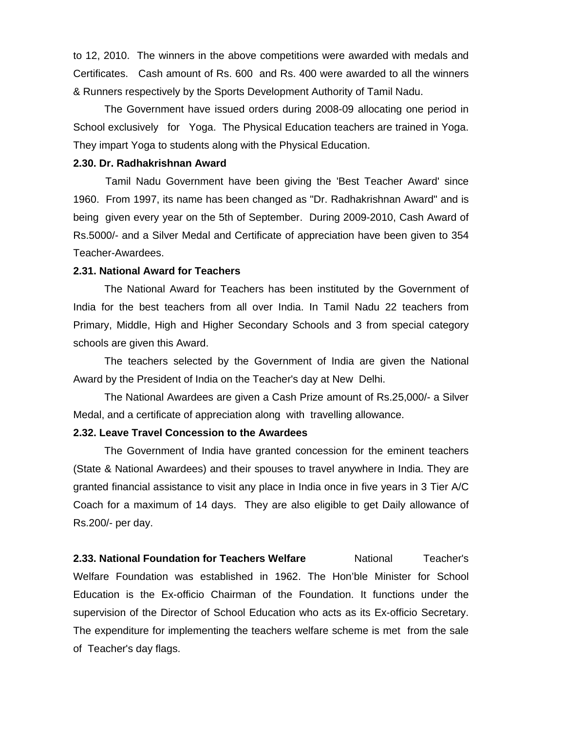to 12, 2010. The winners in the above competitions were awarded with medals and Certificates. Cash amount of Rs. 600 and Rs. 400 were awarded to all the winners & Runners respectively by the Sports Development Authority of Tamil Nadu.

The Government have issued orders during 2008-09 allocating one period in School exclusively for Yoga. The Physical Education teachers are trained in Yoga. They impart Yoga to students along with the Physical Education.

**2.30. Dr. Radhakrishnan Award**

Tamil Nadu Government have been giving the 'Best Teacher Award' since 1960. From 1997, its name has been changed as "Dr. Radhakrishnan Award" and is being given every year on the 5th of September. During 2009-2010, Cash Award of Rs.5000/- and a Silver Medal and Certificate of appreciation have been given to 354 Teacher-Awardees.

**2.31. National Award for Teachers**

The National Award for Teachers has been instituted by the Government of India for the best teachers from all over India. In Tamil Nadu 22 teachers from Primary, Middle, High and Higher Secondary Schools and 3 from special category schools are given this Award.

The teachers selected by the Government of India are given the National Award by the President of India on the Teacher's day at New Delhi.

The National Awardees are given a Cash Prize amount of Rs.25,000/- a Silver Medal, and a certificate of appreciation along with travelling allowance.

**2.32. Leave Travel Concession to the Awardees**

The Government of India have granted concession for the eminent teachers (State & National Awardees) and their spouses to travel anywhere in India. They are granted financial assistance to visit any place in India once in five years in 3 Tier A/C Coach for a maximum of 14 days. They are also eligible to get Daily allowance of Rs.200/- per day.

**2.33. National Foundation for Teachers Welfare** National Teacher's Welfare Foundation was established in 1962. The Hon'ble Minister for School Education is the Ex-officio Chairman of the Foundation. It functions under the supervision of the Director of School Education who acts as its Ex-officio Secretary. The expenditure for implementing the teachers welfare scheme is met from the sale of Teacher's day flags.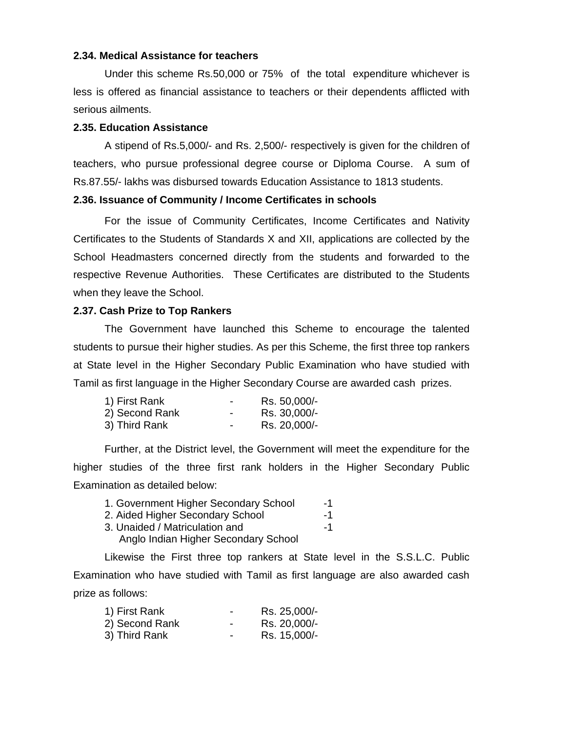**2.34. Medical Assistance for teachers**

Under this scheme Rs.50,000 or 75% of the total expenditure whichever is less is offered as financial assistance to teachers or their dependents afflicted with serious ailments.

**2.35. Education Assistance**

A stipend of Rs.5,000/- and Rs. 2,500/- respectively is given for the children of teachers, who pursue professional degree course or Diploma Course. A sum of Rs.87.55/- lakhs was disbursed towards Education Assistance to 1813 students.

**2.36. Issuance of Community / Income Certificates in schools**

For the issue of Community Certificates, Income Certificates and Nativity Certificates to the Students of Standards X and XII, applications are collected by the School Headmasters concerned directly from the students and forwarded to the respective Revenue Authorities. These Certificates are distributed to the Students when they leave the School.

**2.37. Cash Prize to Top Rankers**

The Government have launched this Scheme to encourage the talented students to pursue their higher studies. As per this Scheme, the first three top rankers at State level in the Higher Secondary Public Examination who have studied with Tamil as first language in the Higher Secondary Course are awarded cash prizes.

| | | |
|---|---|---|
| 1) First Rank | - | Rs. 50,000/- |
| 2) Second Rank | - | Rs. 30,000/- |
| 3) Third Rank | - | Rs. 20,000/- |

Further, at the District level, the Government will meet the expenditure for the higher studies of the three first rank holders in the Higher Secondary Public Examination as detailed below:

| | |
|---|---|
| 1. Government Higher Secondary School | -1 |
| 2. Aided Higher Secondary School | -1 |
| 3. Unaided / Matriculation and Anglo Indian Higher Secondary School | -1 |

Likewise the First three top rankers at State level in the S.S.L.C. Public Examination who have studied with Tamil as first language are also awarded cash prize as follows:

| | | |
|---|---|---|
| 1) First Rank | - | Rs. 25,000/- |
| 2) Second Rank | - | Rs. 20,000/- |
| 3) Third Rank | - | Rs. 15,000/- |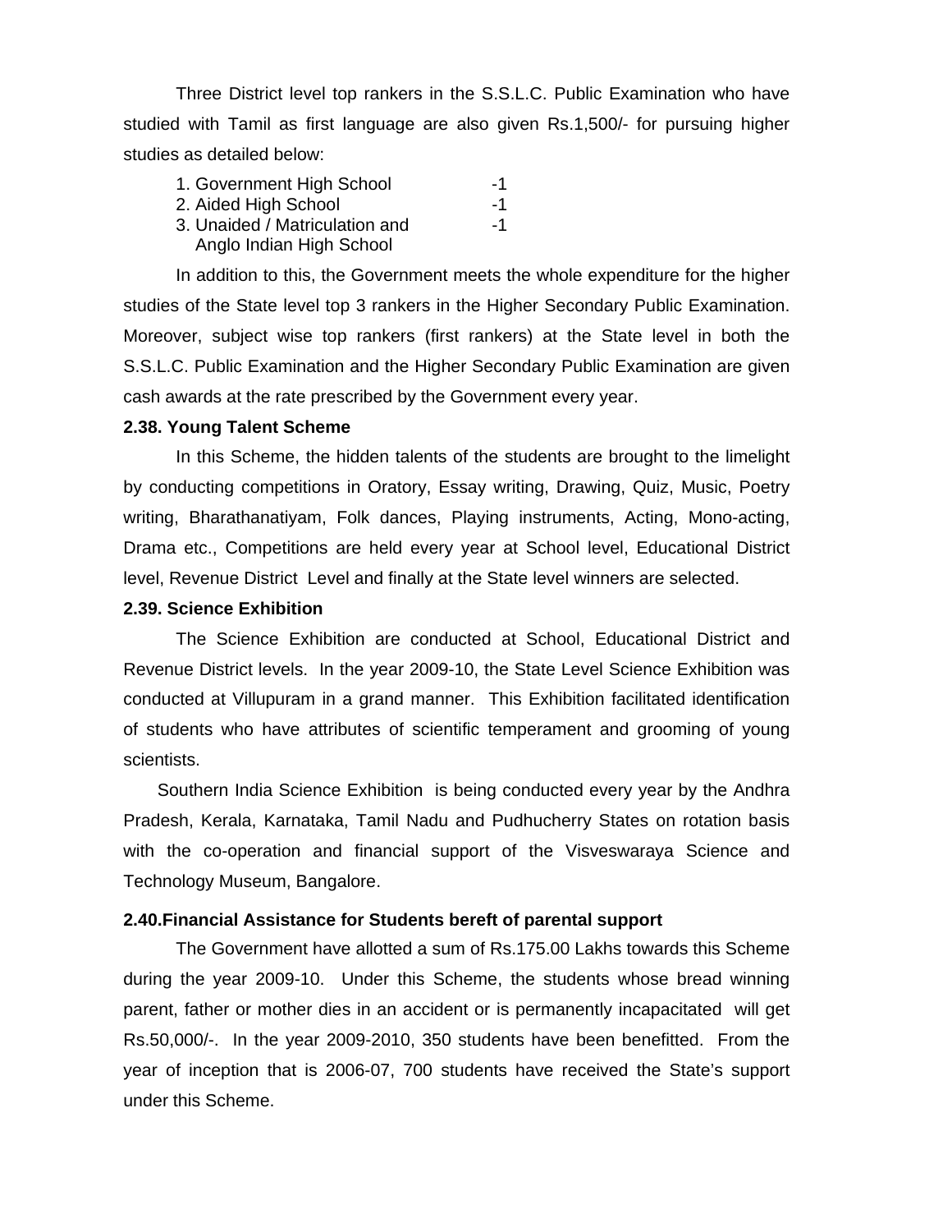Three District level top rankers in the S.S.L.C. Public Examination who have studied with Tamil as first language are also given Rs.1,500/- for pursuing higher studies as detailed below:

1. Government High School -1
2. Aided High School -1
3. Unaided / Matriculation and Anglo Indian High School -1

In addition to this, the Government meets the whole expenditure for the higher studies of the State level top 3 rankers in the Higher Secondary Public Examination. Moreover, subject wise top rankers (first rankers) at the State level in both the S.S.L.C. Public Examination and the Higher Secondary Public Examination are given cash awards at the rate prescribed by the Government every year.

**2.38. Young Talent Scheme**

In this Scheme, the hidden talents of the students are brought to the limelight by conducting competitions in Oratory, Essay writing, Drawing, Quiz, Music, Poetry writing, Bharathanatiyam, Folk dances, Playing instruments, Acting, Mono-acting, Drama etc., Competitions are held every year at School level, Educational District level, Revenue District Level and finally at the State level winners are selected.

**2.39. Science Exhibition**

The Science Exhibition are conducted at School, Educational District and Revenue District levels. In the year 2009-10, the State Level Science Exhibition was conducted at Villupuram in a grand manner. This Exhibition facilitated identification of students who have attributes of scientific temperament and grooming of young scientists.

Southern India Science Exhibition is being conducted every year by the Andhra Pradesh, Kerala, Karnataka, Tamil Nadu and Pudhucherry States on rotation basis with the co-operation and financial support of the Visveswaraya Science and Technology Museum, Bangalore.

**2.40.Financial Assistance for Students bereft of parental support**

The Government have allotted a sum of Rs.175.00 Lakhs towards this Scheme during the year 2009-10. Under this Scheme, the students whose bread winning parent, father or mother dies in an accident or is permanently incapacitated will get Rs.50,000/-. In the year 2009-2010, 350 students have been benefitted. From the year of inception that is 2006-07, 700 students have received the State's support under this Scheme.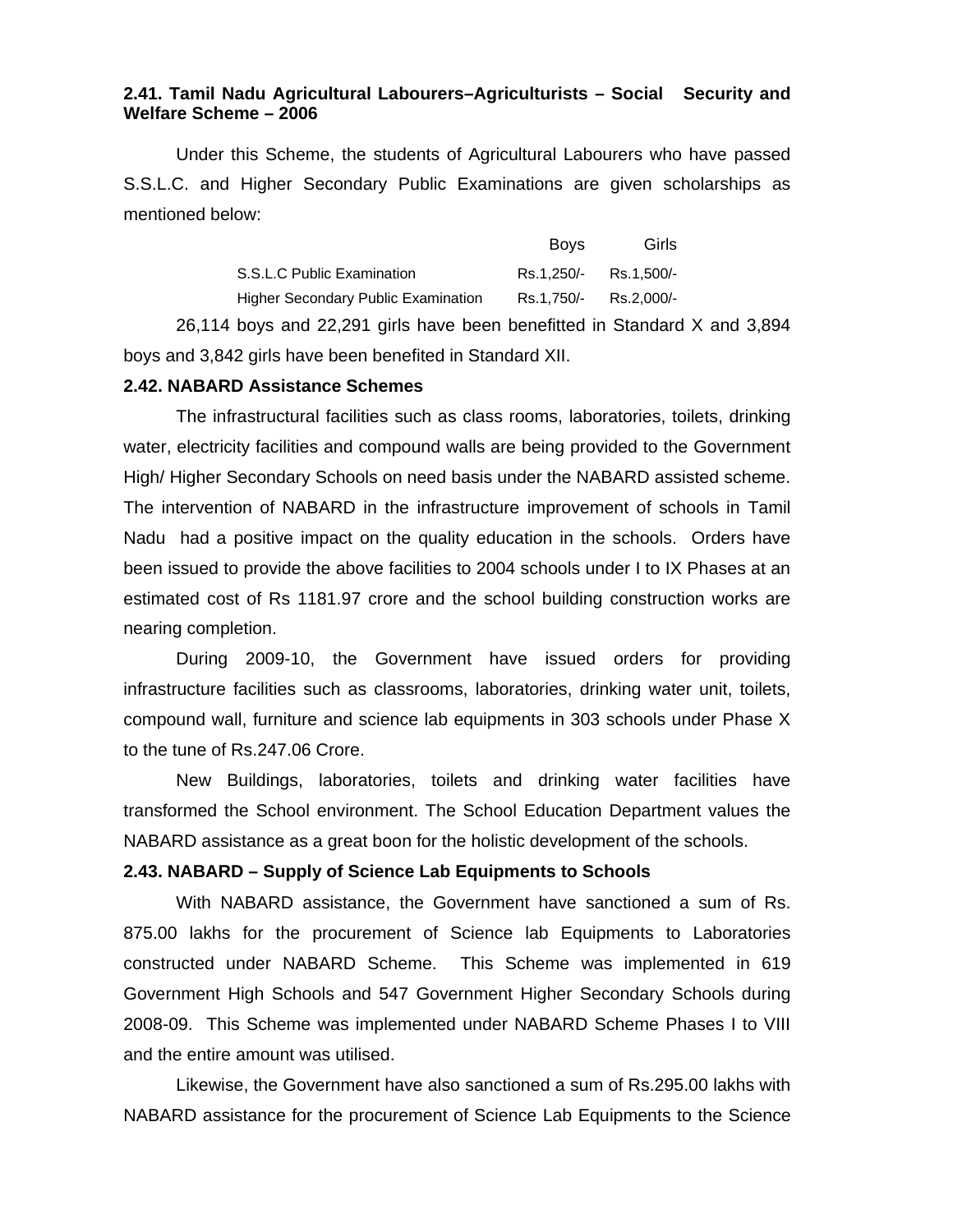**2.41. Tamil Nadu Agricultural Labourers–Agriculturists – Social Security and Welfare Scheme – 2006**

Under this Scheme, the students of Agricultural Labourers who have passed S.S.L.C. and Higher Secondary Public Examinations are given scholarships as mentioned below:

| | Boys | Girls |
|---|---|---|
| S.S.L.C Public Examination | Rs.1,250/- | Rs.1,500/- |
| Higher Secondary Public Examination | Rs.1,750/- | Rs.2,000/- |

26,114 boys and 22,291 girls have been benefitted in Standard X and 3,894 boys and 3,842 girls have been benefited in Standard XII.

**2.42. NABARD Assistance Schemes**

The infrastructural facilities such as class rooms, laboratories, toilets, drinking water, electricity facilities and compound walls are being provided to the Government High/ Higher Secondary Schools on need basis under the NABARD assisted scheme. The intervention of NABARD in the infrastructure improvement of schools in Tamil Nadu had a positive impact on the quality education in the schools. Orders have been issued to provide the above facilities to 2004 schools under I to IX Phases at an estimated cost of Rs 1181.97 crore and the school building construction works are nearing completion.

During 2009-10, the Government have issued orders for providing infrastructure facilities such as classrooms, laboratories, drinking water unit, toilets, compound wall, furniture and science lab equipments in 303 schools under Phase X to the tune of Rs.247.06 Crore.

New Buildings, laboratories, toilets and drinking water facilities have transformed the School environment. The School Education Department values the NABARD assistance as a great boon for the holistic development of the schools.

**2.43. NABARD – Supply of Science Lab Equipments to Schools**

With NABARD assistance, the Government have sanctioned a sum of Rs. 875.00 lakhs for the procurement of Science lab Equipments to Laboratories constructed under NABARD Scheme. This Scheme was implemented in 619 Government High Schools and 547 Government Higher Secondary Schools during 2008-09. This Scheme was implemented under NABARD Scheme Phases I to VIII and the entire amount was utilised.

Likewise, the Government have also sanctioned a sum of Rs.295.00 lakhs with NABARD assistance for the procurement of Science Lab Equipments to the Science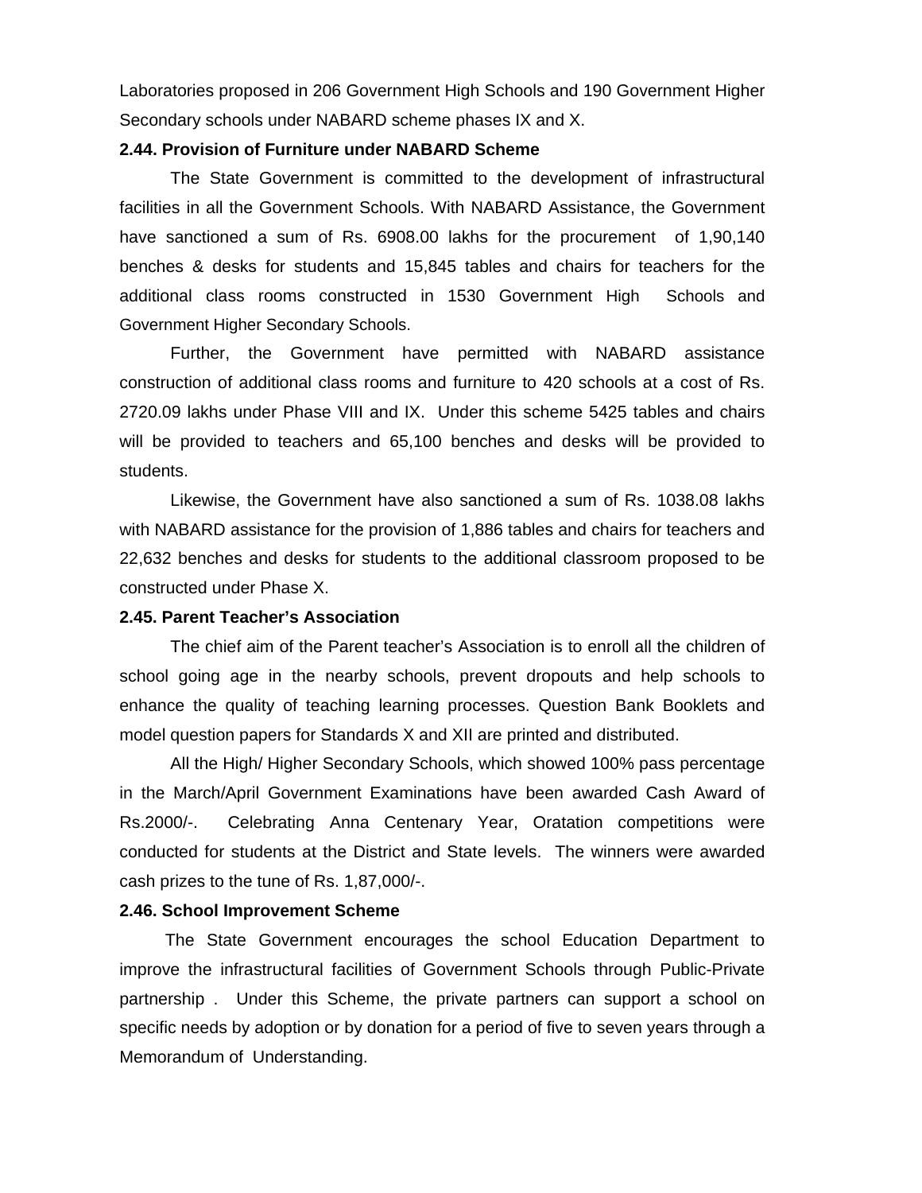Laboratories proposed in 206 Government High Schools and 190 Government Higher Secondary schools under NABARD scheme phases IX and X.

**2.44. Provision of Furniture under NABARD Scheme**

The State Government is committed to the development of infrastructural facilities in all the Government Schools. With NABARD Assistance, the Government have sanctioned a sum of Rs. 6908.00 lakhs for the procurement of 1,90,140 benches & desks for students and 15,845 tables and chairs for teachers for the additional class rooms constructed in 1530 Government High Schools and Government Higher Secondary Schools.

Further, the Government have permitted with NABARD assistance construction of additional class rooms and furniture to 420 schools at a cost of Rs. 2720.09 lakhs under Phase VIII and IX. Under this scheme 5425 tables and chairs will be provided to teachers and 65,100 benches and desks will be provided to students.

Likewise, the Government have also sanctioned a sum of Rs. 1038.08 lakhs with NABARD assistance for the provision of 1,886 tables and chairs for teachers and 22,632 benches and desks for students to the additional classroom proposed to be constructed under Phase X.

**2.45. Parent Teacher's Association**

The chief aim of the Parent teacher's Association is to enroll all the children of school going age in the nearby schools, prevent dropouts and help schools to enhance the quality of teaching learning processes. Question Bank Booklets and model question papers for Standards X and XII are printed and distributed.

All the High/ Higher Secondary Schools, which showed 100% pass percentage in the March/April Government Examinations have been awarded Cash Award of Rs.2000/-. Celebrating Anna Centenary Year, Oratation competitions were conducted for students at the District and State levels. The winners were awarded cash prizes to the tune of Rs. 1,87,000/-.

**2.46. School Improvement Scheme**

The State Government encourages the school Education Department to improve the infrastructural facilities of Government Schools through Public-Private partnership . Under this Scheme, the private partners can support a school on specific needs by adoption or by donation for a period of five to seven years through a Memorandum of Understanding.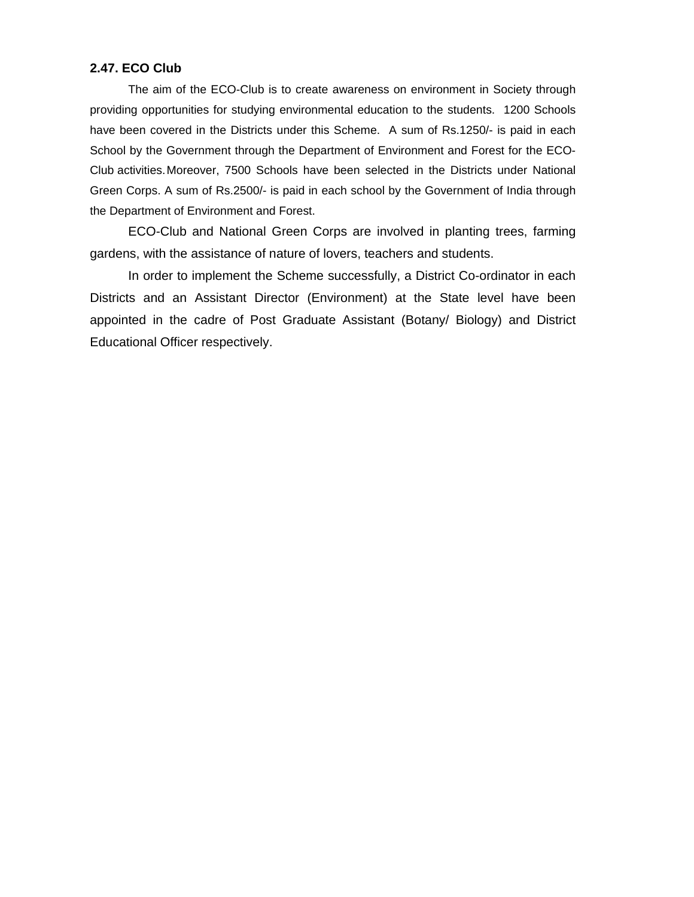**2.47. ECO Club**

The aim of the ECO-Club is to create awareness on environment in Society through providing opportunities for studying environmental education to the students. 1200 Schools have been covered in the Districts under this Scheme. A sum of Rs.1250/- is paid in each School by the Government through the Department of Environment and Forest for the ECO-Club activities. Moreover, 7500 Schools have been selected in the Districts under National Green Corps. A sum of Rs.2500/- is paid in each school by the Government of India through the Department of Environment and Forest.

ECO-Club and National Green Corps are involved in planting trees, farming gardens, with the assistance of nature of lovers, teachers and students.

In order to implement the Scheme successfully, a District Co-ordinator in each Districts and an Assistant Director (Environment) at the State level have been appointed in the cadre of Post Graduate Assistant (Botany/ Biology) and District Educational Officer respectively.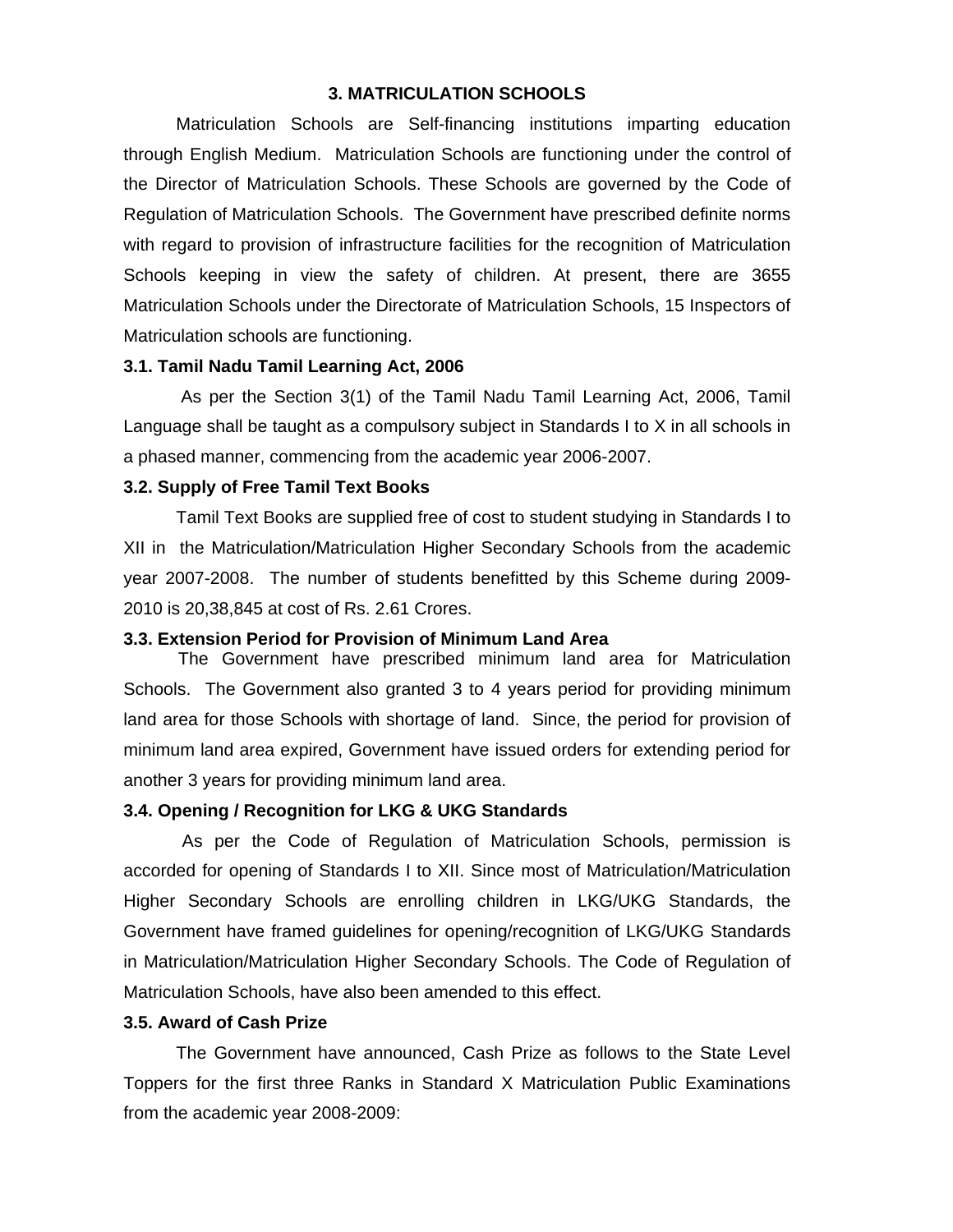## 3. MATRICULATION SCHOOLS

Matriculation Schools are Self-financing institutions imparting education through English Medium. Matriculation Schools are functioning under the control of the Director of Matriculation Schools. These Schools are governed by the Code of Regulation of Matriculation Schools. The Government have prescribed definite norms with regard to provision of infrastructure facilities for the recognition of Matriculation Schools keeping in view the safety of children. At present, there are 3655 Matriculation Schools under the Directorate of Matriculation Schools, 15 Inspectors of Matriculation schools are functioning.

### 3.1. Tamil Nadu Tamil Learning Act, 2006

As per the Section 3(1) of the Tamil Nadu Tamil Learning Act, 2006, Tamil Language shall be taught as a compulsory subject in Standards I to X in all schools in a phased manner, commencing from the academic year 2006-2007.

### 3.2. Supply of Free Tamil Text Books

Tamil Text Books are supplied free of cost to student studying in Standards I to XII in the Matriculation/Matriculation Higher Secondary Schools from the academic year 2007-2008. The number of students benefitted by this Scheme during 2009-2010 is 20,38,845 at cost of Rs. 2.61 Crores.

### 3.3. Extension Period for Provision of Minimum Land Area

The Government have prescribed minimum land area for Matriculation Schools. The Government also granted 3 to 4 years period for providing minimum land area for those Schools with shortage of land. Since, the period for provision of minimum land area expired, Government have issued orders for extending period for another 3 years for providing minimum land area.

### 3.4. Opening / Recognition for LKG & UKG Standards

As per the Code of Regulation of Matriculation Schools, permission is accorded for opening of Standards I to XII. Since most of Matriculation/Matriculation Higher Secondary Schools are enrolling children in LKG/UKG Standards, the Government have framed guidelines for opening/recognition of LKG/UKG Standards in Matriculation/Matriculation Higher Secondary Schools. The Code of Regulation of Matriculation Schools, have also been amended to this effect.

### 3.5. Award of Cash Prize

The Government have announced, Cash Prize as follows to the State Level Toppers for the first three Ranks in Standard X Matriculation Public Examinations from the academic year 2008-2009: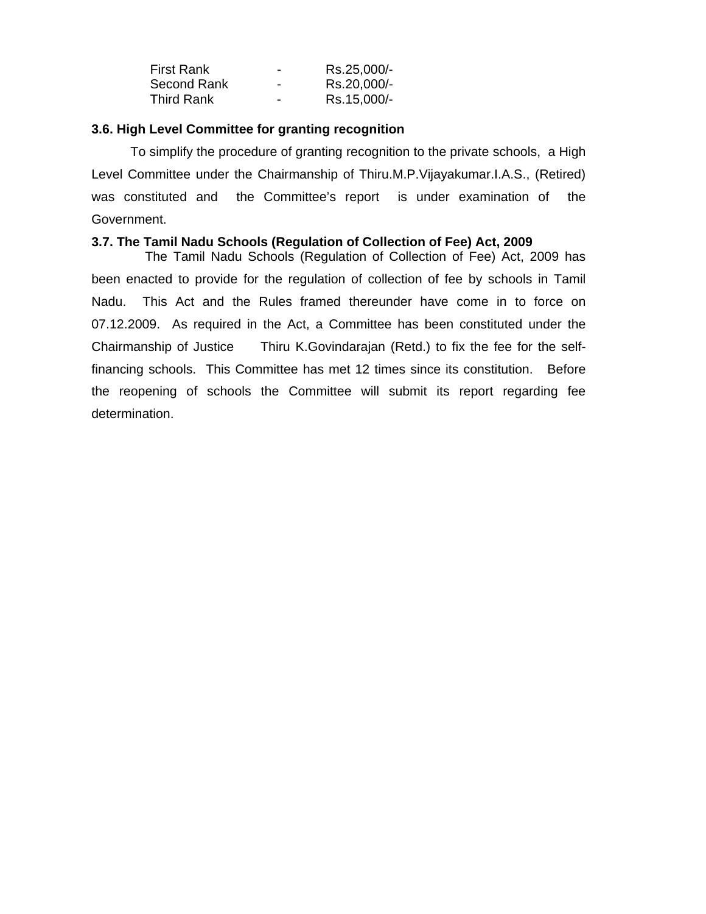| First Rank | - | Rs.25,000/- |
|---|---|---|
| Second Rank | - | Rs.20,000/- |
| Third Rank | - | Rs.15,000/- |

**3.6. High Level Committee for granting recognition**

To simplify the procedure of granting recognition to the private schools, a High Level Committee under the Chairmanship of Thiru.M.P.Vijayakumar.I.A.S., (Retired) was constituted and the Committee's report is under examination of the Government.

**3.7. The Tamil Nadu Schools (Regulation of Collection of Fee) Act, 2009**

The Tamil Nadu Schools (Regulation of Collection of Fee) Act, 2009 has been enacted to provide for the regulation of collection of fee by schools in Tamil Nadu. This Act and the Rules framed thereunder have come in to force on 07.12.2009. As required in the Act, a Committee has been constituted under the Chairmanship of Justice Thiru K.Govindarajan (Retd.) to fix the fee for the self-financing schools. This Committee has met 12 times since its constitution. Before the reopening of schools the Committee will submit its report regarding fee determination.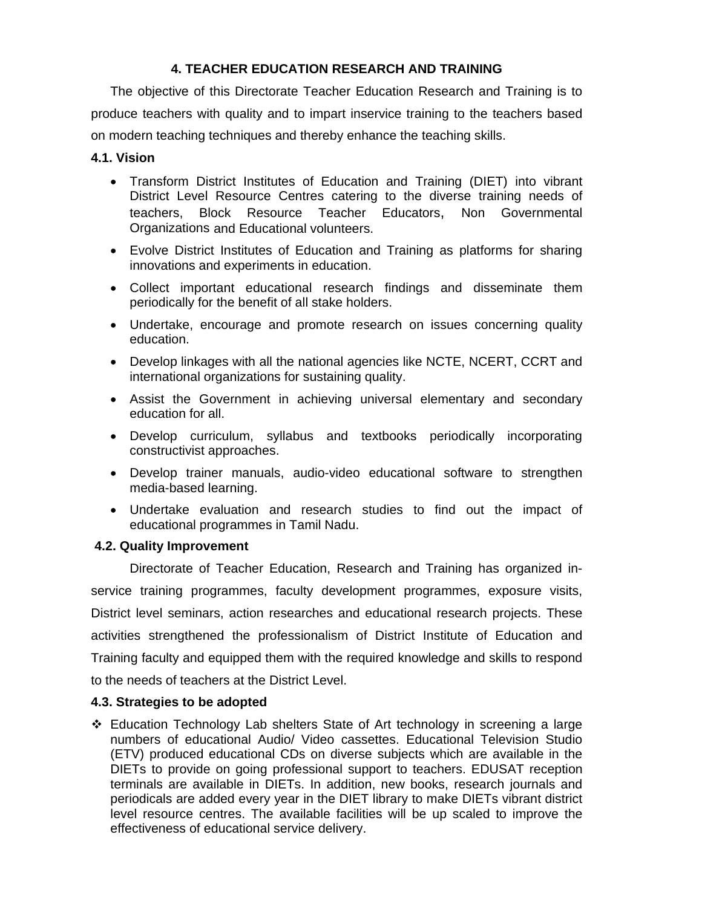## 4. TEACHER EDUCATION RESEARCH AND TRAINING

The objective of this Directorate Teacher Education Research and Training is to produce teachers with quality and to impart inservice training to the teachers based on modern teaching techniques and thereby enhance the teaching skills.

### 4.1. Vision

- Transform District Institutes of Education and Training (DIET) into vibrant District Level Resource Centres catering to the diverse training needs of teachers, Block Resource Teacher Educators, Non Governmental Organizations and Educational volunteers.
- Evolve District Institutes of Education and Training as platforms for sharing innovations and experiments in education.
- Collect important educational research findings and disseminate them periodically for the benefit of all stake holders.
- Undertake, encourage and promote research on issues concerning quality education.
- Develop linkages with all the national agencies like NCTE, NCERT, CCRT and international organizations for sustaining quality.
- Assist the Government in achieving universal elementary and secondary education for all.
- Develop curriculum, syllabus and textbooks periodically incorporating constructivist approaches.
- Develop trainer manuals, audio-video educational software to strengthen media-based learning.
- Undertake evaluation and research studies to find out the impact of educational programmes in Tamil Nadu.

### 4.2. Quality Improvement

Directorate of Teacher Education, Research and Training has organized in-service training programmes, faculty development programmes, exposure visits, District level seminars, action researches and educational research projects. These activities strengthened the professionalism of District Institute of Education and Training faculty and equipped them with the required knowledge and skills to respond to the needs of teachers at the District Level.

### 4.3. Strategies to be adopted

- Education Technology Lab shelters State of Art technology in screening a large numbers of educational Audio/ Video cassettes. Educational Television Studio (ETV) produced educational CDs on diverse subjects which are available in the DIETs to provide on going professional support to teachers. EDUSAT reception terminals are available in DIETs. In addition, new books, research journals and periodicals are added every year in the DIET library to make DIETs vibrant district level resource centres. The available facilities will be up scaled to improve the effectiveness of educational service delivery.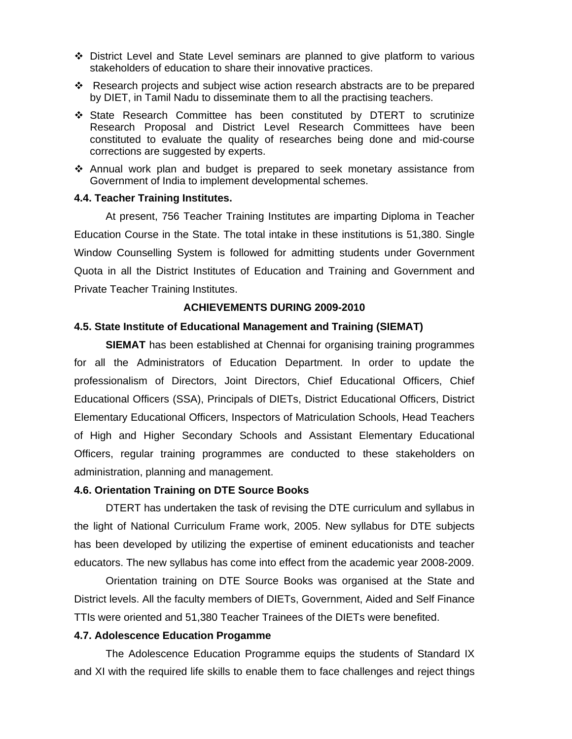- District Level and State Level seminars are planned to give platform to various stakeholders of education to share their innovative practices.
- Research projects and subject wise action research abstracts are to be prepared by DIET, in Tamil Nadu to disseminate them to all the practising teachers.
- State Research Committee has been constituted by DTERT to scrutinize Research Proposal and District Level Research Committees have been constituted to evaluate the quality of researches being done and mid-course corrections are suggested by experts.
- Annual work plan and budget is prepared to seek monetary assistance from Government of India to implement developmental schemes.

**4.4. Teacher Training Institutes.**

At present, 756 Teacher Training Institutes are imparting Diploma in Teacher Education Course in the State. The total intake in these institutions is 51,380. Single Window Counselling System is followed for admitting students under Government Quota in all the District Institutes of Education and Training and Government and Private Teacher Training Institutes.

**ACHIEVEMENTS DURING 2009-2010**

**4.5. State Institute of Educational Management and Training (SIEMAT)**

**SIEMAT** has been established at Chennai for organising training programmes for all the Administrators of Education Department. In order to update the professionalism of Directors, Joint Directors, Chief Educational Officers, Chief Educational Officers (SSA), Principals of DIETs, District Educational Officers, District Elementary Educational Officers, Inspectors of Matriculation Schools, Head Teachers of High and Higher Secondary Schools and Assistant Elementary Educational Officers, regular training programmes are conducted to these stakeholders on administration, planning and management.

**4.6. Orientation Training on DTE Source Books**

DTERT has undertaken the task of revising the DTE curriculum and syllabus in the light of National Curriculum Frame work, 2005. New syllabus for DTE subjects has been developed by utilizing the expertise of eminent educationists and teacher educators. The new syllabus has come into effect from the academic year 2008-2009.

Orientation training on DTE Source Books was organised at the State and District levels. All the faculty members of DIETs, Government, Aided and Self Finance TTIs were oriented and 51,380 Teacher Trainees of the DIETs were benefited.

**4.7. Adolescence Education Progamme**

The Adolescence Education Programme equips the students of Standard IX and XI with the required life skills to enable them to face challenges and reject things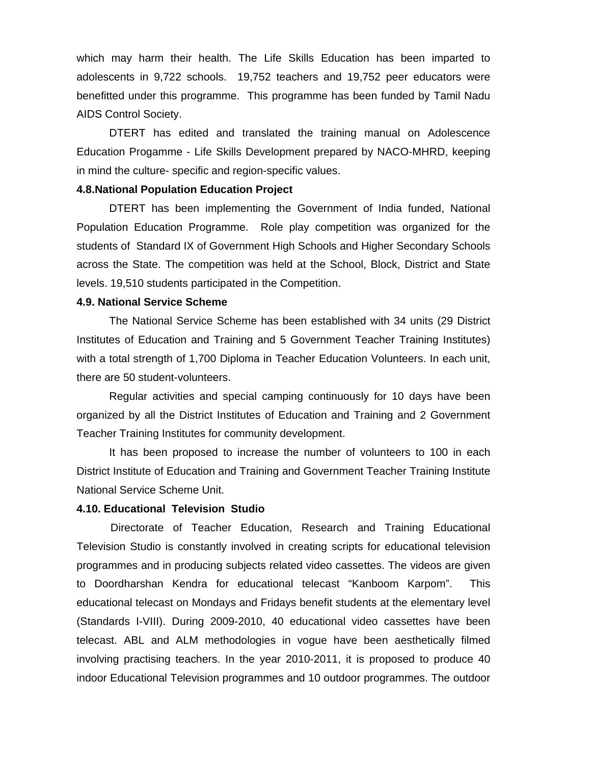which may harm their health. The Life Skills Education has been imparted to adolescents in 9,722 schools. 19,752 teachers and 19,752 peer educators were benefitted under this programme. This programme has been funded by Tamil Nadu AIDS Control Society.

DTERT has edited and translated the training manual on Adolescence Education Progamme - Life Skills Development prepared by NACO-MHRD, keeping in mind the culture- specific and region-specific values.

**4.8.National Population Education Project**

DTERT has been implementing the Government of India funded, National Population Education Programme. Role play competition was organized for the students of Standard IX of Government High Schools and Higher Secondary Schools across the State. The competition was held at the School, Block, District and State levels. 19,510 students participated in the Competition.

**4.9. National Service Scheme**

The National Service Scheme has been established with 34 units (29 District Institutes of Education and Training and 5 Government Teacher Training Institutes) with a total strength of 1,700 Diploma in Teacher Education Volunteers. In each unit, there are 50 student-volunteers.

Regular activities and special camping continuously for 10 days have been organized by all the District Institutes of Education and Training and 2 Government Teacher Training Institutes for community development.

It has been proposed to increase the number of volunteers to 100 in each District Institute of Education and Training and Government Teacher Training Institute National Service Scheme Unit.

**4.10. Educational Television Studio**

Directorate of Teacher Education, Research and Training Educational Television Studio is constantly involved in creating scripts for educational television programmes and in producing subjects related video cassettes. The videos are given to Doordharshan Kendra for educational telecast "Kanboom Karpom". This educational telecast on Mondays and Fridays benefit students at the elementary level (Standards I-VIII). During 2009-2010, 40 educational video cassettes have been telecast. ABL and ALM methodologies in vogue have been aesthetically filmed involving practising teachers. In the year 2010-2011, it is proposed to produce 40 indoor Educational Television programmes and 10 outdoor programmes. The outdoor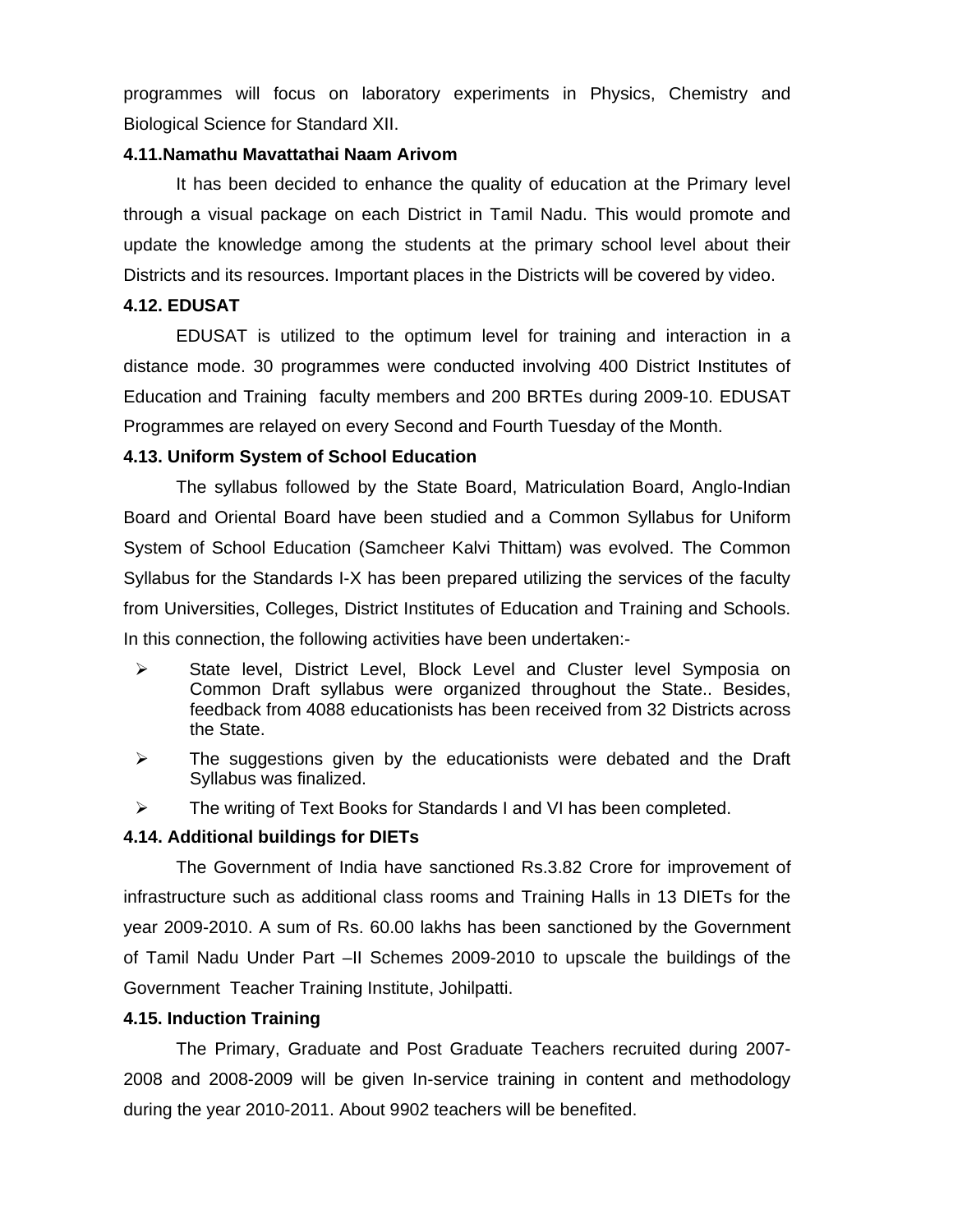programmes will focus on laboratory experiments in Physics, Chemistry and Biological Science for Standard XII.

**4.11.Namathu Mavattathai Naam Arivom**

It has been decided to enhance the quality of education at the Primary level through a visual package on each District in Tamil Nadu. This would promote and update the knowledge among the students at the primary school level about their Districts and its resources. Important places in the Districts will be covered by video.

**4.12. EDUSAT**

EDUSAT is utilized to the optimum level for training and interaction in a distance mode. 30 programmes were conducted involving 400 District Institutes of Education and Training faculty members and 200 BRTEs during 2009-10. EDUSAT Programmes are relayed on every Second and Fourth Tuesday of the Month.

**4.13. Uniform System of School Education**

The syllabus followed by the State Board, Matriculation Board, Anglo-Indian Board and Oriental Board have been studied and a Common Syllabus for Uniform System of School Education (Samcheer Kalvi Thittam) was evolved. The Common Syllabus for the Standards I-X has been prepared utilizing the services of the faculty from Universities, Colleges, District Institutes of Education and Training and Schools. In this connection, the following activities have been undertaken:-

- State level, District Level, Block Level and Cluster level Symposia on Common Draft syllabus were organized throughout the State.. Besides, feedback from 4088 educationists has been received from 32 Districts across the State.
- The suggestions given by the educationists were debated and the Draft Syllabus was finalized.
- The writing of Text Books for Standards I and VI has been completed.

**4.14. Additional buildings for DIETs**

The Government of India have sanctioned Rs.3.82 Crore for improvement of infrastructure such as additional class rooms and Training Halls in 13 DIETs for the year 2009-2010. A sum of Rs. 60.00 lakhs has been sanctioned by the Government of Tamil Nadu Under Part –II Schemes 2009-2010 to upscale the buildings of the Government Teacher Training Institute, Johilpatti.

**4.15. Induction Training**

The Primary, Graduate and Post Graduate Teachers recruited during 2007-2008 and 2008-2009 will be given In-service training in content and methodology during the year 2010-2011. About 9902 teachers will be benefited.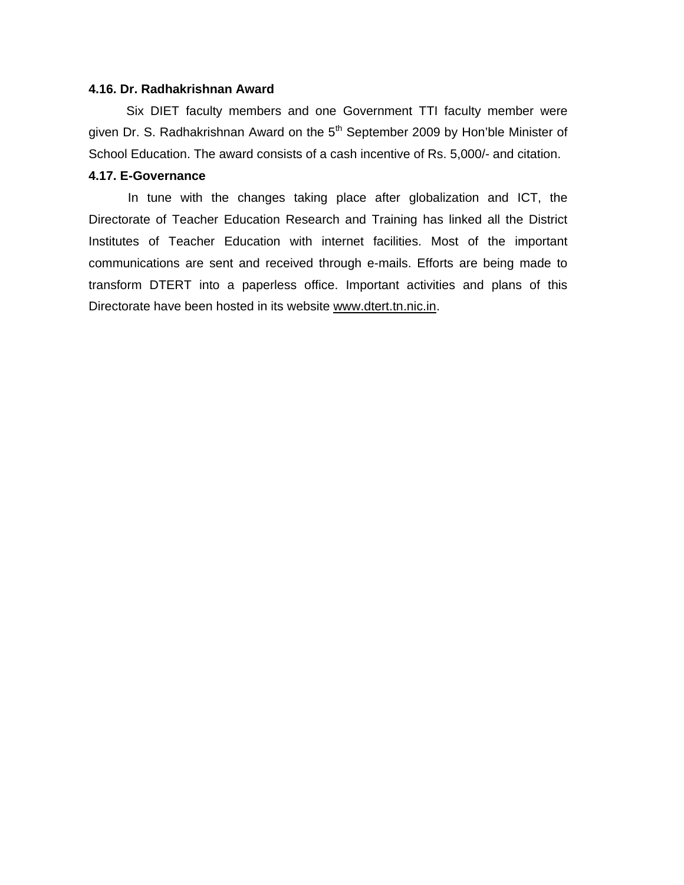**4.16. Dr. Radhakrishnan Award**

Six DIET faculty members and one Government TTI faculty member were given Dr. S. Radhakrishnan Award on the 5th September 2009 by Hon'ble Minister of School Education. The award consists of a cash incentive of Rs. 5,000/- and citation.

**4.17. E-Governance**

In tune with the changes taking place after globalization and ICT, the Directorate of Teacher Education Research and Training has linked all the District Institutes of Teacher Education with internet facilities. Most of the important communications are sent and received through e-mails. Efforts are being made to transform DTERT into a paperless office. Important activities and plans of this Directorate have been hosted in its website www.dtert.tn.nic.in.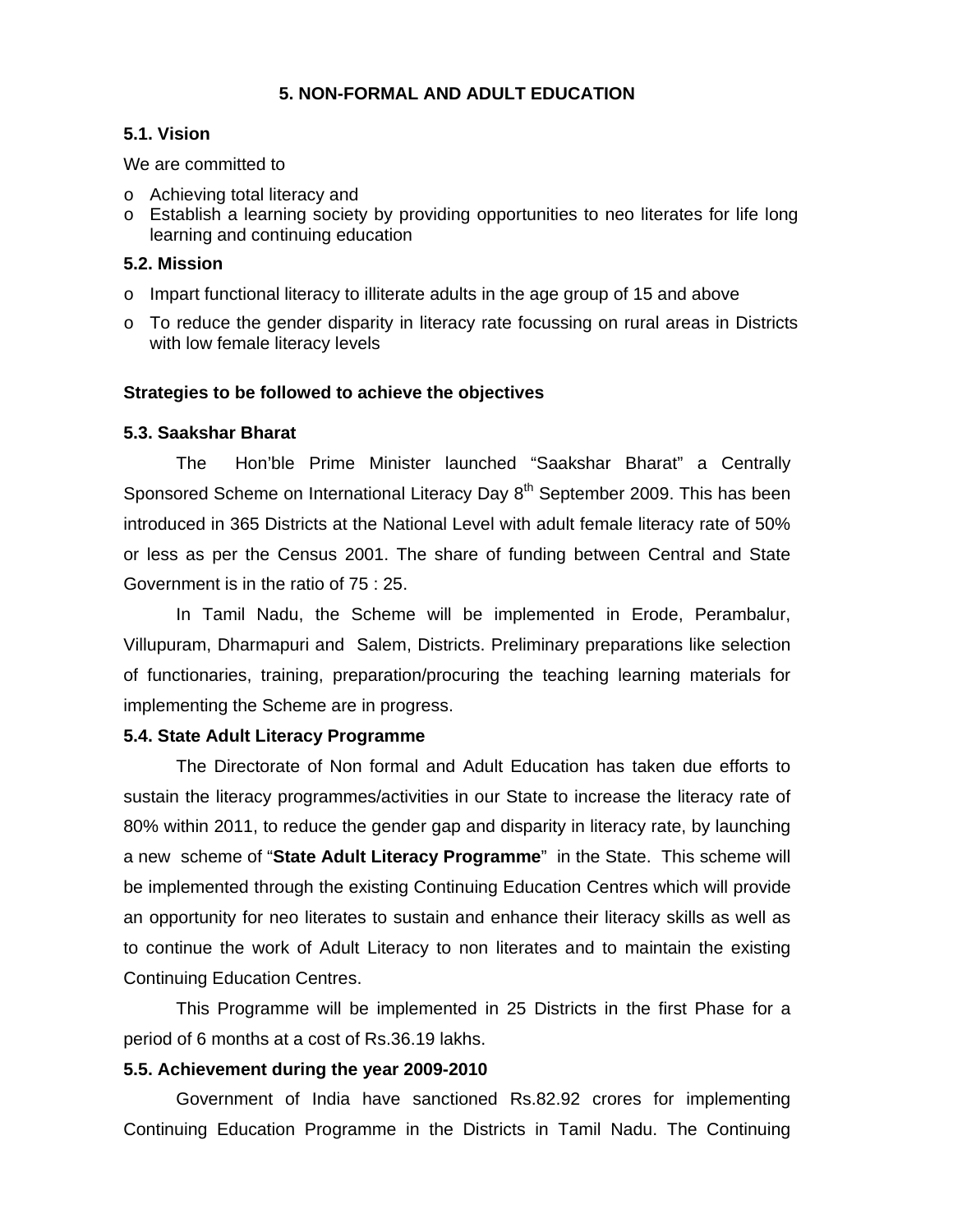## 5. NON-FORMAL AND ADULT EDUCATION

### 5.1. Vision

We are committed to

- Achieving total literacy and
- Establish a learning society by providing opportunities to neo literates for life long learning and continuing education

### 5.2. Mission

- Impart functional literacy to illiterate adults in the age group of 15 and above
- To reduce the gender disparity in literacy rate focussing on rural areas in Districts with low female literacy levels

### Strategies to be followed to achieve the objectives

### 5.3. Saakshar Bharat

The Hon'ble Prime Minister launched "Saakshar Bharat" a Centrally Sponsored Scheme on International Literacy Day 8th September 2009. This has been introduced in 365 Districts at the National Level with adult female literacy rate of 50% or less as per the Census 2001. The share of funding between Central and State Government is in the ratio of 75 : 25.

In Tamil Nadu, the Scheme will be implemented in Erode, Perambalur, Villupuram, Dharmapuri and Salem, Districts. Preliminary preparations like selection of functionaries, training, preparation/procuring the teaching learning materials for implementing the Scheme are in progress.

### 5.4. State Adult Literacy Programme

The Directorate of Non formal and Adult Education has taken due efforts to sustain the literacy programmes/activities in our State to increase the literacy rate of 80% within 2011, to reduce the gender gap and disparity in literacy rate, by launching a new scheme of "**State Adult Literacy Programme**" in the State. This scheme will be implemented through the existing Continuing Education Centres which will provide an opportunity for neo literates to sustain and enhance their literacy skills as well as to continue the work of Adult Literacy to non literates and to maintain the existing Continuing Education Centres.

This Programme will be implemented in 25 Districts in the first Phase for a period of 6 months at a cost of Rs.36.19 lakhs.

### 5.5. Achievement during the year 2009-2010

Government of India have sanctioned Rs.82.92 crores for implementing Continuing Education Programme in the Districts in Tamil Nadu. The Continuing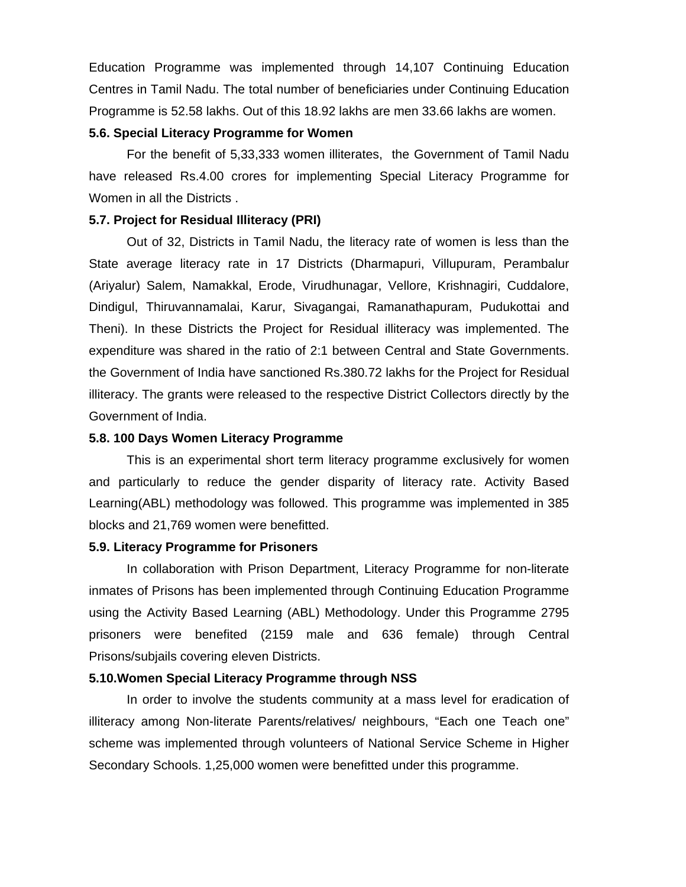Education Programme was implemented through 14,107 Continuing Education Centres in Tamil Nadu. The total number of beneficiaries under Continuing Education Programme is 52.58 lakhs. Out of this 18.92 lakhs are men 33.66 lakhs are women.

**5.6. Special Literacy Programme for Women**

For the benefit of 5,33,333 women illiterates, the Government of Tamil Nadu have released Rs.4.00 crores for implementing Special Literacy Programme for Women in all the Districts .

**5.7. Project for Residual Illiteracy (PRI)**

Out of 32, Districts in Tamil Nadu, the literacy rate of women is less than the State average literacy rate in 17 Districts (Dharmapuri, Villupuram, Perambalur (Ariyalur) Salem, Namakkal, Erode, Virudhunagar, Vellore, Krishnagiri, Cuddalore, Dindigul, Thiruvannamalai, Karur, Sivagangai, Ramanathapuram, Pudukottai and Theni). In these Districts the Project for Residual illiteracy was implemented. The expenditure was shared in the ratio of 2:1 between Central and State Governments. the Government of India have sanctioned Rs.380.72 lakhs for the Project for Residual illiteracy. The grants were released to the respective District Collectors directly by the Government of India.

**5.8. 100 Days Women Literacy Programme**

This is an experimental short term literacy programme exclusively for women and particularly to reduce the gender disparity of literacy rate. Activity Based Learning(ABL) methodology was followed. This programme was implemented in 385 blocks and 21,769 women were benefitted.

**5.9. Literacy Programme for Prisoners**

In collaboration with Prison Department, Literacy Programme for non-literate inmates of Prisons has been implemented through Continuing Education Programme using the Activity Based Learning (ABL) Methodology. Under this Programme 2795 prisoners were benefited (2159 male and 636 female) through Central Prisons/subjails covering eleven Districts.

**5.10.Women Special Literacy Programme through NSS**

In order to involve the students community at a mass level for eradication of illiteracy among Non-literate Parents/relatives/ neighbours, “Each one Teach one” scheme was implemented through volunteers of National Service Scheme in Higher Secondary Schools. 1,25,000 women were benefitted under this programme.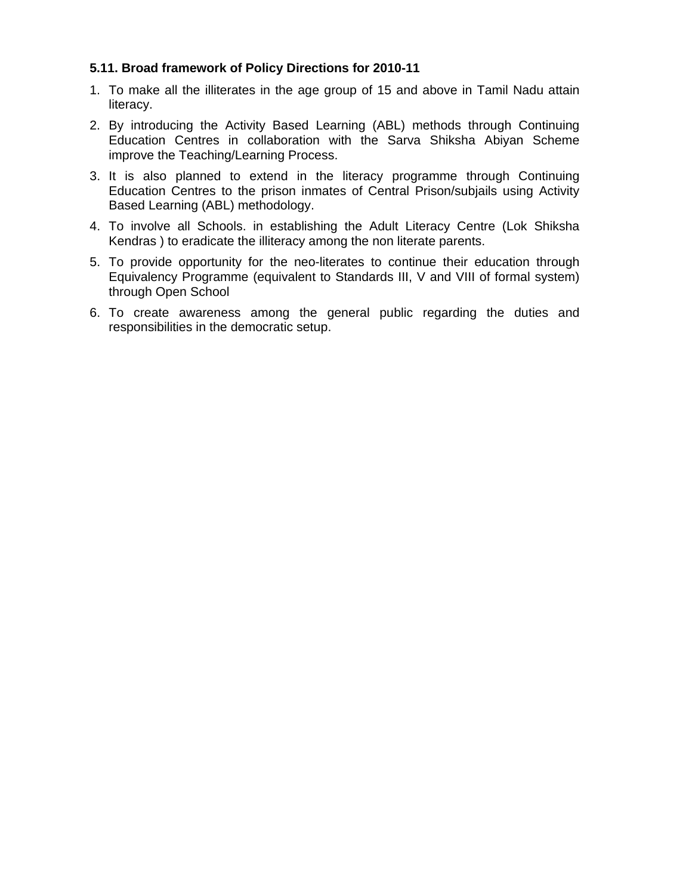### 5.11. Broad framework of Policy Directions for 2010-11

1. To make all the illiterates in the age group of 15 and above in Tamil Nadu attain literacy.
2. By introducing the Activity Based Learning (ABL) methods through Continuing Education Centres in collaboration with the Sarva Shiksha Abiyan Scheme improve the Teaching/Learning Process.
3. It is also planned to extend in the literacy programme through Continuing Education Centres to the prison inmates of Central Prison/subjails using Activity Based Learning (ABL) methodology.
4. To involve all Schools. in establishing the Adult Literacy Centre (Lok Shiksha Kendras ) to eradicate the illiteracy among the non literate parents.
5. To provide opportunity for the neo-literates to continue their education through Equivalency Programme (equivalent to Standards III, V and VIII of formal system) through Open School
6. To create awareness among the general public regarding the duties and responsibilities in the democratic setup.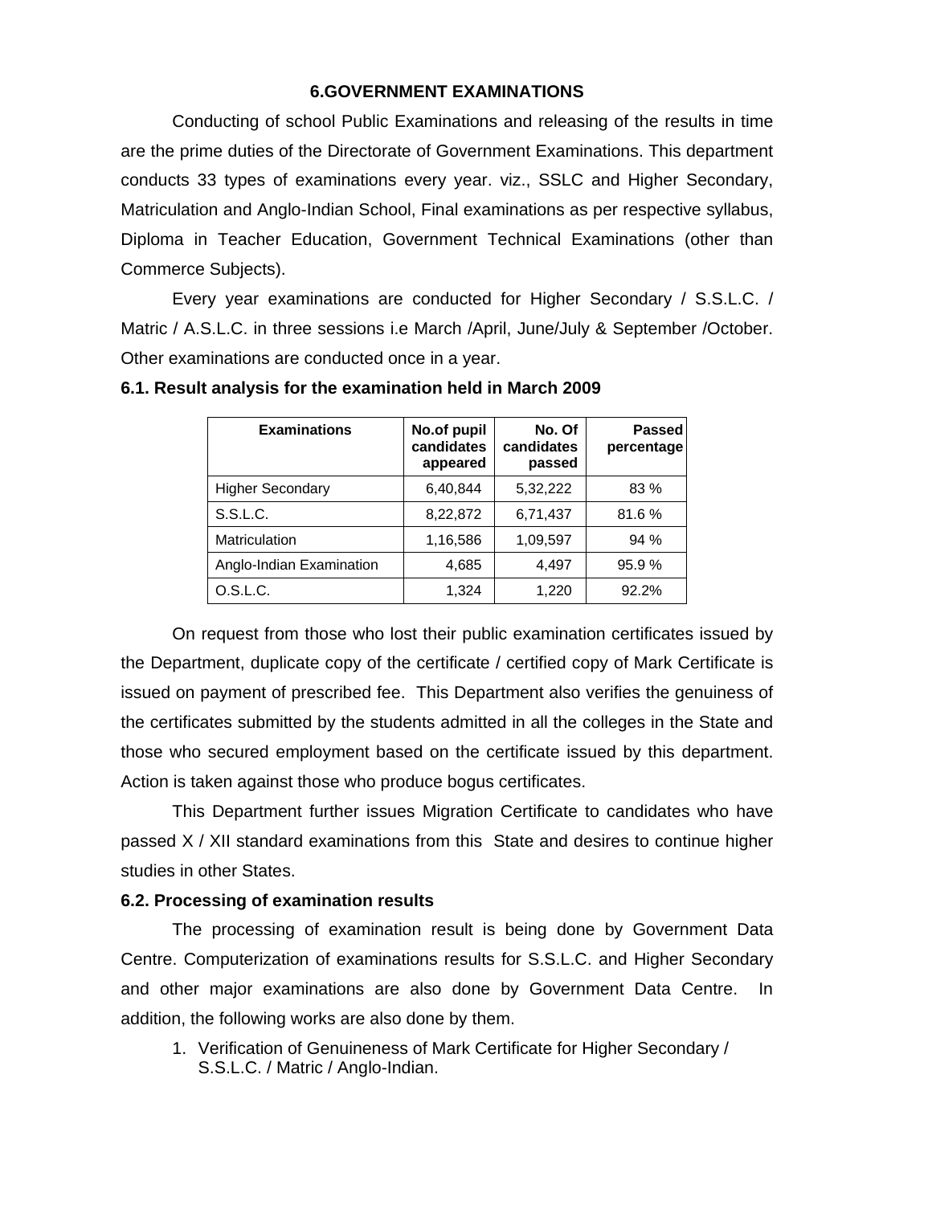## 6.GOVERNMENT EXAMINATIONS

Conducting of school Public Examinations and releasing of the results in time are the prime duties of the Directorate of Government Examinations. This department conducts 33 types of examinations every year. viz., SSLC and Higher Secondary, Matriculation and Anglo-Indian School, Final examinations as per respective syllabus, Diploma in Teacher Education, Government Technical Examinations (other than Commerce Subjects).

Every year examinations are conducted for Higher Secondary / S.S.L.C. / Matric / A.S.L.C. in three sessions i.e March /April, June/July & September /October. Other examinations are conducted once in a year.

### 6.1. Result analysis for the examination held in March 2009

| Examinations | No.of pupil candidates appeared | No. Of candidates passed | Passed percentage |
|---|---|---|---|
| Higher Secondary | 6,40,844 | 5,32,222 | 83 % |
| S.S.L.C. | 8,22,872 | 6,71,437 | 81.6 % |
| Matriculation | 1,16,586 | 1,09,597 | 94 % |
| Anglo-Indian Examination | 4,685 | 4,497 | 95.9 % |
| O.S.L.C. | 1,324 | 1,220 | 92.2% |

On request from those who lost their public examination certificates issued by the Department, duplicate copy of the certificate / certified copy of Mark Certificate is issued on payment of prescribed fee. This Department also verifies the genuiness of the certificates submitted by the students admitted in all the colleges in the State and those who secured employment based on the certificate issued by this department. Action is taken against those who produce bogus certificates.

This Department further issues Migration Certificate to candidates who have passed X / XII standard examinations from this State and desires to continue higher studies in other States.

### 6.2. Processing of examination results

The processing of examination result is being done by Government Data Centre. Computerization of examinations results for S.S.L.C. and Higher Secondary and other major examinations are also done by Government Data Centre. In addition, the following works are also done by them.

1. Verification of Genuineness of Mark Certificate for Higher Secondary / S.S.L.C. / Matric / Anglo-Indian.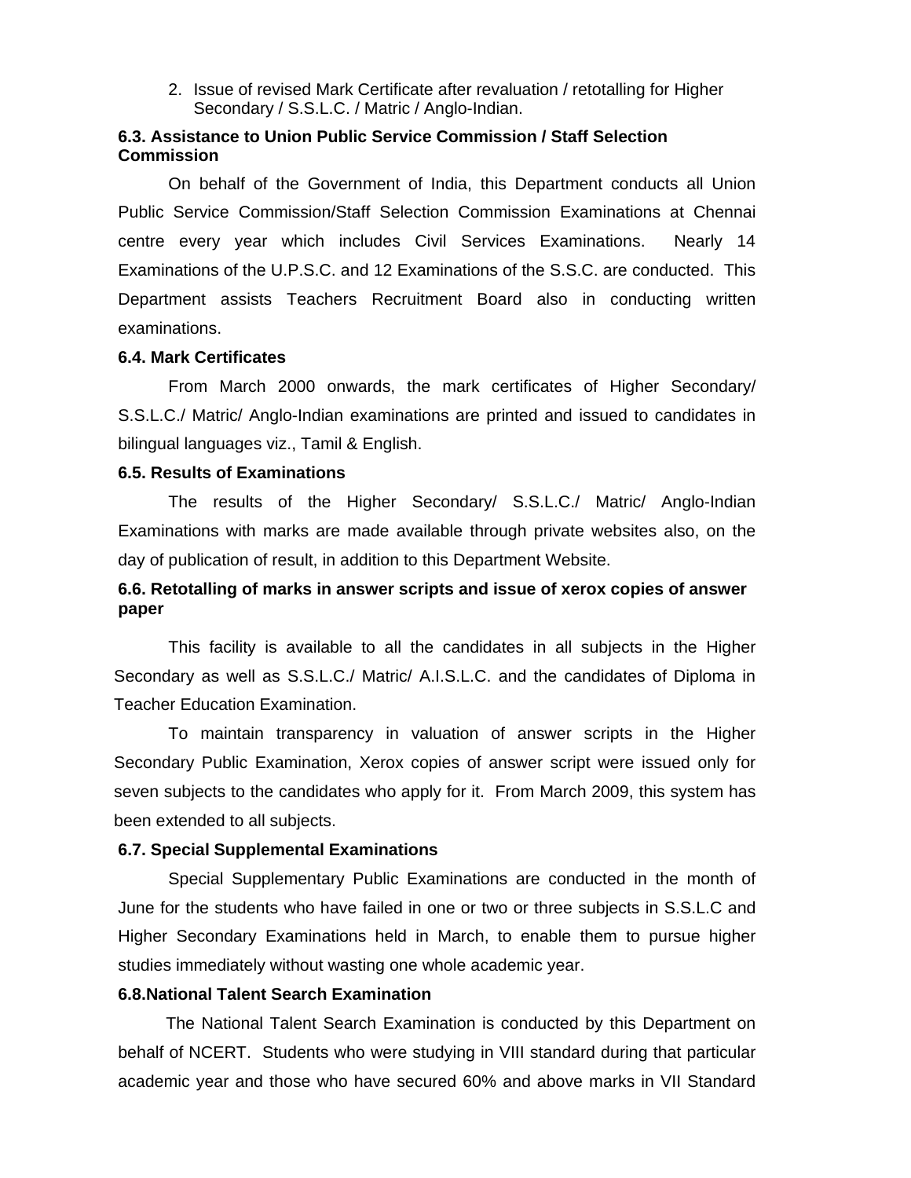2. Issue of revised Mark Certificate after revaluation / retotalling for Higher Secondary / S.S.L.C. / Matric / Anglo-Indian.

**6.3. Assistance to Union Public Service Commission / Staff Selection Commission**

On behalf of the Government of India, this Department conducts all Union Public Service Commission/Staff Selection Commission Examinations at Chennai centre every year which includes Civil Services Examinations. Nearly 14 Examinations of the U.P.S.C. and 12 Examinations of the S.S.C. are conducted. This Department assists Teachers Recruitment Board also in conducting written examinations.

**6.4. Mark Certificates**

From March 2000 onwards, the mark certificates of Higher Secondary/ S.S.L.C./ Matric/ Anglo-Indian examinations are printed and issued to candidates in bilingual languages viz., Tamil & English.

**6.5. Results of Examinations**

The results of the Higher Secondary/ S.S.L.C./ Matric/ Anglo-Indian Examinations with marks are made available through private websites also, on the day of publication of result, in addition to this Department Website.

**6.6. Retotalling of marks in answer scripts and issue of xerox copies of answer paper**

This facility is available to all the candidates in all subjects in the Higher Secondary as well as S.S.L.C./ Matric/ A.I.S.L.C. and the candidates of Diploma in Teacher Education Examination.

To maintain transparency in valuation of answer scripts in the Higher Secondary Public Examination, Xerox copies of answer script were issued only for seven subjects to the candidates who apply for it. From March 2009, this system has been extended to all subjects.

**6.7. Special Supplemental Examinations**

Special Supplementary Public Examinations are conducted in the month of June for the students who have failed in one or two or three subjects in S.S.L.C and Higher Secondary Examinations held in March, to enable them to pursue higher studies immediately without wasting one whole academic year.

**6.8.National Talent Search Examination**

The National Talent Search Examination is conducted by this Department on behalf of NCERT. Students who were studying in VIII standard during that particular academic year and those who have secured 60% and above marks in VII Standard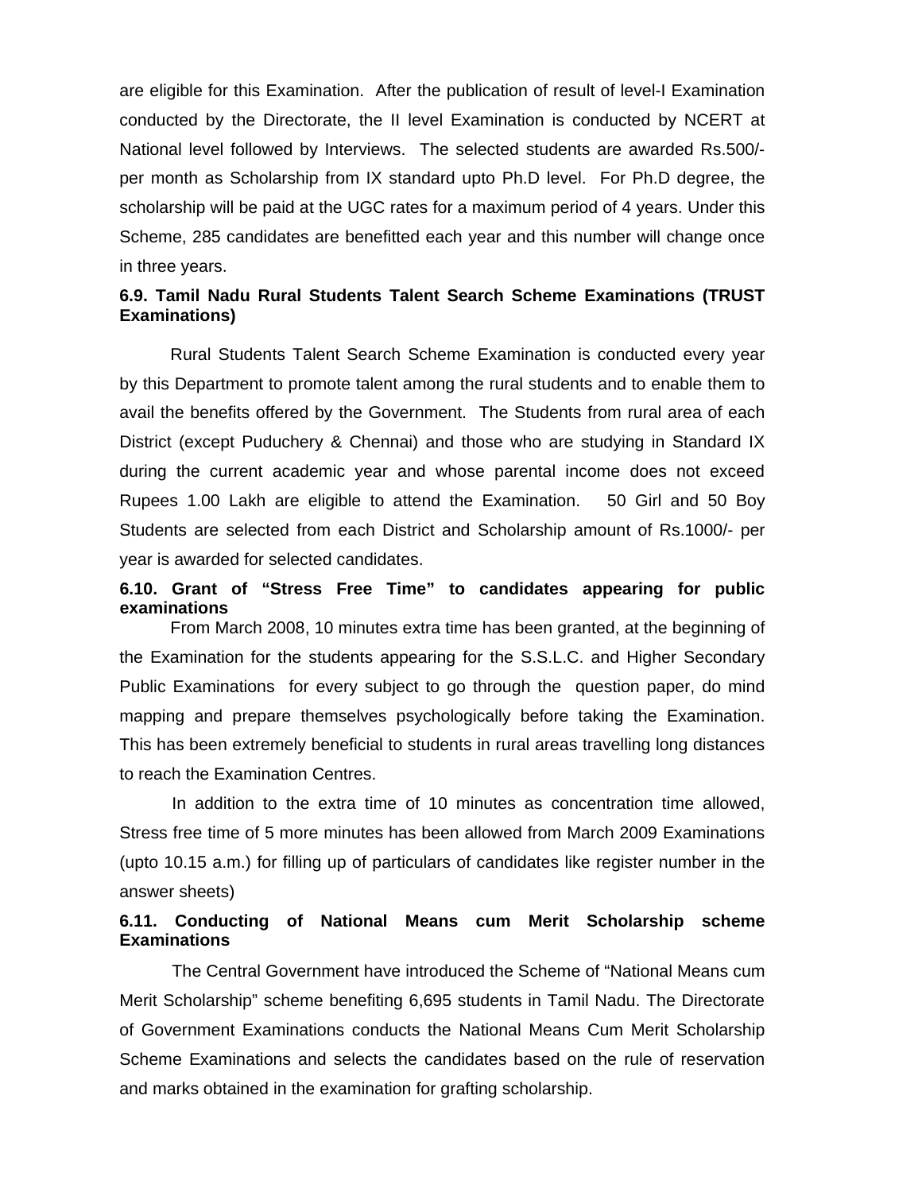are eligible for this Examination. After the publication of result of level-I Examination conducted by the Directorate, the II level Examination is conducted by NCERT at National level followed by Interviews. The selected students are awarded Rs.500/- per month as Scholarship from IX standard upto Ph.D level. For Ph.D degree, the scholarship will be paid at the UGC rates for a maximum period of 4 years. Under this Scheme, 285 candidates are benefitted each year and this number will change once in three years.

**6.9. Tamil Nadu Rural Students Talent Search Scheme Examinations (TRUST Examinations)**

Rural Students Talent Search Scheme Examination is conducted every year by this Department to promote talent among the rural students and to enable them to avail the benefits offered by the Government. The Students from rural area of each District (except Puduchery & Chennai) and those who are studying in Standard IX during the current academic year and whose parental income does not exceed Rupees 1.00 Lakh are eligible to attend the Examination. 50 Girl and 50 Boy Students are selected from each District and Scholarship amount of Rs.1000/- per year is awarded for selected candidates.

**6.10. Grant of "Stress Free Time" to candidates appearing for public examinations**

From March 2008, 10 minutes extra time has been granted, at the beginning of the Examination for the students appearing for the S.S.L.C. and Higher Secondary Public Examinations for every subject to go through the question paper, do mind mapping and prepare themselves psychologically before taking the Examination. This has been extremely beneficial to students in rural areas travelling long distances to reach the Examination Centres.

In addition to the extra time of 10 minutes as concentration time allowed, Stress free time of 5 more minutes has been allowed from March 2009 Examinations (upto 10.15 a.m.) for filling up of particulars of candidates like register number in the answer sheets)

**6.11. Conducting of National Means cum Merit Scholarship scheme Examinations**

The Central Government have introduced the Scheme of "National Means cum Merit Scholarship" scheme benefiting 6,695 students in Tamil Nadu. The Directorate of Government Examinations conducts the National Means Cum Merit Scholarship Scheme Examinations and selects the candidates based on the rule of reservation and marks obtained in the examination for grafting scholarship.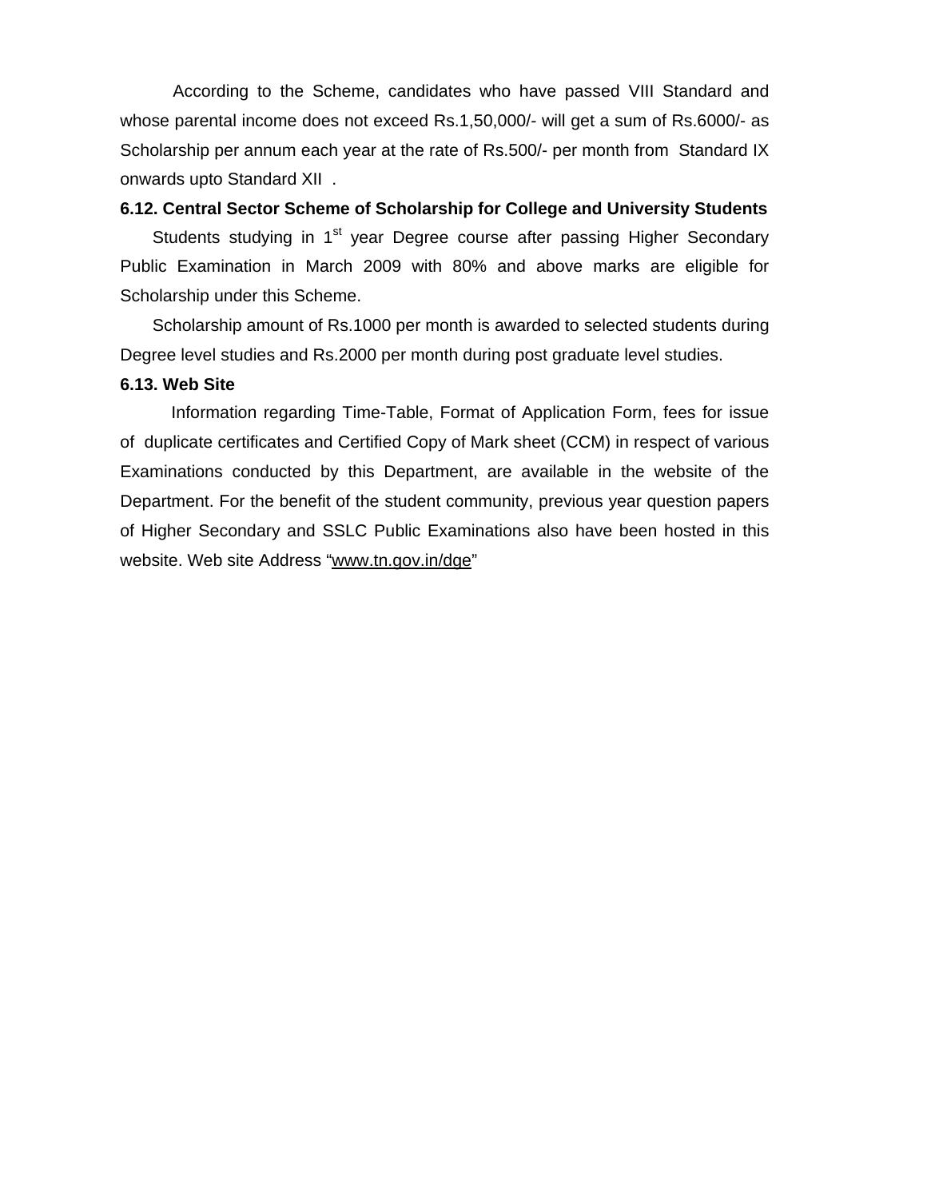According to the Scheme, candidates who have passed VIII Standard and whose parental income does not exceed Rs.1,50,000/- will get a sum of Rs.6000/- as Scholarship per annum each year at the rate of Rs.500/- per month from Standard IX onwards upto Standard XII .

**6.12. Central Sector Scheme of Scholarship for College and University Students**

Students studying in 1st year Degree course after passing Higher Secondary Public Examination in March 2009 with 80% and above marks are eligible for Scholarship under this Scheme.

Scholarship amount of Rs.1000 per month is awarded to selected students during Degree level studies and Rs.2000 per month during post graduate level studies.

**6.13. Web Site**

Information regarding Time-Table, Format of Application Form, fees for issue of duplicate certificates and Certified Copy of Mark sheet (CCM) in respect of various Examinations conducted by this Department, are available in the website of the Department. For the benefit of the student community, previous year question papers of Higher Secondary and SSLC Public Examinations also have been hosted in this website. Web site Address "www.tn.gov.in/dge"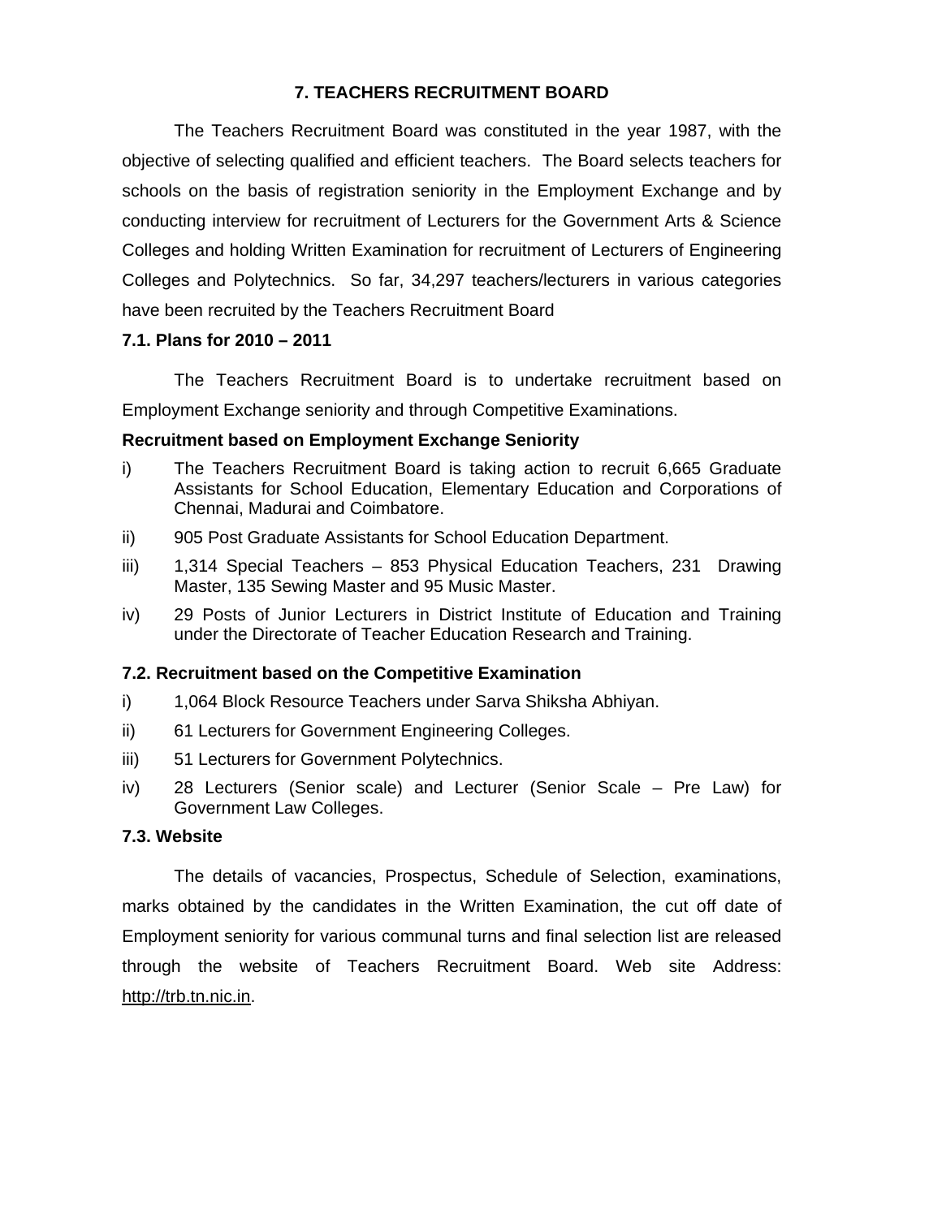# 7. TEACHERS RECRUITMENT BOARD

The Teachers Recruitment Board was constituted in the year 1987, with the objective of selecting qualified and efficient teachers. The Board selects teachers for schools on the basis of registration seniority in the Employment Exchange and by conducting interview for recruitment of Lecturers for the Government Arts & Science Colleges and holding Written Examination for recruitment of Lecturers of Engineering Colleges and Polytechnics. So far, 34,297 teachers/lecturers in various categories have been recruited by the Teachers Recruitment Board

## 7.1. Plans for 2010 – 2011

The Teachers Recruitment Board is to undertake recruitment based on Employment Exchange seniority and through Competitive Examinations.

**Recruitment based on Employment Exchange Seniority**

i) The Teachers Recruitment Board is taking action to recruit 6,665 Graduate Assistants for School Education, Elementary Education and Corporations of Chennai, Madurai and Coimbatore.

ii) 905 Post Graduate Assistants for School Education Department.

iii) 1,314 Special Teachers – 853 Physical Education Teachers, 231 Drawing Master, 135 Sewing Master and 95 Music Master.

iv) 29 Posts of Junior Lecturers in District Institute of Education and Training under the Directorate of Teacher Education Research and Training.

## 7.2. Recruitment based on the Competitive Examination

i) 1,064 Block Resource Teachers under Sarva Shiksha Abhiyan.

ii) 61 Lecturers for Government Engineering Colleges.

iii) 51 Lecturers for Government Polytechnics.

iv) 28 Lecturers (Senior scale) and Lecturer (Senior Scale – Pre Law) for Government Law Colleges.

## 7.3. Website

The details of vacancies, Prospectus, Schedule of Selection, examinations, marks obtained by the candidates in the Written Examination, the cut off date of Employment seniority for various communal turns and final selection list are released through the website of Teachers Recruitment Board. Web site Address: http://trb.tn.nic.in.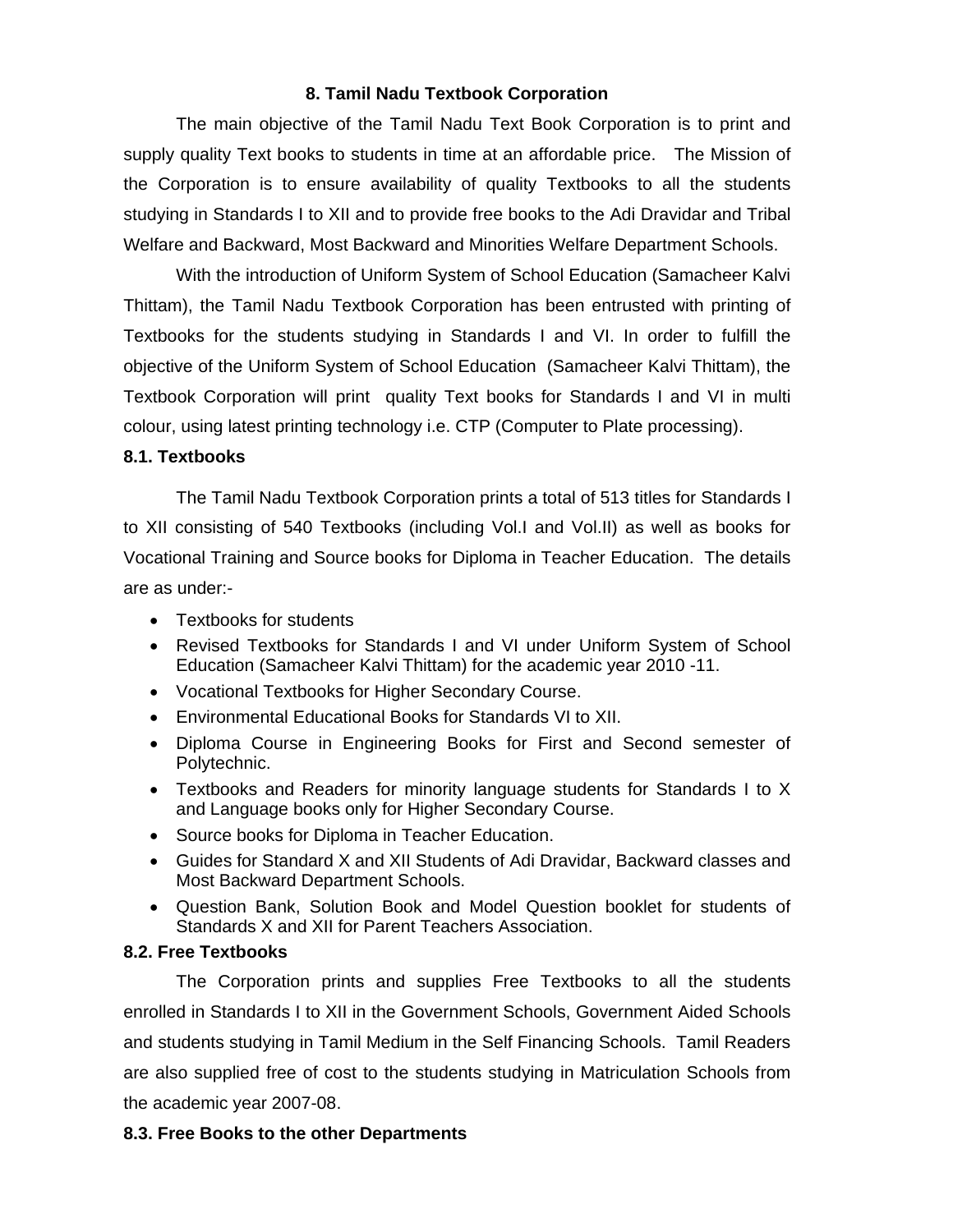## 8. Tamil Nadu Textbook Corporation

The main objective of the Tamil Nadu Text Book Corporation is to print and supply quality Text books to students in time at an affordable price. The Mission of the Corporation is to ensure availability of quality Textbooks to all the students studying in Standards I to XII and to provide free books to the Adi Dravidar and Tribal Welfare and Backward, Most Backward and Minorities Welfare Department Schools.

With the introduction of Uniform System of School Education (Samacheer Kalvi Thittam), the Tamil Nadu Textbook Corporation has been entrusted with printing of Textbooks for the students studying in Standards I and VI. In order to fulfill the objective of the Uniform System of School Education (Samacheer Kalvi Thittam), the Textbook Corporation will print quality Text books for Standards I and VI in multi colour, using latest printing technology i.e. CTP (Computer to Plate processing).

### 8.1. Textbooks

The Tamil Nadu Textbook Corporation prints a total of 513 titles for Standards I to XII consisting of 540 Textbooks (including Vol.I and Vol.II) as well as books for Vocational Training and Source books for Diploma in Teacher Education. The details are as under:-

- Textbooks for students
- Revised Textbooks for Standards I and VI under Uniform System of School Education (Samacheer Kalvi Thittam) for the academic year 2010 -11.
- Vocational Textbooks for Higher Secondary Course.
- Environmental Educational Books for Standards VI to XII.
- Diploma Course in Engineering Books for First and Second semester of Polytechnic.
- Textbooks and Readers for minority language students for Standards I to X and Language books only for Higher Secondary Course.
- Source books for Diploma in Teacher Education.
- Guides for Standard X and XII Students of Adi Dravidar, Backward classes and Most Backward Department Schools.
- Question Bank, Solution Book and Model Question booklet for students of Standards X and XII for Parent Teachers Association.

### 8.2. Free Textbooks

The Corporation prints and supplies Free Textbooks to all the students enrolled in Standards I to XII in the Government Schools, Government Aided Schools and students studying in Tamil Medium in the Self Financing Schools. Tamil Readers are also supplied free of cost to the students studying in Matriculation Schools from the academic year 2007-08.

### 8.3. Free Books to the other Departments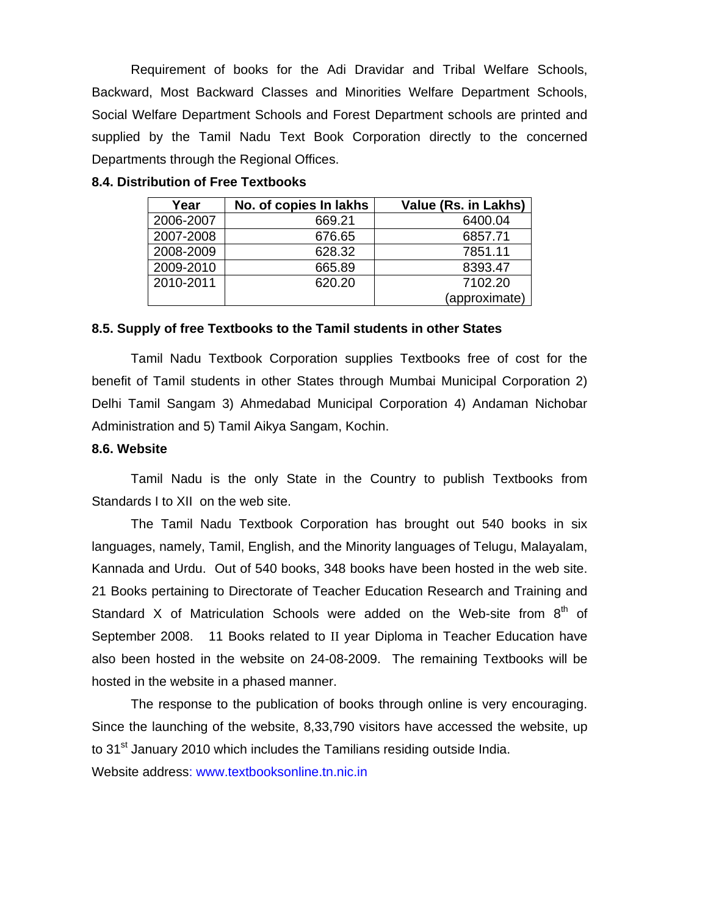Requirement of books for the Adi Dravidar and Tribal Welfare Schools, Backward, Most Backward Classes and Minorities Welfare Department Schools, Social Welfare Department Schools and Forest Department schools are printed and supplied by the Tamil Nadu Text Book Corporation directly to the concerned Departments through the Regional Offices.

### 8.4. Distribution of Free Textbooks

| Year | No. of copies In lakhs | Value (Rs. in Lakhs) |
|---|---|---|
| 2006-2007 | 669.21 | 6400.04 |
| 2007-2008 | 676.65 | 6857.71 |
| 2008-2009 | 628.32 | 7851.11 |
| 2009-2010 | 665.89 | 8393.47 |
| 2010-2011 | 620.20 | 7102.20 (approximate) |

### 8.5. Supply of free Textbooks to the Tamil students in other States

Tamil Nadu Textbook Corporation supplies Textbooks free of cost for the benefit of Tamil students in other States through Mumbai Municipal Corporation 2) Delhi Tamil Sangam 3) Ahmedabad Municipal Corporation 4) Andaman Nichobar Administration and 5) Tamil Aikya Sangam, Kochin.

### 8.6. Website

Tamil Nadu is the only State in the Country to publish Textbooks from Standards I to XII on the web site.

The Tamil Nadu Textbook Corporation has brought out 540 books in six languages, namely, Tamil, English, and the Minority languages of Telugu, Malayalam, Kannada and Urdu. Out of 540 books, 348 books have been hosted in the web site. 21 Books pertaining to Directorate of Teacher Education Research and Training and Standard X of Matriculation Schools were added on the Web-site from 8th of September 2008. 11 Books related to II year Diploma in Teacher Education have also been hosted in the website on 24-08-2009. The remaining Textbooks will be hosted in the website in a phased manner.

The response to the publication of books through online is very encouraging. Since the launching of the website, 8,33,790 visitors have accessed the website, up to 31st January 2010 which includes the Tamilians residing outside India.

Website address: www.textbooksonline.tn.nic.in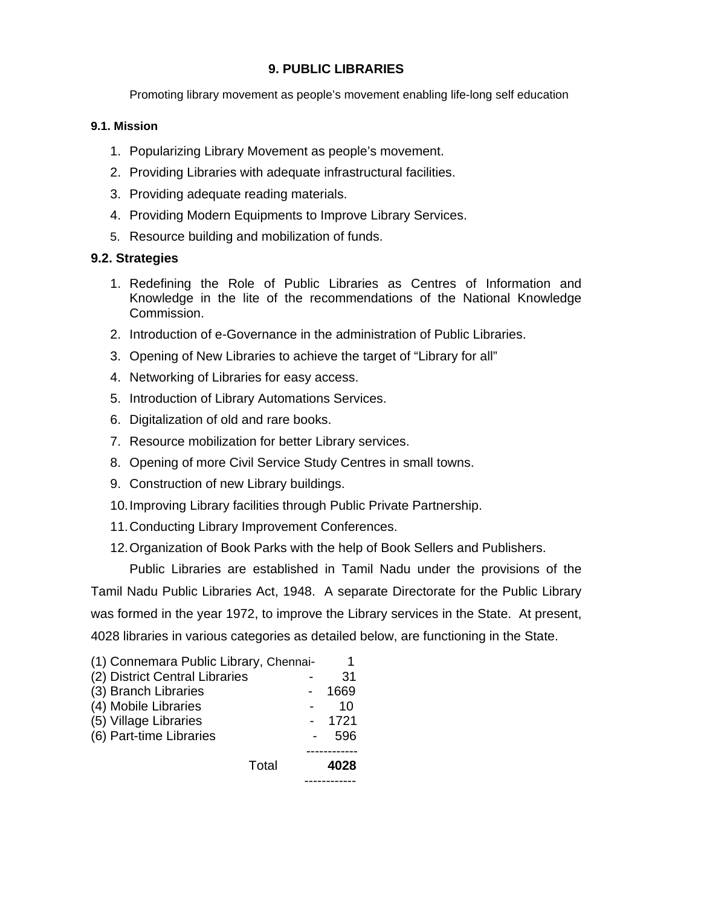## 9. PUBLIC LIBRARIES

Promoting library movement as people's movement enabling life-long self education

### 9.1. Mission

1. Popularizing Library Movement as people's movement.
2. Providing Libraries with adequate infrastructural facilities.
3. Providing adequate reading materials.
4. Providing Modern Equipments to Improve Library Services.
5. Resource building and mobilization of funds.

### 9.2. Strategies

1. Redefining the Role of Public Libraries as Centres of Information and Knowledge in the lite of the recommendations of the National Knowledge Commission.
2. Introduction of e-Governance in the administration of Public Libraries.
3. Opening of New Libraries to achieve the target of "Library for all"
4. Networking of Libraries for easy access.
5. Introduction of Library Automations Services.
6. Digitalization of old and rare books.
7. Resource mobilization for better Library services.
8. Opening of more Civil Service Study Centres in small towns.
9. Construction of new Library buildings.
10. Improving Library facilities through Public Private Partnership.
11. Conducting Library Improvement Conferences.
12. Organization of Book Parks with the help of Book Sellers and Publishers.

Public Libraries are established in Tamil Nadu under the provisions of the Tamil Nadu Public Libraries Act, 1948. A separate Directorate for the Public Library was formed in the year 1972, to improve the Library services in the State. At present, 4028 libraries in various categories as detailed below, are functioning in the State.

| Category | | Number |
|---|---|---|
| (1) Connemara Public Library, Chennai | - | 1 |
| (2) District Central Libraries | - | 31 |
| (3) Branch Libraries | - | 1669 |
| (4) Mobile Libraries | - | 10 |
| (5) Village Libraries | - | 1721 |
| (6) Part-time Libraries | - | 596 |
| Total | | **4028** |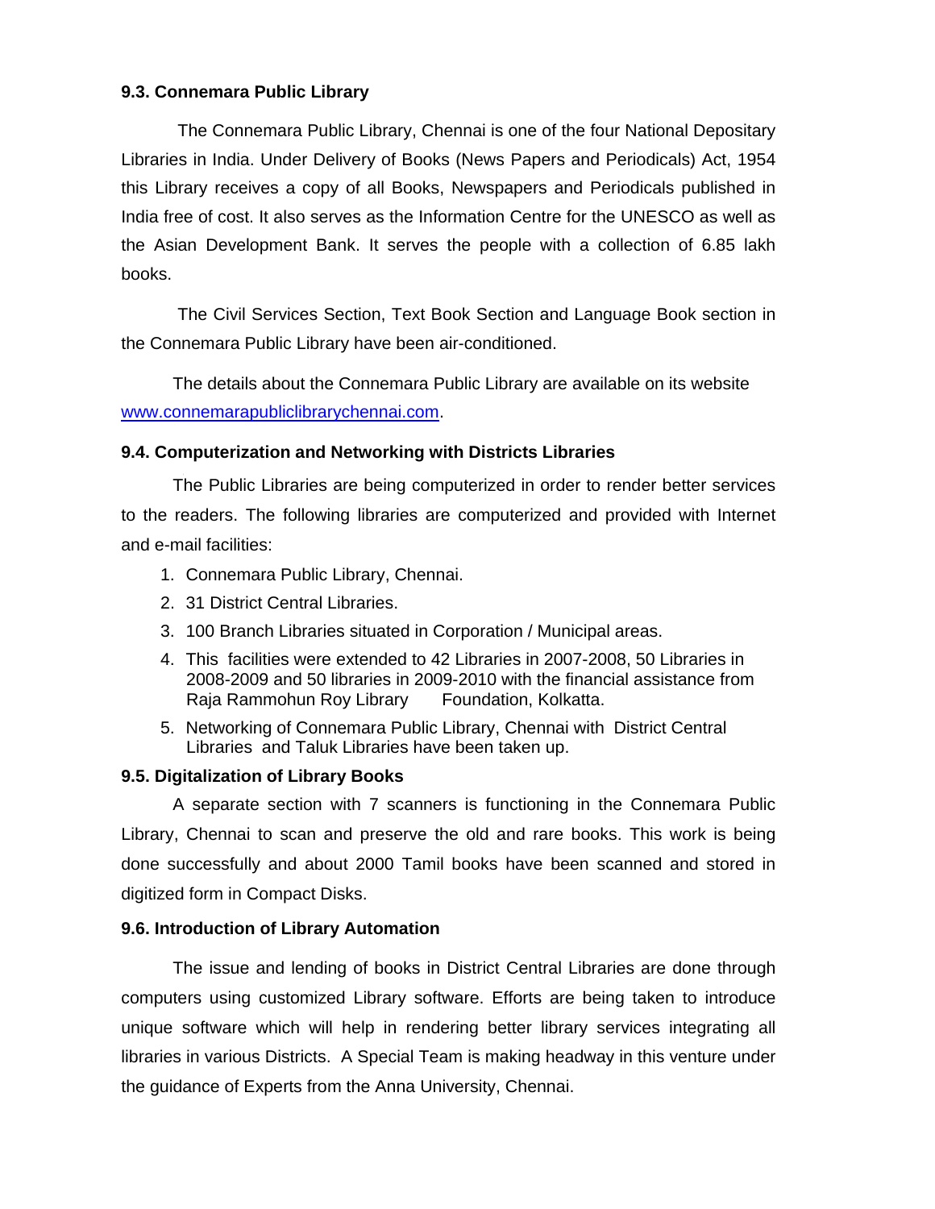### 9.3. Connemara Public Library

The Connemara Public Library, Chennai is one of the four National Depositary Libraries in India. Under Delivery of Books (News Papers and Periodicals) Act, 1954 this Library receives a copy of all Books, Newspapers and Periodicals published in India free of cost. It also serves as the Information Centre for the UNESCO as well as the Asian Development Bank. It serves the people with a collection of 6.85 lakh books.

The Civil Services Section, Text Book Section and Language Book section in the Connemara Public Library have been air-conditioned.

The details about the Connemara Public Library are available on its website www.connemarapubliclibrarychennai.com.

### 9.4. Computerization and Networking with Districts Libraries

The Public Libraries are being computerized in order to render better services to the readers. The following libraries are computerized and provided with Internet and e-mail facilities:

1. Connemara Public Library, Chennai.
2. 31 District Central Libraries.
3. 100 Branch Libraries situated in Corporation / Municipal areas.
4. This facilities were extended to 42 Libraries in 2007-2008, 50 Libraries in 2008-2009 and 50 libraries in 2009-2010 with the financial assistance from Raja Rammohun Roy Library Foundation, Kolkatta.
5. Networking of Connemara Public Library, Chennai with District Central Libraries and Taluk Libraries have been taken up.

### 9.5. Digitalization of Library Books

A separate section with 7 scanners is functioning in the Connemara Public Library, Chennai to scan and preserve the old and rare books. This work is being done successfully and about 2000 Tamil books have been scanned and stored in digitized form in Compact Disks.

### 9.6. Introduction of Library Automation

The issue and lending of books in District Central Libraries are done through computers using customized Library software. Efforts are being taken to introduce unique software which will help in rendering better library services integrating all libraries in various Districts. A Special Team is making headway in this venture under the guidance of Experts from the Anna University, Chennai.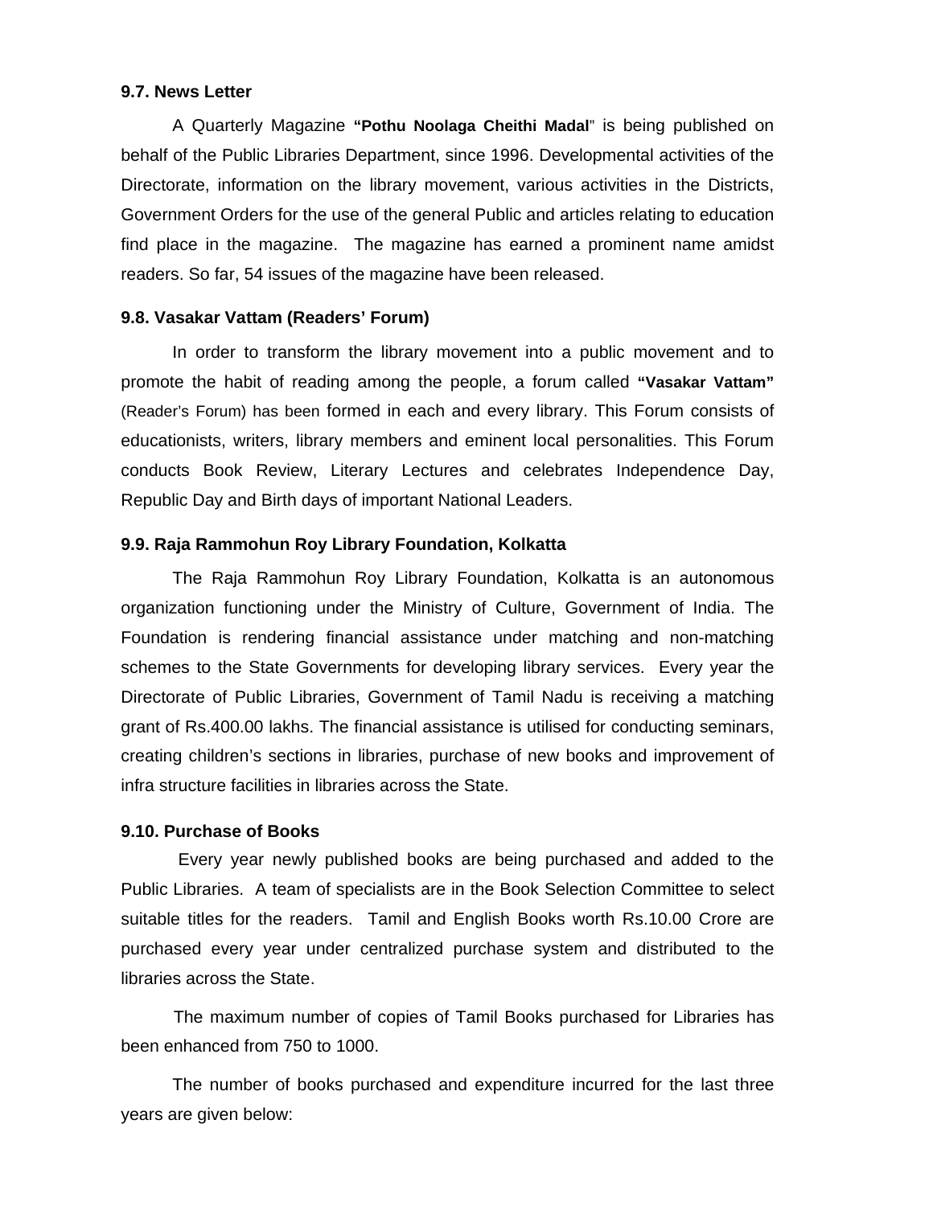### 9.7. News Letter

A Quarterly Magazine **"Pothu Noolaga Cheithi Madal**" is being published on behalf of the Public Libraries Department, since 1996. Developmental activities of the Directorate, information on the library movement, various activities in the Districts, Government Orders for the use of the general Public and articles relating to education find place in the magazine. The magazine has earned a prominent name amidst readers. So far, 54 issues of the magazine have been released.

### 9.8. Vasakar Vattam (Readers' Forum)

In order to transform the library movement into a public movement and to promote the habit of reading among the people, a forum called **"Vasakar Vattam"** (Reader's Forum) has been formed in each and every library. This Forum consists of educationists, writers, library members and eminent local personalities. This Forum conducts Book Review, Literary Lectures and celebrates Independence Day, Republic Day and Birth days of important National Leaders.

### 9.9. Raja Rammohun Roy Library Foundation, Kolkatta

The Raja Rammohun Roy Library Foundation, Kolkatta is an autonomous organization functioning under the Ministry of Culture, Government of India. The Foundation is rendering financial assistance under matching and non-matching schemes to the State Governments for developing library services. Every year the Directorate of Public Libraries, Government of Tamil Nadu is receiving a matching grant of Rs.400.00 lakhs. The financial assistance is utilised for conducting seminars, creating children's sections in libraries, purchase of new books and improvement of infra structure facilities in libraries across the State.

### 9.10. Purchase of Books

Every year newly published books are being purchased and added to the Public Libraries. A team of specialists are in the Book Selection Committee to select suitable titles for the readers. Tamil and English Books worth Rs.10.00 Crore are purchased every year under centralized purchase system and distributed to the libraries across the State.

The maximum number of copies of Tamil Books purchased for Libraries has been enhanced from 750 to 1000.

The number of books purchased and expenditure incurred for the last three years are given below: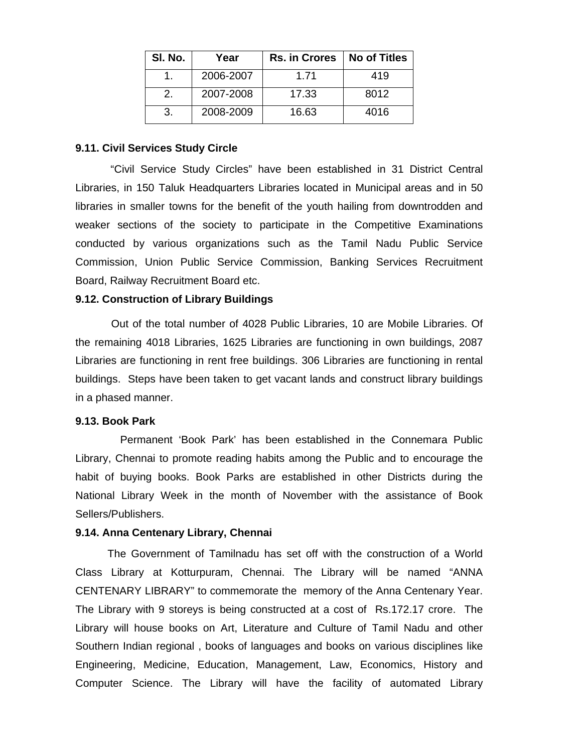| Sl. No. | Year | Rs. in Crores | No of Titles |
|---|---|---|---|
| 1. | 2006-2007 | 1.71 | 419 |
| 2. | 2007-2008 | 17.33 | 8012 |
| 3. | 2008-2009 | 16.63 | 4016 |

### 9.11. Civil Services Study Circle

"Civil Service Study Circles" have been established in 31 District Central Libraries, in 150 Taluk Headquarters Libraries located in Municipal areas and in 50 libraries in smaller towns for the benefit of the youth hailing from downtrodden and weaker sections of the society to participate in the Competitive Examinations conducted by various organizations such as the Tamil Nadu Public Service Commission, Union Public Service Commission, Banking Services Recruitment Board, Railway Recruitment Board etc.

### 9.12. Construction of Library Buildings

Out of the total number of 4028 Public Libraries, 10 are Mobile Libraries. Of the remaining 4018 Libraries, 1625 Libraries are functioning in own buildings, 2087 Libraries are functioning in rent free buildings. 306 Libraries are functioning in rental buildings. Steps have been taken to get vacant lands and construct library buildings in a phased manner.

### 9.13. Book Park

Permanent 'Book Park' has been established in the Connemara Public Library, Chennai to promote reading habits among the Public and to encourage the habit of buying books. Book Parks are established in other Districts during the National Library Week in the month of November with the assistance of Book Sellers/Publishers.

### 9.14. Anna Centenary Library, Chennai

The Government of Tamilnadu has set off with the construction of a World Class Library at Kotturpuram, Chennai. The Library will be named "ANNA CENTENARY LIBRARY" to commemorate the memory of the Anna Centenary Year. The Library with 9 storeys is being constructed at a cost of Rs.172.17 crore. The Library will house books on Art, Literature and Culture of Tamil Nadu and other Southern Indian regional , books of languages and books on various disciplines like Engineering, Medicine, Education, Management, Law, Economics, History and Computer Science. The Library will have the facility of automated Library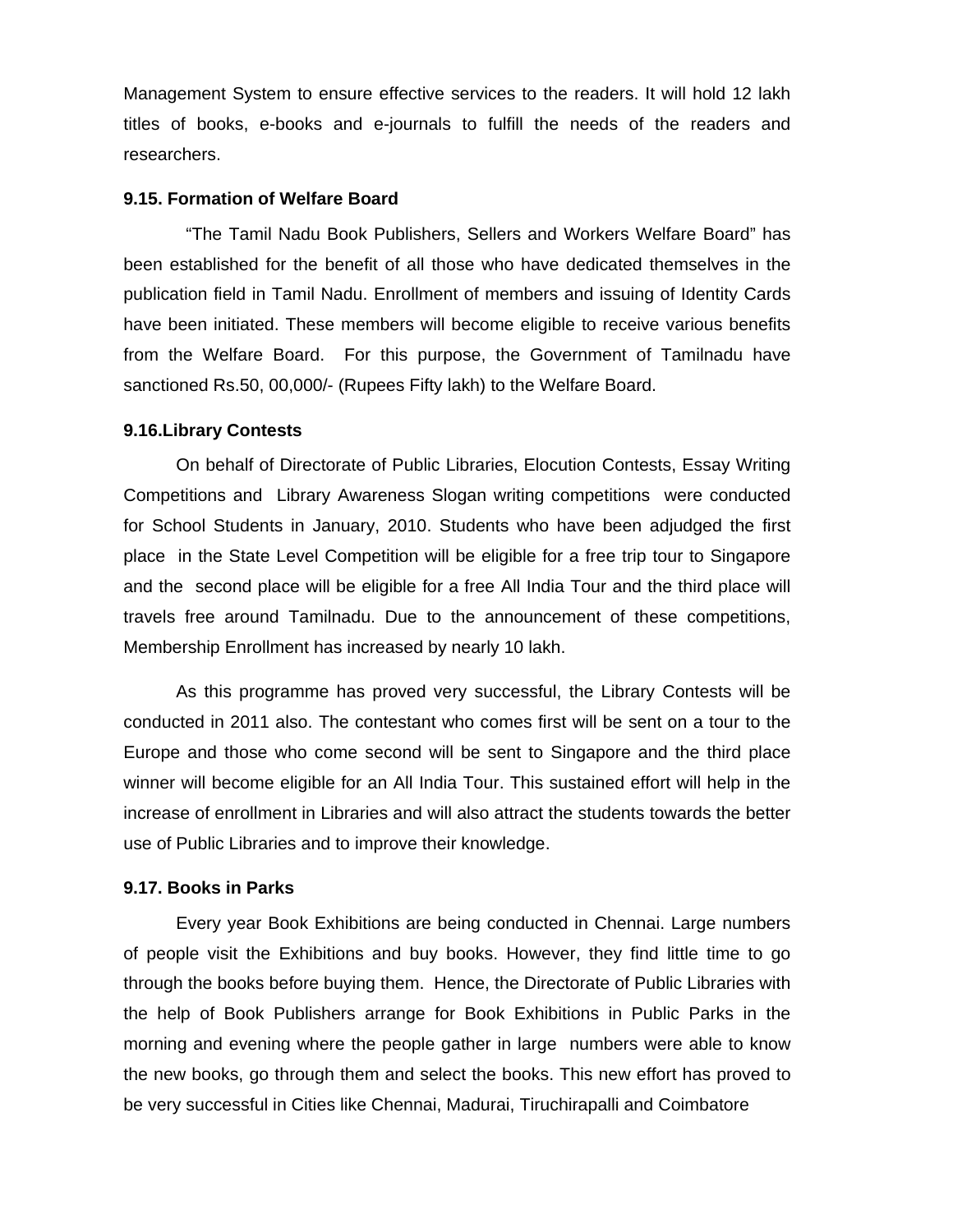Management System to ensure effective services to the readers. It will hold 12 lakh titles of books, e-books and e-journals to fulfill the needs of the readers and researchers.

**9.15. Formation of Welfare Board**

"The Tamil Nadu Book Publishers, Sellers and Workers Welfare Board" has been established for the benefit of all those who have dedicated themselves in the publication field in Tamil Nadu. Enrollment of members and issuing of Identity Cards have been initiated. These members will become eligible to receive various benefits from the Welfare Board. For this purpose, the Government of Tamilnadu have sanctioned Rs.50, 00,000/- (Rupees Fifty lakh) to the Welfare Board.

**9.16.Library Contests**

On behalf of Directorate of Public Libraries, Elocution Contests, Essay Writing Competitions and Library Awareness Slogan writing competitions were conducted for School Students in January, 2010. Students who have been adjudged the first place in the State Level Competition will be eligible for a free trip tour to Singapore and the second place will be eligible for a free All India Tour and the third place will travels free around Tamilnadu. Due to the announcement of these competitions, Membership Enrollment has increased by nearly 10 lakh.

As this programme has proved very successful, the Library Contests will be conducted in 2011 also. The contestant who comes first will be sent on a tour to the Europe and those who come second will be sent to Singapore and the third place winner will become eligible for an All India Tour. This sustained effort will help in the increase of enrollment in Libraries and will also attract the students towards the better use of Public Libraries and to improve their knowledge.

**9.17. Books in Parks**

Every year Book Exhibitions are being conducted in Chennai. Large numbers of people visit the Exhibitions and buy books. However, they find little time to go through the books before buying them. Hence, the Directorate of Public Libraries with the help of Book Publishers arrange for Book Exhibitions in Public Parks in the morning and evening where the people gather in large numbers were able to know the new books, go through them and select the books. This new effort has proved to be very successful in Cities like Chennai, Madurai, Tiruchirapalli and Coimbatore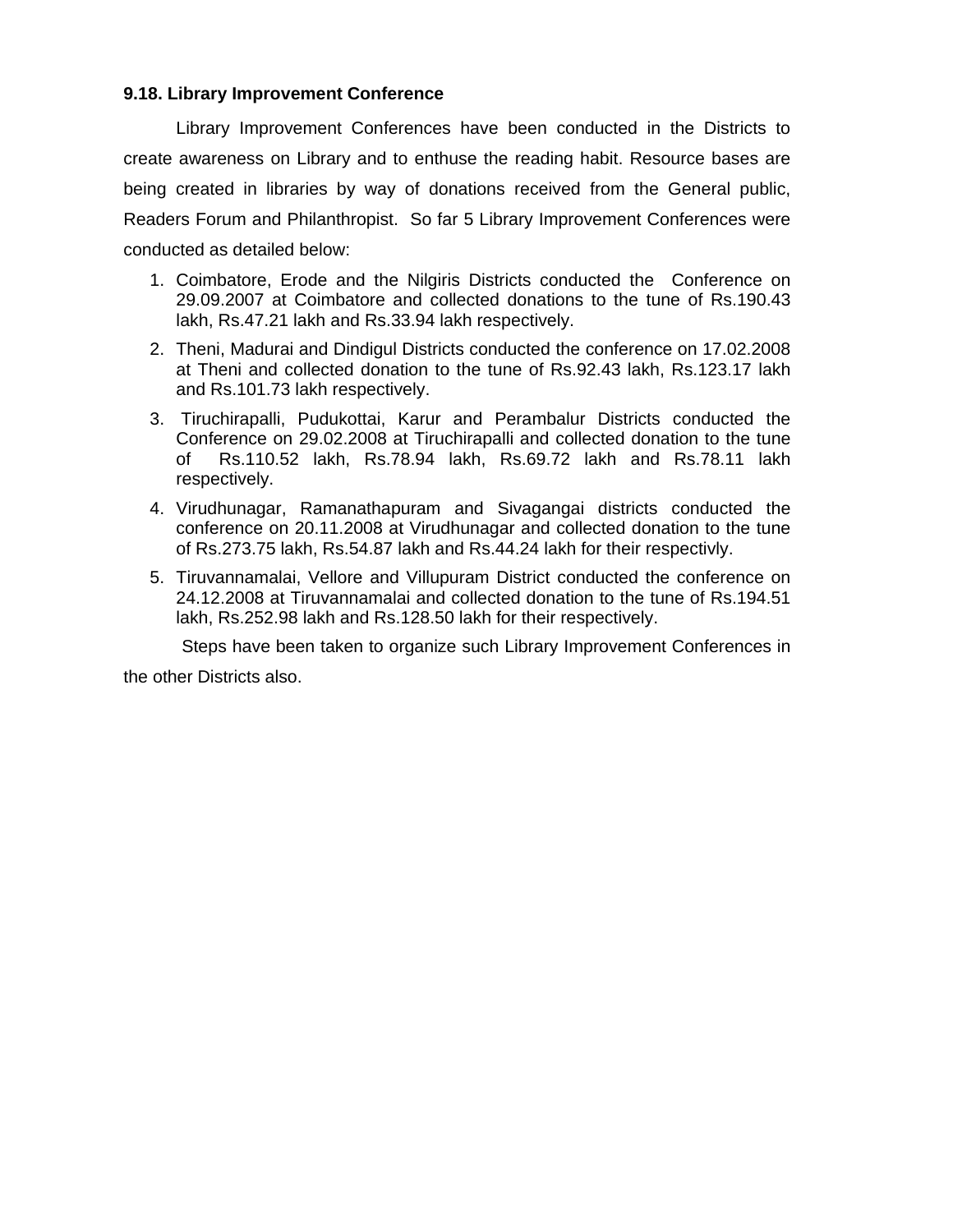**9.18. Library Improvement Conference**

Library Improvement Conferences have been conducted in the Districts to create awareness on Library and to enthuse the reading habit. Resource bases are being created in libraries by way of donations received from the General public, Readers Forum and Philanthropist. So far 5 Library Improvement Conferences were conducted as detailed below:

1. Coimbatore, Erode and the Nilgiris Districts conducted the Conference on 29.09.2007 at Coimbatore and collected donations to the tune of Rs.190.43 lakh, Rs.47.21 lakh and Rs.33.94 lakh respectively.
2. Theni, Madurai and Dindigul Districts conducted the conference on 17.02.2008 at Theni and collected donation to the tune of Rs.92.43 lakh, Rs.123.17 lakh and Rs.101.73 lakh respectively.
3. Tiruchirapalli, Pudukottai, Karur and Perambalur Districts conducted the Conference on 29.02.2008 at Tiruchirapalli and collected donation to the tune of Rs.110.52 lakh, Rs.78.94 lakh, Rs.69.72 lakh and Rs.78.11 lakh respectively.
4. Virudhunagar, Ramanathapuram and Sivagangai districts conducted the conference on 20.11.2008 at Virudhunagar and collected donation to the tune of Rs.273.75 lakh, Rs.54.87 lakh and Rs.44.24 lakh for their respectivly.
5. Tiruvannamalai, Vellore and Villupuram District conducted the conference on 24.12.2008 at Tiruvannamalai and collected donation to the tune of Rs.194.51 lakh, Rs.252.98 lakh and Rs.128.50 lakh for their respectively.

Steps have been taken to organize such Library Improvement Conferences in the other Districts also.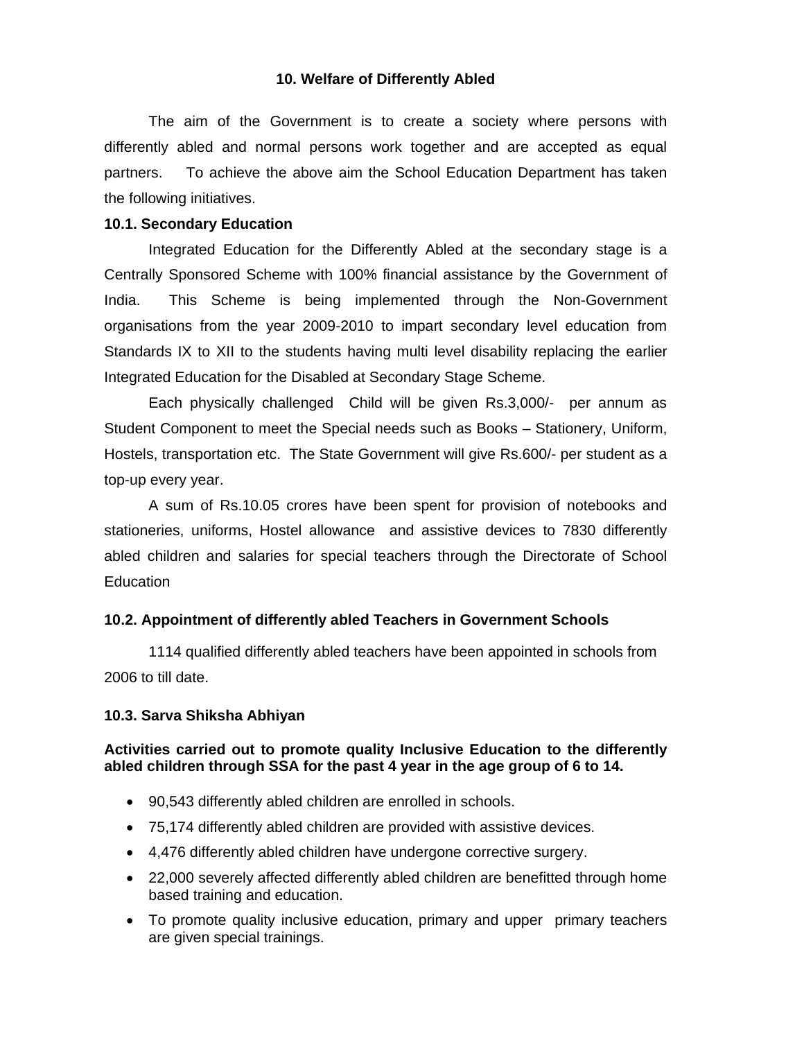## 10. Welfare of Differently Abled

The aim of the Government is to create a society where persons with differently abled and normal persons work together and are accepted as equal partners. To achieve the above aim the School Education Department has taken the following initiatives.

### 10.1. Secondary Education

Integrated Education for the Differently Abled at the secondary stage is a Centrally Sponsored Scheme with 100% financial assistance by the Government of India. This Scheme is being implemented through the Non-Government organisations from the year 2009-2010 to impart secondary level education from Standards IX to XII to the students having multi level disability replacing the earlier Integrated Education for the Disabled at Secondary Stage Scheme.

Each physically challenged Child will be given Rs.3,000/- per annum as Student Component to meet the Special needs such as Books – Stationery, Uniform, Hostels, transportation etc. The State Government will give Rs.600/- per student as a top-up every year.

A sum of Rs.10.05 crores have been spent for provision of notebooks and stationeries, uniforms, Hostel allowance and assistive devices to 7830 differently abled children and salaries for special teachers through the Directorate of School Education

### 10.2. Appointment of differently abled Teachers in Government Schools

1114 qualified differently abled teachers have been appointed in schools from 2006 to till date.

### 10.3. Sarva Shiksha Abhiyan

**Activities carried out to promote quality Inclusive Education to the differently abled children through SSA for the past 4 year in the age group of 6 to 14.**

- 90,543 differently abled children are enrolled in schools.
- 75,174 differently abled children are provided with assistive devices.
- 4,476 differently abled children have undergone corrective surgery.
- 22,000 severely affected differently abled children are benefitted through home based training and education.
- To promote quality inclusive education, primary and upper primary teachers are given special trainings.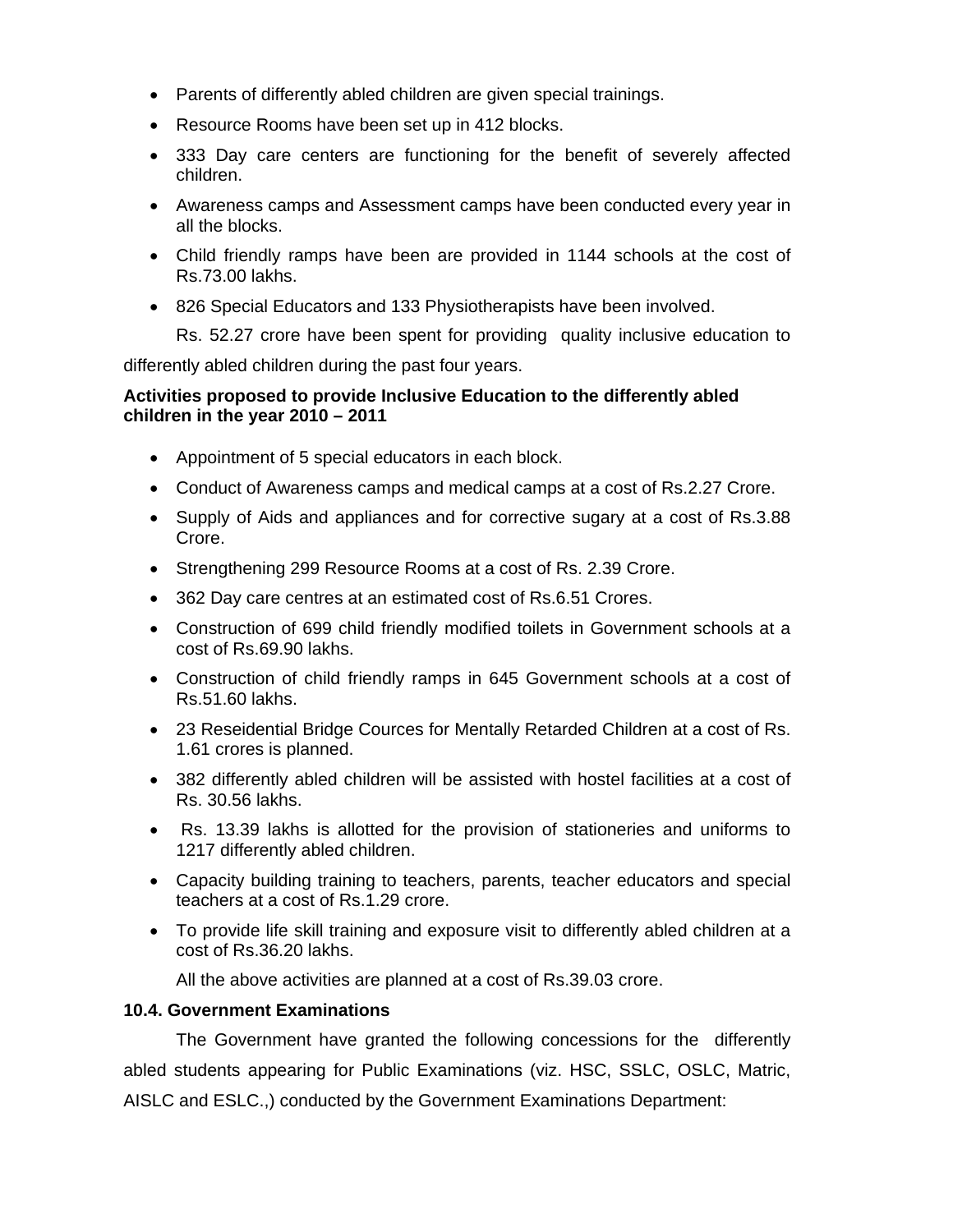- Parents of differently abled children are given special trainings.
- Resource Rooms have been set up in 412 blocks.
- 333 Day care centers are functioning for the benefit of severely affected children.
- Awareness camps and Assessment camps have been conducted every year in all the blocks.
- Child friendly ramps have been are provided in 1144 schools at the cost of Rs.73.00 lakhs.
- 826 Special Educators and 133 Physiotherapists have been involved.

Rs. 52.27 crore have been spent for providing quality inclusive education to differently abled children during the past four years.

**Activities proposed to provide Inclusive Education to the differently abled children in the year 2010 – 2011**

- Appointment of 5 special educators in each block.
- Conduct of Awareness camps and medical camps at a cost of Rs.2.27 Crore.
- Supply of Aids and appliances and for corrective sugary at a cost of Rs.3.88 Crore.
- Strengthening 299 Resource Rooms at a cost of Rs. 2.39 Crore.
- 362 Day care centres at an estimated cost of Rs.6.51 Crores.
- Construction of 699 child friendly modified toilets in Government schools at a cost of Rs.69.90 lakhs.
- Construction of child friendly ramps in 645 Government schools at a cost of Rs.51.60 lakhs.
- 23 Reseidential Bridge Cources for Mentally Retarded Children at a cost of Rs. 1.61 crores is planned.
- 382 differently abled children will be assisted with hostel facilities at a cost of Rs. 30.56 lakhs.
- Rs. 13.39 lakhs is allotted for the provision of stationeries and uniforms to 1217 differently abled children.
- Capacity building training to teachers, parents, teacher educators and special teachers at a cost of Rs.1.29 crore.
- To provide life skill training and exposure visit to differently abled children at a cost of Rs.36.20 lakhs.

All the above activities are planned at a cost of Rs.39.03 crore.

**10.4. Government Examinations**

The Government have granted the following concessions for the differently abled students appearing for Public Examinations (viz. HSC, SSLC, OSLC, Matric, AISLC and ESLC.,) conducted by the Government Examinations Department: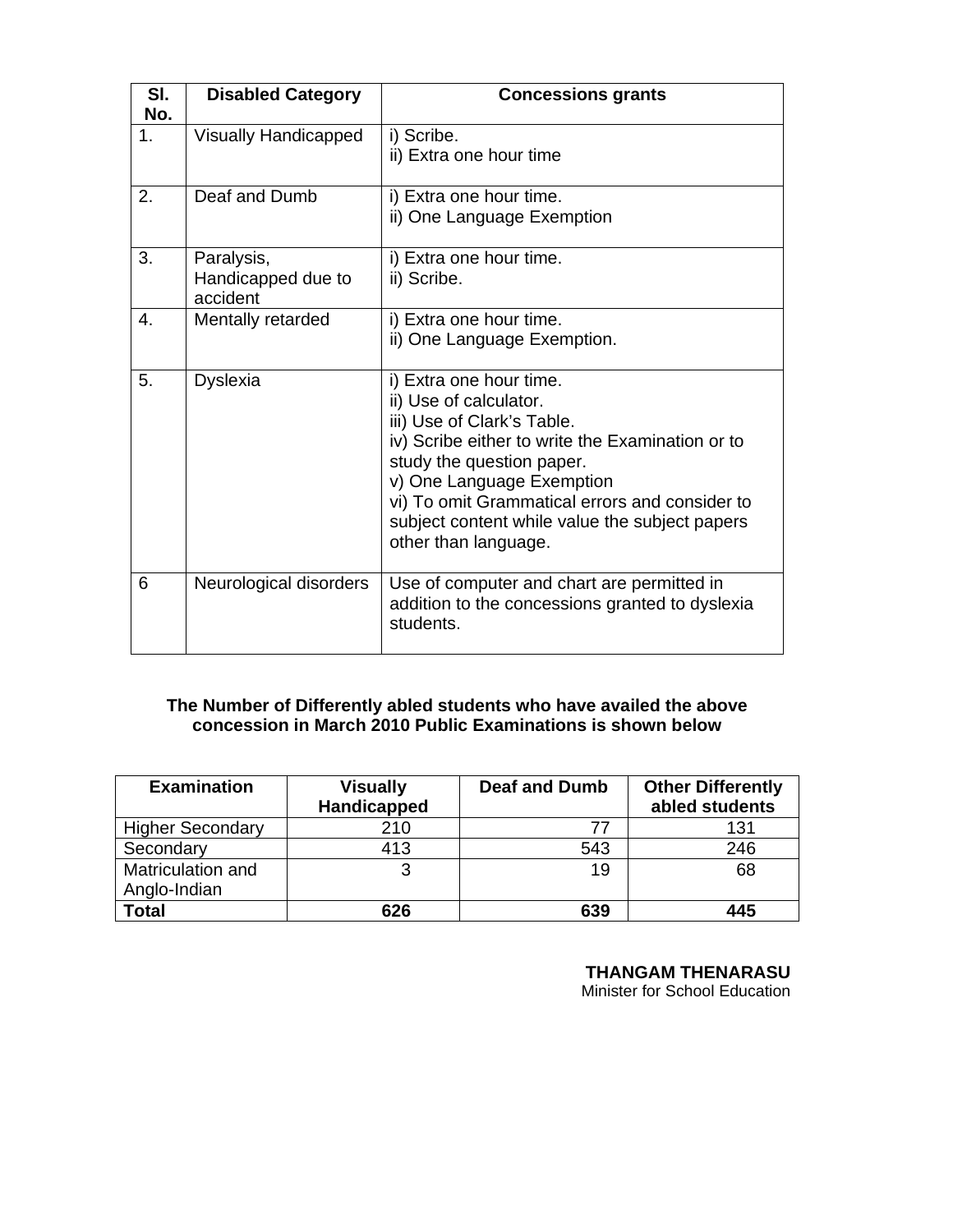| Sl. No. | Disabled Category | Concessions grants |
|---|---|---|
| 1. | Visually Handicapped | i) Scribe.<br>ii) Extra one hour time |
| 2. | Deaf and Dumb | i) Extra one hour time.<br>ii) One Language Exemption |
| 3. | Paralysis, Handicapped due to accident | i) Extra one hour time.<br>ii) Scribe. |
| 4. | Mentally retarded | i) Extra one hour time.<br>ii) One Language Exemption. |
| 5. | Dyslexia | i) Extra one hour time.<br>ii) Use of calculator.<br>iii) Use of Clark's Table.<br>iv) Scribe either to write the Examination or to study the question paper.<br>v) One Language Exemption<br>vi) To omit Grammatical errors and consider to subject content while value the subject papers other than language. |
| 6 | Neurological disorders | Use of computer and chart are permitted in addition to the concessions granted to dyslexia students. |

**The Number of Differently abled students who have availed the above concession in March 2010 Public Examinations is shown below**

| Examination | Visually Handicapped | Deaf and Dumb | Other Differently abled students |
|---|---|---|---|
| Higher Secondary | 210 | 77 | 131 |
| Secondary | 413 | 543 | 246 |
| Matriculation and Anglo-Indian | 3 | 19 | 68 |
| **Total** | **626** | **639** | **445** |

**THANGAM THENARASU**
Minister for School Education